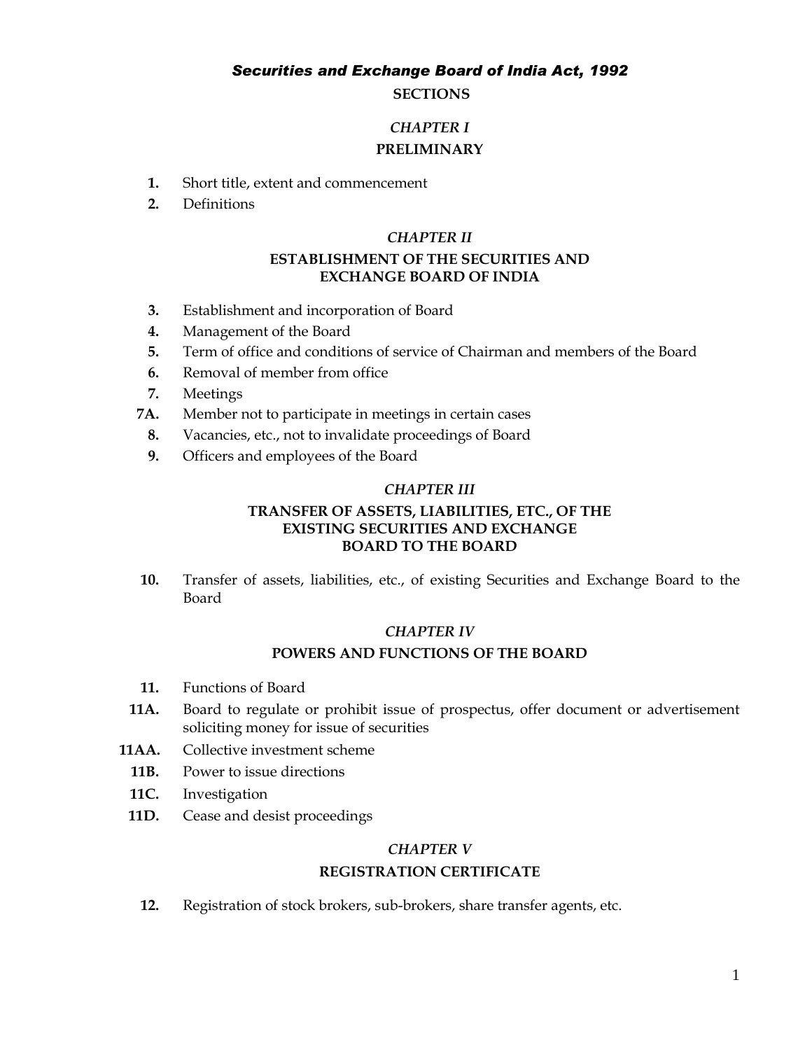# *Securities and Exchange Board of India Act, 1992*

**SECTIONS**

## *CHAPTER I*

## PRELIMINARY

**1.** Short title, extent and commencement

**2.** Definitions

## *CHAPTER II*

## ESTABLISHMENT OF THE SECURITIES AND EXCHANGE BOARD OF INDIA

**3.** Establishment and incorporation of Board

**4.** Management of the Board

**5.** Term of office and conditions of service of Chairman and members of the Board

**6.** Removal of member from office

**7.** Meetings

**7A.** Member not to participate in meetings in certain cases

**8.** Vacancies, etc., not to invalidate proceedings of Board

**9.** Officers and employees of the Board

## *CHAPTER III*

## TRANSFER OF ASSETS, LIABILITIES, ETC., OF THE EXISTING SECURITIES AND EXCHANGE BOARD TO THE BOARD

**10.** Transfer of assets, liabilities, etc., of existing Securities and Exchange Board to the Board

## *CHAPTER IV*

## POWERS AND FUNCTIONS OF THE BOARD

**11.** Functions of Board

**11A.** Board to regulate or prohibit issue of prospectus, offer document or advertisement soliciting money for issue of securities

**11AA.** Collective investment scheme

**11B.** Power to issue directions

**11C.** Investigation

**11D.** Cease and desist proceedings

## *CHAPTER V*

## REGISTRATION CERTIFICATE

**12.** Registration of stock brokers, sub-brokers, share transfer agents, etc.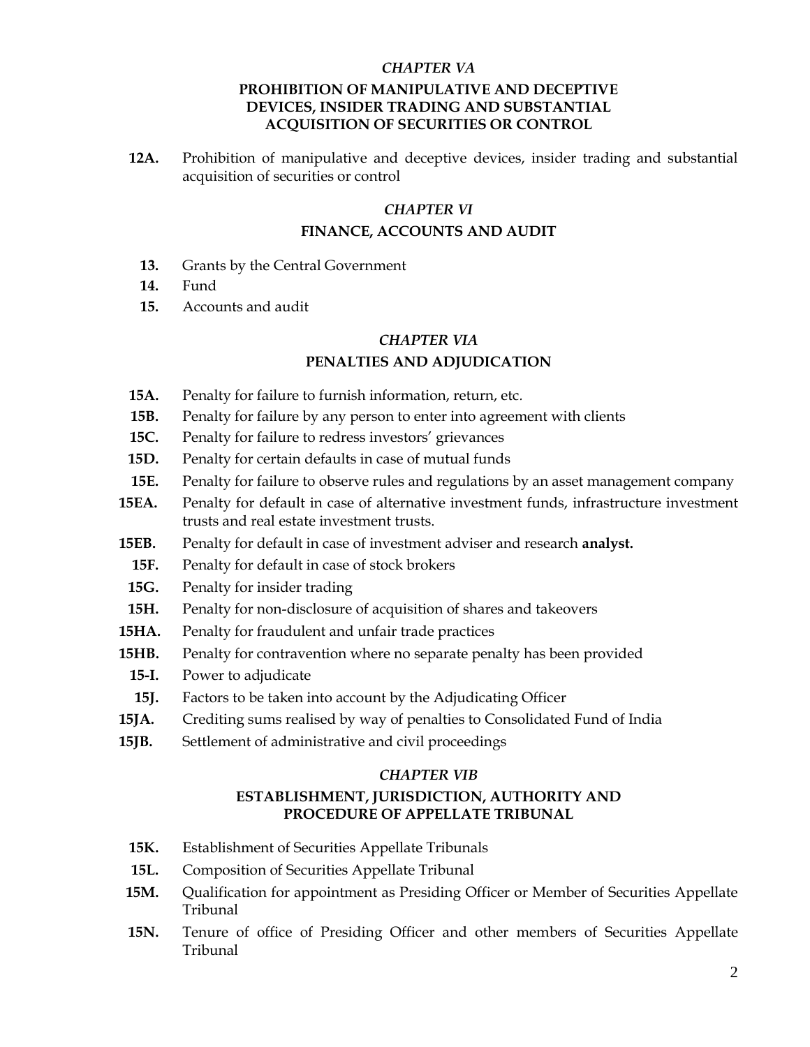*CHAPTER VA*

**PROHIBITION OF MANIPULATIVE AND DECEPTIVE DEVICES, INSIDER TRADING AND SUBSTANTIAL ACQUISITION OF SECURITIES OR CONTROL**

**12A.** Prohibition of manipulative and deceptive devices, insider trading and substantial acquisition of securities or control

*CHAPTER VI*

**FINANCE, ACCOUNTS AND AUDIT**

**13.** Grants by the Central Government

**14.** Fund

**15.** Accounts and audit

*CHAPTER VIA*

**PENALTIES AND ADJUDICATION**

**15A.** Penalty for failure to furnish information, return, etc.

**15B.** Penalty for failure by any person to enter into agreement with clients

**15C.** Penalty for failure to redress investors' grievances

**15D.** Penalty for certain defaults in case of mutual funds

**15E.** Penalty for failure to observe rules and regulations by an asset management company

**15EA.** Penalty for default in case of alternative investment funds, infrastructure investment trusts and real estate investment trusts.

**15EB.** Penalty for default in case of investment adviser and research **analyst.**

**15F.** Penalty for default in case of stock brokers

**15G.** Penalty for insider trading

**15H.** Penalty for non-disclosure of acquisition of shares and takeovers

**15HA.** Penalty for fraudulent and unfair trade practices

**15HB.** Penalty for contravention where no separate penalty has been provided

**15-I.** Power to adjudicate

**15J.** Factors to be taken into account by the Adjudicating Officer

**15JA.** Crediting sums realised by way of penalties to Consolidated Fund of India

**15JB.** Settlement of administrative and civil proceedings

*CHAPTER VIB*

**ESTABLISHMENT, JURISDICTION, AUTHORITY AND PROCEDURE OF APPELLATE TRIBUNAL**

**15K.** Establishment of Securities Appellate Tribunals

**15L.** Composition of Securities Appellate Tribunal

**15M.** Qualification for appointment as Presiding Officer or Member of Securities Appellate Tribunal

**15N.** Tenure of office of Presiding Officer and other members of Securities Appellate Tribunal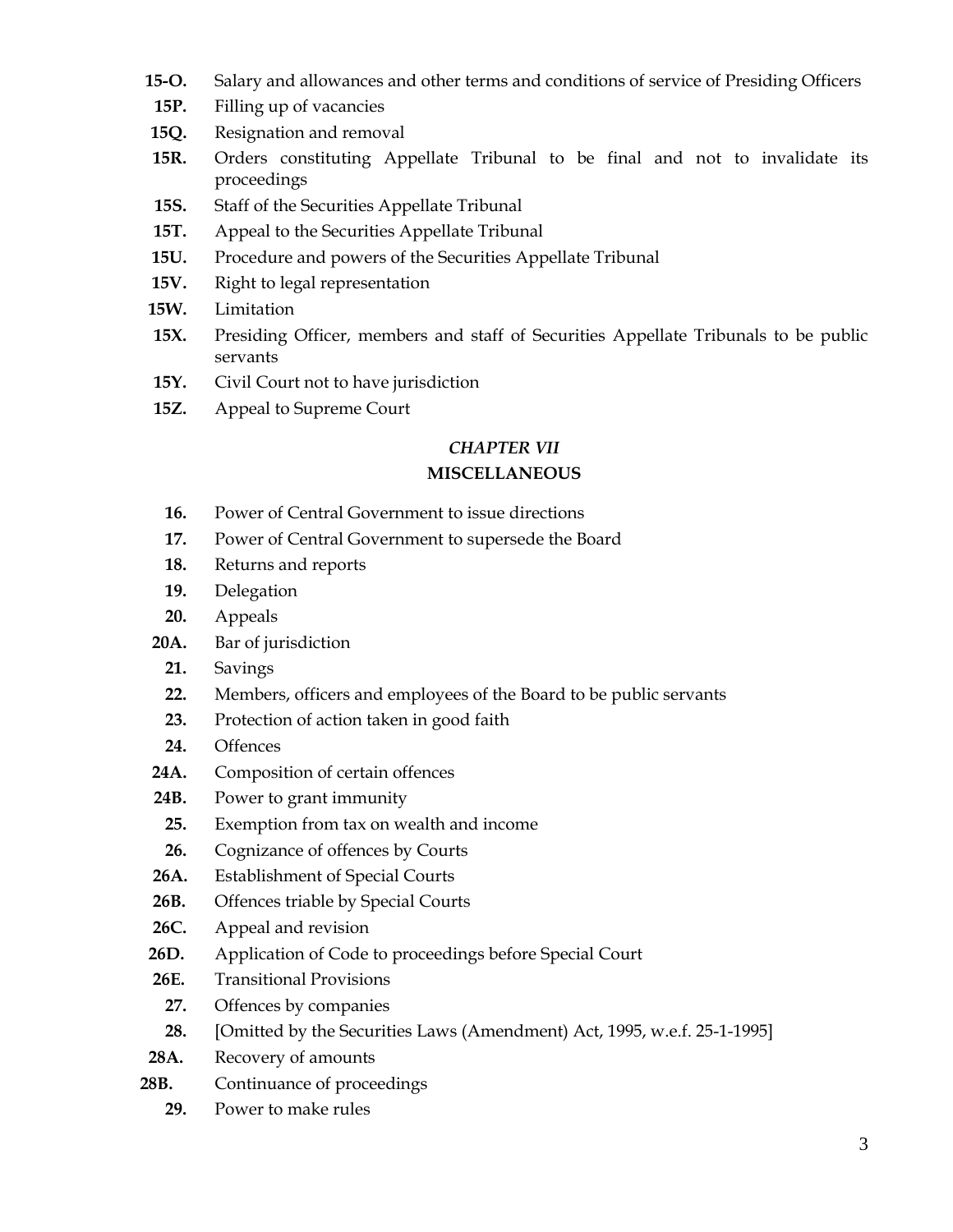**15-O.** Salary and allowances and other terms and conditions of service of Presiding Officers

**15P.** Filling up of vacancies

**15Q.** Resignation and removal

**15R.** Orders constituting Appellate Tribunal to be final and not to invalidate its proceedings

**15S.** Staff of the Securities Appellate Tribunal

**15T.** Appeal to the Securities Appellate Tribunal

**15U.** Procedure and powers of the Securities Appellate Tribunal

**15V.** Right to legal representation

**15W.** Limitation

**15X.** Presiding Officer, members and staff of Securities Appellate Tribunals to be public servants

**15Y.** Civil Court not to have jurisdiction

**15Z.** Appeal to Supreme Court

## *CHAPTER VII*

## MISCELLANEOUS

**16.** Power of Central Government to issue directions

**17.** Power of Central Government to supersede the Board

**18.** Returns and reports

**19.** Delegation

**20.** Appeals

**20A.** Bar of jurisdiction

**21.** Savings

**22.** Members, officers and employees of the Board to be public servants

**23.** Protection of action taken in good faith

**24.** Offences

**24A.** Composition of certain offences

**24B.** Power to grant immunity

**25.** Exemption from tax on wealth and income

**26.** Cognizance of offences by Courts

**26A.** Establishment of Special Courts

**26B.** Offences triable by Special Courts

**26C.** Appeal and revision

**26D.** Application of Code to proceedings before Special Court

**26E.** Transitional Provisions

**27.** Offences by companies

**28.** [Omitted by the Securities Laws (Amendment) Act, 1995, w.e.f. 25-1-1995]

**28A.** Recovery of amounts

**28B.** Continuance of proceedings

**29.** Power to make rules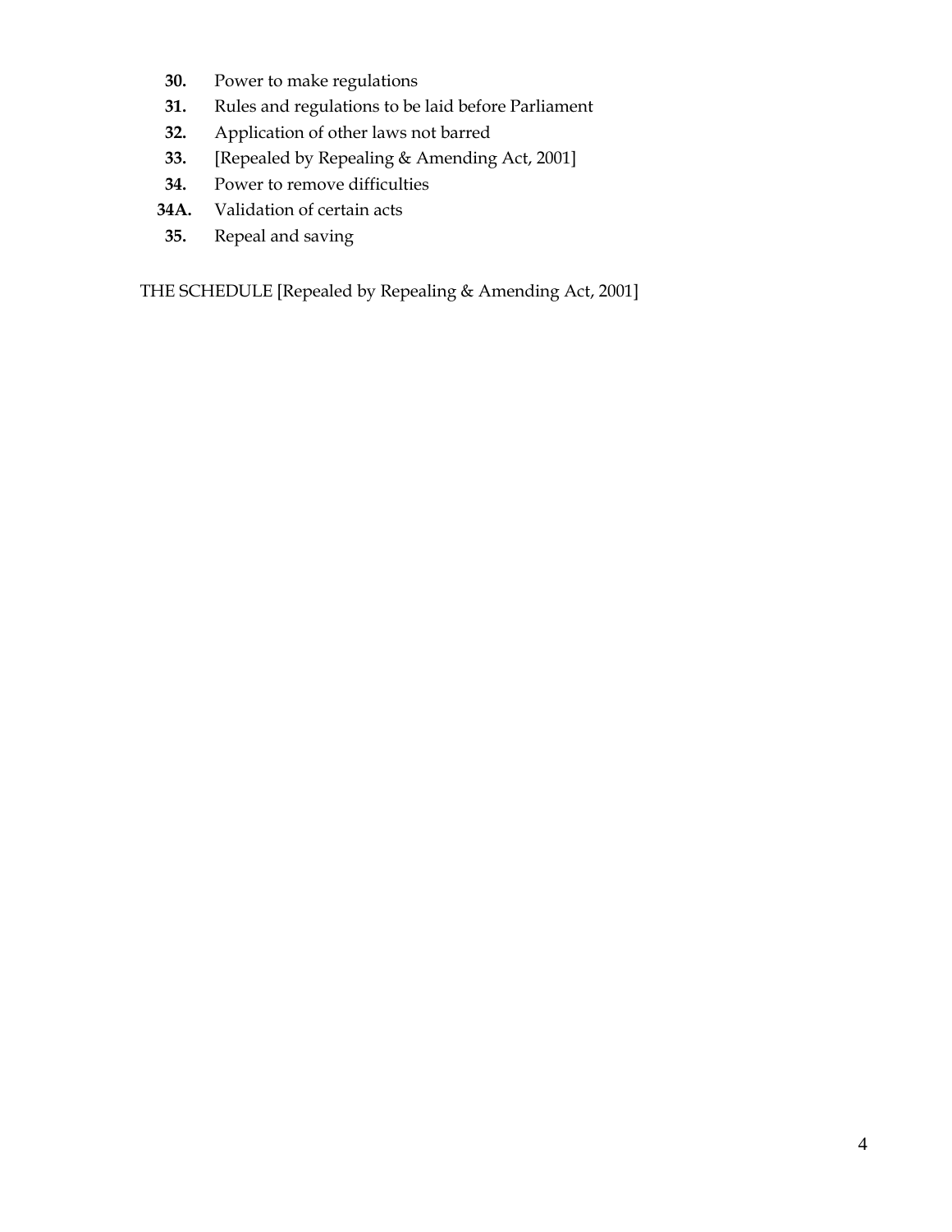**30.** Power to make regulations

**31.** Rules and regulations to be laid before Parliament

**32.** Application of other laws not barred

**33.** [Repealed by Repealing & Amending Act, 2001]

**34.** Power to remove difficulties

**34A.** Validation of certain acts

**35.** Repeal and saving

THE SCHEDULE [Repealed by Repealing & Amending Act, 2001]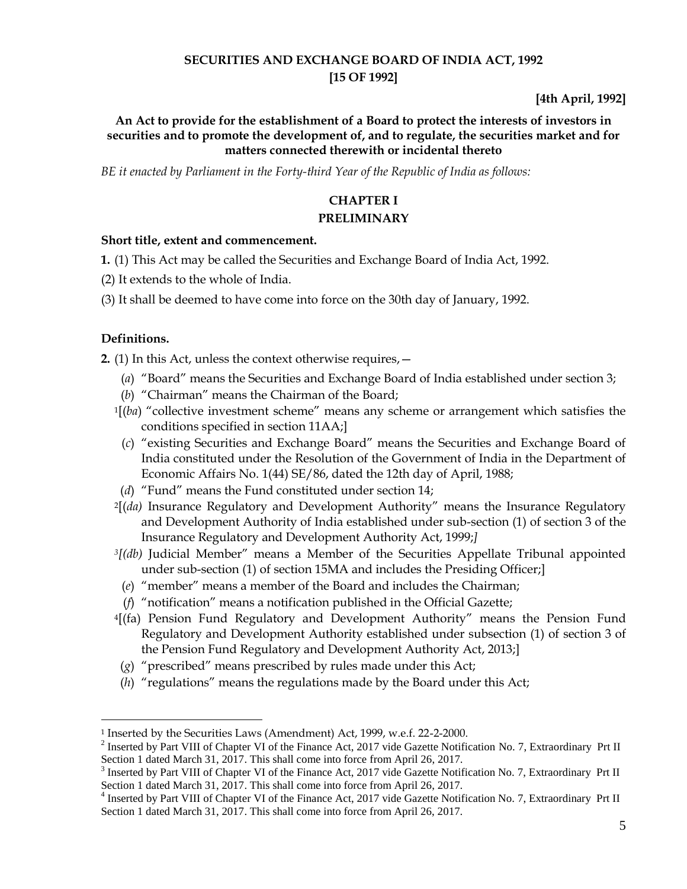**SECURITIES AND EXCHANGE BOARD OF INDIA ACT, 1992**
**[15 OF 1992]**

**[4th April, 1992]**

**An Act to provide for the establishment of a Board to protect the interests of investors in securities and to promote the development of, and to regulate, the securities market and for matters connected therewith or incidental thereto**

*BE it enacted by Parliament in the Forty-third Year of the Republic of India as follows:*

## CHAPTER I
## PRELIMINARY

**Short title, extent and commencement.**

**1.** (1) This Act may be called the Securities and Exchange Board of India Act, 1992.

(2) It extends to the whole of India.

(3) It shall be deemed to have come into force on the 30th day of January, 1992.

**Definitions.**

**2.** (1) In this Act, unless the context otherwise requires,—

(*a*) "Board" means the Securities and Exchange Board of India established under section 3;

(*b*) "Chairman" means the Chairman of the Board;

[1][(*ba*) "collective investment scheme" means any scheme or arrangement which satisfies the conditions specified in section 11AA;]

(*c*) "existing Securities and Exchange Board" means the Securities and Exchange Board of India constituted under the Resolution of the Government of India in the Department of Economic Affairs No. 1(44) SE/86, dated the 12th day of April, 1988;

(*d*) "Fund" means the Fund constituted under section 14;

[2][(*da)* Insurance Regulatory and Development Authority" means the Insurance Regulatory and Development Authority of India established under sub-section (1) of section 3 of the Insurance Regulatory and Development Authority Act, 1999;*]*

[3]*[(db)* Judicial Member" means a Member of the Securities Appellate Tribunal appointed under sub-section (1) of section 15MA and includes the Presiding Officer;]

(*e*) "member" means a member of the Board and includes the Chairman;

(*f*) "notification" means a notification published in the Official Gazette;

[4][(fa) Pension Fund Regulatory and Development Authority" means the Pension Fund Regulatory and Development Authority established under subsection (1) of section 3 of the Pension Fund Regulatory and Development Authority Act, 2013;]

(*g*) "prescribed" means prescribed by rules made under this Act;

(*h*) "regulations" means the regulations made by the Board under this Act;

---

[1] Inserted by the Securities Laws (Amendment) Act, 1999, w.e.f. 22-2-2000.

[2] Inserted by Part VIII of Chapter VI of the Finance Act, 2017 vide Gazette Notification No. 7, Extraordinary Prt II Section 1 dated March 31, 2017. This shall come into force from April 26, 2017.

[3] Inserted by Part VIII of Chapter VI of the Finance Act, 2017 vide Gazette Notification No. 7, Extraordinary Prt II Section 1 dated March 31, 2017. This shall come into force from April 26, 2017.

[4] Inserted by Part VIII of Chapter VI of the Finance Act, 2017 vide Gazette Notification No. 7, Extraordinary Prt II Section 1 dated March 31, 2017. This shall come into force from April 26, 2017.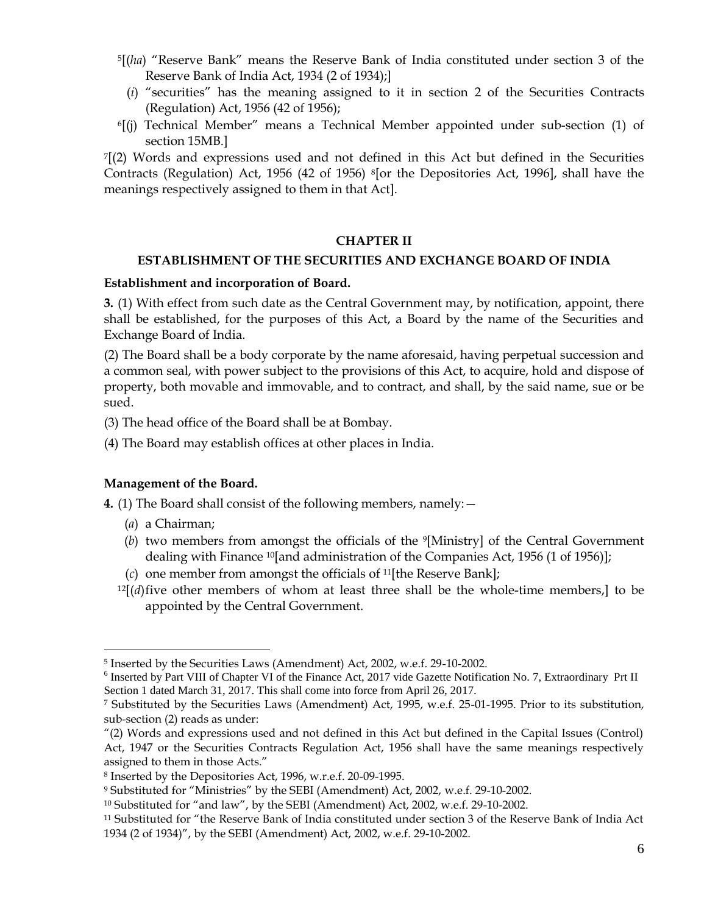[5][(*ha*) "Reserve Bank" means the Reserve Bank of India constituted under section 3 of the Reserve Bank of India Act, 1934 (2 of 1934);]

(*i*) "securities" has the meaning assigned to it in section 2 of the Securities Contracts (Regulation) Act, 1956 (42 of 1956);

[6][(j) Technical Member" means a Technical Member appointed under sub-section (1) of section 15MB.]

[7][(2) Words and expressions used and not defined in this Act but defined in the Securities Contracts (Regulation) Act, 1956 (42 of 1956) [8][or the Depositories Act, 1996], shall have the meanings respectively assigned to them in that Act].

## CHAPTER II

## ESTABLISHMENT OF THE SECURITIES AND EXCHANGE BOARD OF INDIA

**Establishment and incorporation of Board.**

**3.** (1) With effect from such date as the Central Government may, by notification, appoint, there shall be established, for the purposes of this Act, a Board by the name of the Securities and Exchange Board of India.

(2) The Board shall be a body corporate by the name aforesaid, having perpetual succession and a common seal, with power subject to the provisions of this Act, to acquire, hold and dispose of property, both movable and immovable, and to contract, and shall, by the said name, sue or be sued.

(3) The head office of the Board shall be at Bombay.

(4) The Board may establish offices at other places in India.

**Management of the Board.**

**4.** (1) The Board shall consist of the following members, namely:—

(*a*) a Chairman;

(*b*) two members from amongst the officials of the [9][Ministry] of the Central Government dealing with Finance [10][and administration of the Companies Act, 1956 (1 of 1956)];

(*c*) one member from amongst the officials of [11][the Reserve Bank];

[12][(*d*) five other members of whom at least three shall be the whole-time members,] to be appointed by the Central Government.

---

[5] Inserted by the Securities Laws (Amendment) Act, 2002, w.e.f. 29-10-2002.

[6] Inserted by Part VIII of Chapter VI of the Finance Act, 2017 vide Gazette Notification No. 7, Extraordinary Prt II Section 1 dated March 31, 2017. This shall come into force from April 26, 2017.

[7] Substituted by the Securities Laws (Amendment) Act, 1995, w.e.f. 25-01-1995. Prior to its substitution, sub-section (2) reads as under:

"(2) Words and expressions used and not defined in this Act but defined in the Capital Issues (Control) Act, 1947 or the Securities Contracts Regulation Act, 1956 shall have the same meanings respectively assigned to them in those Acts."

[8] Inserted by the Depositories Act, 1996, w.r.e.f. 20-09-1995.

[9] Substituted for "Ministries" by the SEBI (Amendment) Act, 2002, w.e.f. 29-10-2002.

[10] Substituted for "and law", by the SEBI (Amendment) Act, 2002, w.e.f. 29-10-2002.

[11] Substituted for "the Reserve Bank of India constituted under section 3 of the Reserve Bank of India Act 1934 (2 of 1934)", by the SEBI (Amendment) Act, 2002, w.e.f. 29-10-2002.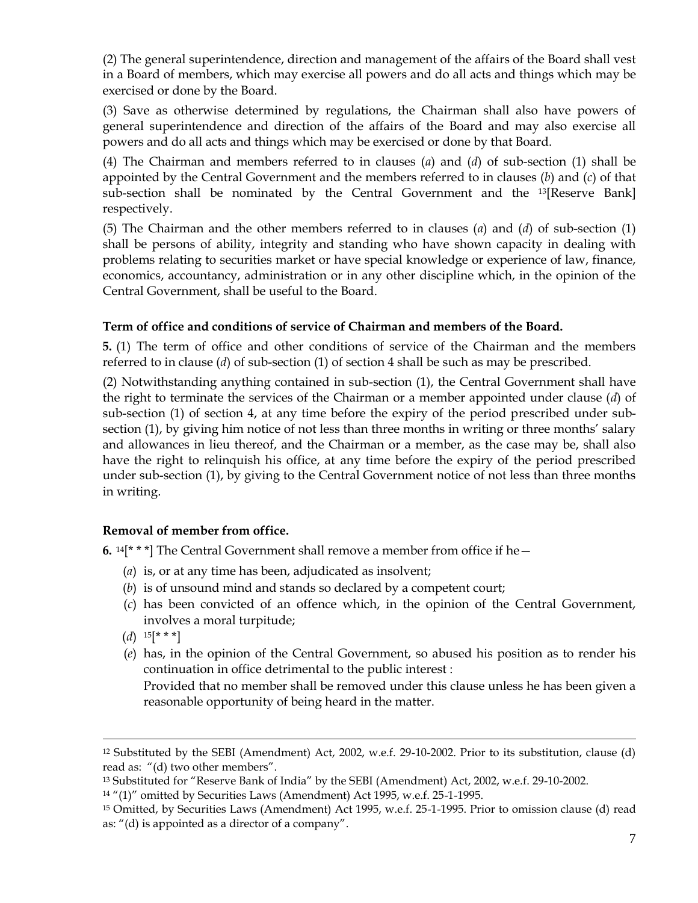(2) The general superintendence, direction and management of the affairs of the Board shall vest in a Board of members, which may exercise all powers and do all acts and things which may be exercised or done by the Board.

(3) Save as otherwise determined by regulations, the Chairman shall also have powers of general superintendence and direction of the affairs of the Board and may also exercise all powers and do all acts and things which may be exercised or done by that Board.

(4) The Chairman and members referred to in clauses (*a*) and (*d*) of sub-section (1) shall be appointed by the Central Government and the members referred to in clauses (*b*) and (*c*) of that sub-section shall be nominated by the Central Government and the [13][Reserve Bank] respectively.

(5) The Chairman and the other members referred to in clauses (*a*) and (*d*) of sub-section (1) shall be persons of ability, integrity and standing who have shown capacity in dealing with problems relating to securities market or have special knowledge or experience of law, finance, economics, accountancy, administration or in any other discipline which, in the opinion of the Central Government, shall be useful to the Board.

**Term of office and conditions of service of Chairman and members of the Board.**

**5.** (1) The term of office and other conditions of service of the Chairman and the members referred to in clause (*d*) of sub-section (1) of section 4 shall be such as may be prescribed.

(2) Notwithstanding anything contained in sub-section (1), the Central Government shall have the right to terminate the services of the Chairman or a member appointed under clause (*d*) of sub-section (1) of section 4, at any time before the expiry of the period prescribed under sub-section (1), by giving him notice of not less than three months in writing or three months' salary and allowances in lieu thereof, and the Chairman or a member, as the case may be, shall also have the right to relinquish his office, at any time before the expiry of the period prescribed under sub-section (1), by giving to the Central Government notice of not less than three months in writing.

**Removal of member from office.**

**6.** [14][* * *] The Central Government shall remove a member from office if he—

(*a*) is, or at any time has been, adjudicated as insolvent;

(*b*) is of unsound mind and stands so declared by a competent court;

(*c*) has been convicted of an offence which, in the opinion of the Central Government, involves a moral turpitude;

(*d*) [15][* * *]

(*e*) has, in the opinion of the Central Government, so abused his position as to render his continuation in office detrimental to the public interest :

Provided that no member shall be removed under this clause unless he has been given a reasonable opportunity of being heard in the matter.

---

[12] Substituted by the SEBI (Amendment) Act, 2002, w.e.f. 29-10-2002. Prior to its substitution, clause (d) read as: "(d) two other members".

[13] Substituted for "Reserve Bank of India" by the SEBI (Amendment) Act, 2002, w.e.f. 29-10-2002.

[14] "(1)" omitted by Securities Laws (Amendment) Act 1995, w.e.f. 25-1-1995.

[15] Omitted, by Securities Laws (Amendment) Act 1995, w.e.f. 25-1-1995. Prior to omission clause (d) read as: "(d) is appointed as a director of a company".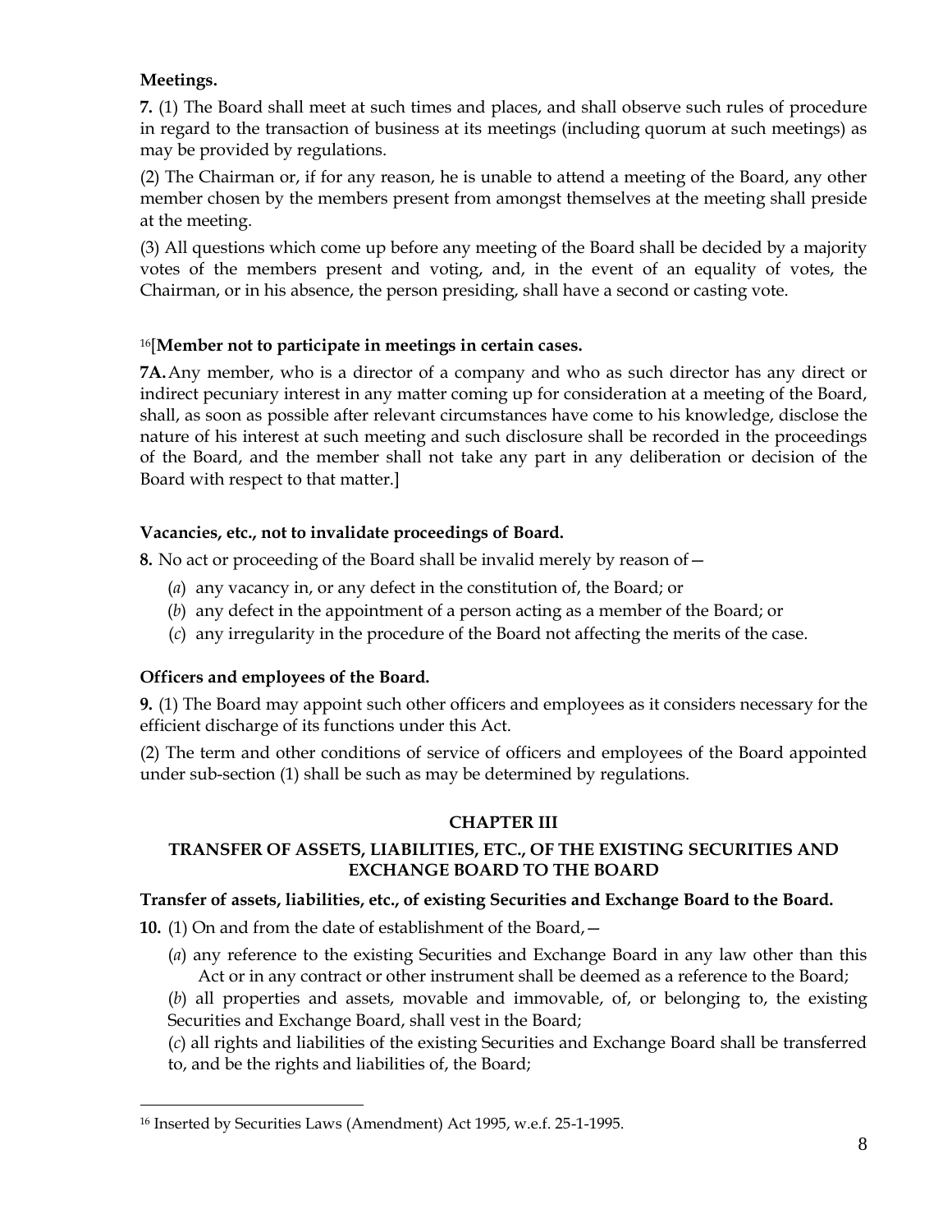**Meetings.**

**7.** (1) The Board shall meet at such times and places, and shall observe such rules of procedure in regard to the transaction of business at its meetings (including quorum at such meetings) as may be provided by regulations.

(2) The Chairman or, if for any reason, he is unable to attend a meeting of the Board, any other member chosen by the members present from amongst themselves at the meeting shall preside at the meeting.

(3) All questions which come up before any meeting of the Board shall be decided by a majority votes of the members present and voting, and, in the event of an equality of votes, the Chairman, or in his absence, the person presiding, shall have a second or casting vote.

[16][**Member not to participate in meetings in certain cases.**

**7A.** Any member, who is a director of a company and who as such director has any direct or indirect pecuniary interest in any matter coming up for consideration at a meeting of the Board, shall, as soon as possible after relevant circumstances have come to his knowledge, disclose the nature of his interest at such meeting and such disclosure shall be recorded in the proceedings of the Board, and the member shall not take any part in any deliberation or decision of the Board with respect to that matter.]

**Vacancies, etc., not to invalidate proceedings of Board.**

**8.** No act or proceeding of the Board shall be invalid merely by reason of—

(*a*) any vacancy in, or any defect in the constitution of, the Board; or

(*b*) any defect in the appointment of a person acting as a member of the Board; or

(*c*) any irregularity in the procedure of the Board not affecting the merits of the case.

**Officers and employees of the Board.**

**9.** (1) The Board may appoint such other officers and employees as it considers necessary for the efficient discharge of its functions under this Act.

(2) The term and other conditions of service of officers and employees of the Board appointed under sub-section (1) shall be such as may be determined by regulations.

## CHAPTER III

## TRANSFER OF ASSETS, LIABILITIES, ETC., OF THE EXISTING SECURITIES AND EXCHANGE BOARD TO THE BOARD

**Transfer of assets, liabilities, etc., of existing Securities and Exchange Board to the Board.**

**10.** (1) On and from the date of establishment of the Board,—

(*a*) any reference to the existing Securities and Exchange Board in any law other than this Act or in any contract or other instrument shall be deemed as a reference to the Board;

(*b*) all properties and assets, movable and immovable, of, or belonging to, the existing Securities and Exchange Board, shall vest in the Board;

(*c*) all rights and liabilities of the existing Securities and Exchange Board shall be transferred to, and be the rights and liabilities of, the Board;

---

[16] Inserted by Securities Laws (Amendment) Act 1995, w.e.f. 25-1-1995.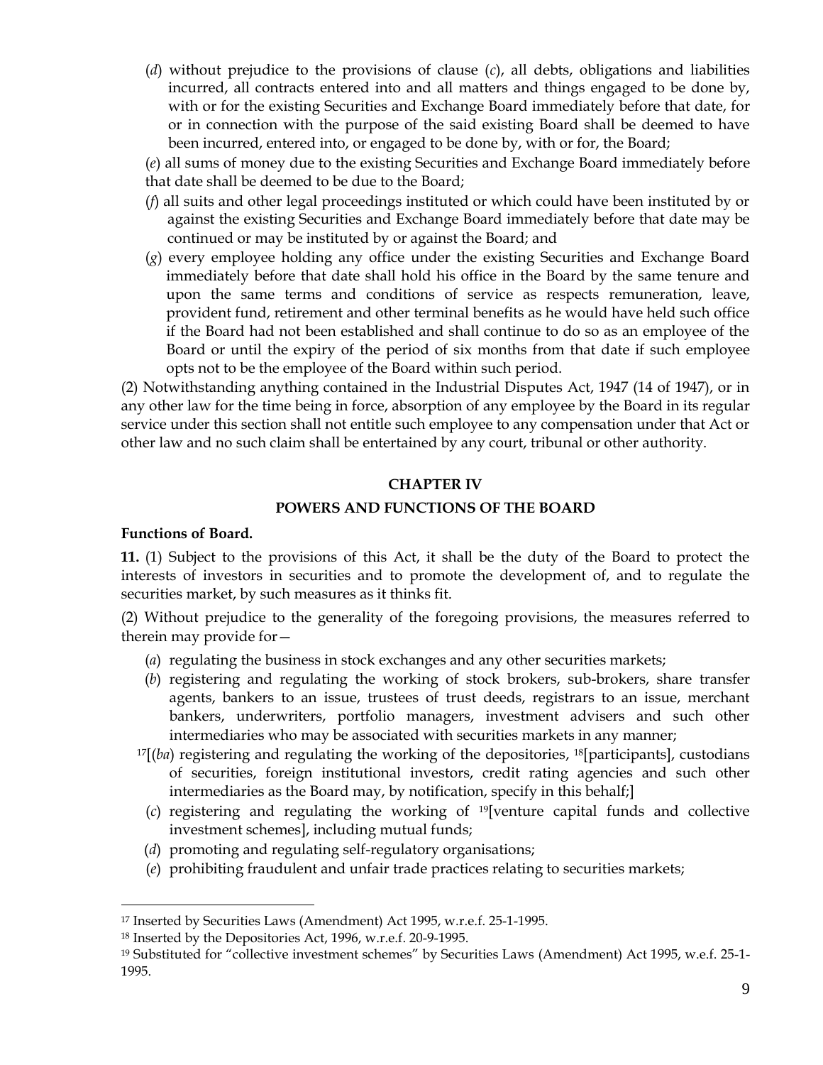(*d*) without prejudice to the provisions of clause (*c*), all debts, obligations and liabilities incurred, all contracts entered into and all matters and things engaged to be done by, with or for the existing Securities and Exchange Board immediately before that date, for or in connection with the purpose of the said existing Board shall be deemed to have been incurred, entered into, or engaged to be done by, with or for, the Board;

(*e*) all sums of money due to the existing Securities and Exchange Board immediately before that date shall be deemed to be due to the Board;

(*f*) all suits and other legal proceedings instituted or which could have been instituted by or against the existing Securities and Exchange Board immediately before that date may be continued or may be instituted by or against the Board; and

(*g*) every employee holding any office under the existing Securities and Exchange Board immediately before that date shall hold his office in the Board by the same tenure and upon the same terms and conditions of service as respects remuneration, leave, provident fund, retirement and other terminal benefits as he would have held such office if the Board had not been established and shall continue to do so as an employee of the Board or until the expiry of the period of six months from that date if such employee opts not to be the employee of the Board within such period.

(2) Notwithstanding anything contained in the Industrial Disputes Act, 1947 (14 of 1947), or in any other law for the time being in force, absorption of any employee by the Board in its regular service under this section shall not entitle such employee to any compensation under that Act or other law and no such claim shall be entertained by any court, tribunal or other authority.

## CHAPTER IV

## POWERS AND FUNCTIONS OF THE BOARD

**Functions of Board.**

**11.** (1) Subject to the provisions of this Act, it shall be the duty of the Board to protect the interests of investors in securities and to promote the development of, and to regulate the securities market, by such measures as it thinks fit.

(2) Without prejudice to the generality of the foregoing provisions, the measures referred to therein may provide for—

(*a*) regulating the business in stock exchanges and any other securities markets;

(*b*) registering and regulating the working of stock brokers, sub-brokers, share transfer agents, bankers to an issue, trustees of trust deeds, registrars to an issue, merchant bankers, underwriters, portfolio managers, investment advisers and such other intermediaries who may be associated with securities markets in any manner;

[17][(*ba*) registering and regulating the working of the depositories, [18][participants], custodians of securities, foreign institutional investors, credit rating agencies and such other intermediaries as the Board may, by notification, specify in this behalf;]

(*c*) registering and regulating the working of [19][venture capital funds and collective investment schemes], including mutual funds;

(*d*) promoting and regulating self-regulatory organisations;

(*e*) prohibiting fraudulent and unfair trade practices relating to securities markets;

---

[17] Inserted by Securities Laws (Amendment) Act 1995, w.r.e.f. 25-1-1995.

[18] Inserted by the Depositories Act, 1996, w.r.e.f. 20-9-1995.

[19] Substituted for "collective investment schemes" by Securities Laws (Amendment) Act 1995, w.e.f. 25-1-1995.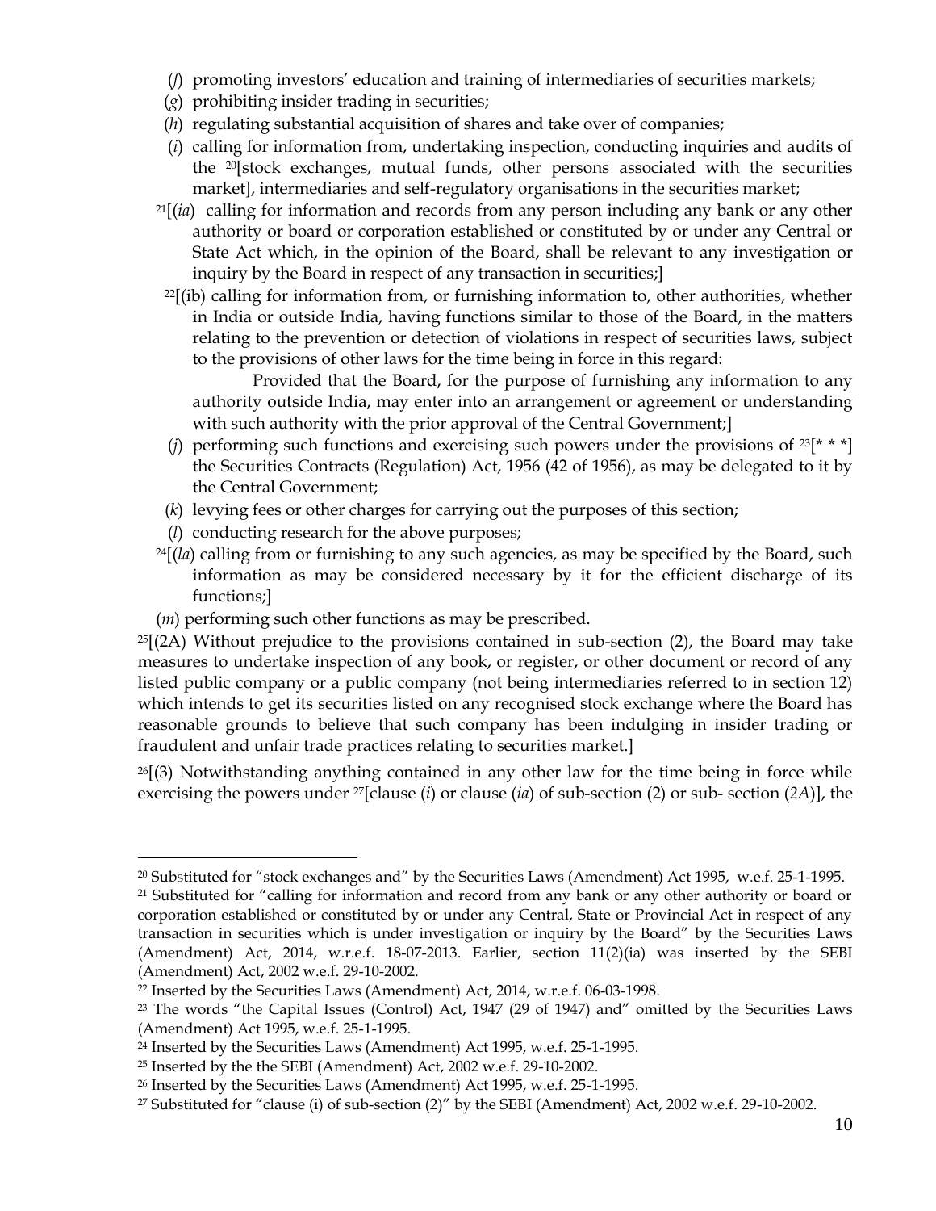(*f*) promoting investors' education and training of intermediaries of securities markets;

(*g*) prohibiting insider trading in securities;

(*h*) regulating substantial acquisition of shares and take over of companies;

(*i*) calling for information from, undertaking inspection, conducting inquiries and audits of the [20][stock exchanges, mutual funds, other persons associated with the securities market], intermediaries and self-regulatory organisations in the securities market;

[21][(*ia*) calling for information and records from any person including any bank or any other authority or board or corporation established or constituted by or under any Central or State Act which, in the opinion of the Board, shall be relevant to any investigation or inquiry by the Board in respect of any transaction in securities;]

[22][(ib) calling for information from, or furnishing information to, other authorities, whether in India or outside India, having functions similar to those of the Board, in the matters relating to the prevention or detection of violations in respect of securities laws, subject to the provisions of other laws for the time being in force in this regard:

Provided that the Board, for the purpose of furnishing any information to any authority outside India, may enter into an arrangement or agreement or understanding with such authority with the prior approval of the Central Government;]

(*j*) performing such functions and exercising such powers under the provisions of [23][* * *] the Securities Contracts (Regulation) Act, 1956 (42 of 1956), as may be delegated to it by the Central Government;

(*k*) levying fees or other charges for carrying out the purposes of this section;

(*l*) conducting research for the above purposes;

[24][(*la*) calling from or furnishing to any such agencies, as may be specified by the Board, such information as may be considered necessary by it for the efficient discharge of its functions;]

(*m*) performing such other functions as may be prescribed.

[25][(2A) Without prejudice to the provisions contained in sub-section (2), the Board may take measures to undertake inspection of any book, or register, or other document or record of any listed public company or a public company (not being intermediaries referred to in section 12) which intends to get its securities listed on any recognised stock exchange where the Board has reasonable grounds to believe that such company has been indulging in insider trading or fraudulent and unfair trade practices relating to securities market.]

[26][(3) Notwithstanding anything contained in any other law for the time being in force while exercising the powers under [27][clause (*i*) or clause (*ia*) of sub-section (2) or sub- section (*2A*)], the

---

[20] Substituted for "stock exchanges and" by the Securities Laws (Amendment) Act 1995, w.e.f. 25-1-1995.

[21] Substituted for "calling for information and record from any bank or any other authority or board or corporation established or constituted by or under any Central, State or Provincial Act in respect of any transaction in securities which is under investigation or inquiry by the Board" by the Securities Laws (Amendment) Act, 2014, w.r.e.f. 18-07-2013. Earlier, section 11(2)(ia) was inserted by the SEBI (Amendment) Act, 2002 w.e.f. 29-10-2002.

[22] Inserted by the Securities Laws (Amendment) Act, 2014, w.r.e.f. 06-03-1998.

[23] The words "the Capital Issues (Control) Act, 1947 (29 of 1947) and" omitted by the Securities Laws (Amendment) Act 1995, w.e.f. 25-1-1995.

[24] Inserted by the Securities Laws (Amendment) Act 1995, w.e.f. 25-1-1995.

[25] Inserted by the the SEBI (Amendment) Act, 2002 w.e.f. 29-10-2002.

[26] Inserted by the Securities Laws (Amendment) Act 1995, w.e.f. 25-1-1995.

[27] Substituted for "clause (i) of sub-section (2)" by the SEBI (Amendment) Act, 2002 w.e.f. 29-10-2002.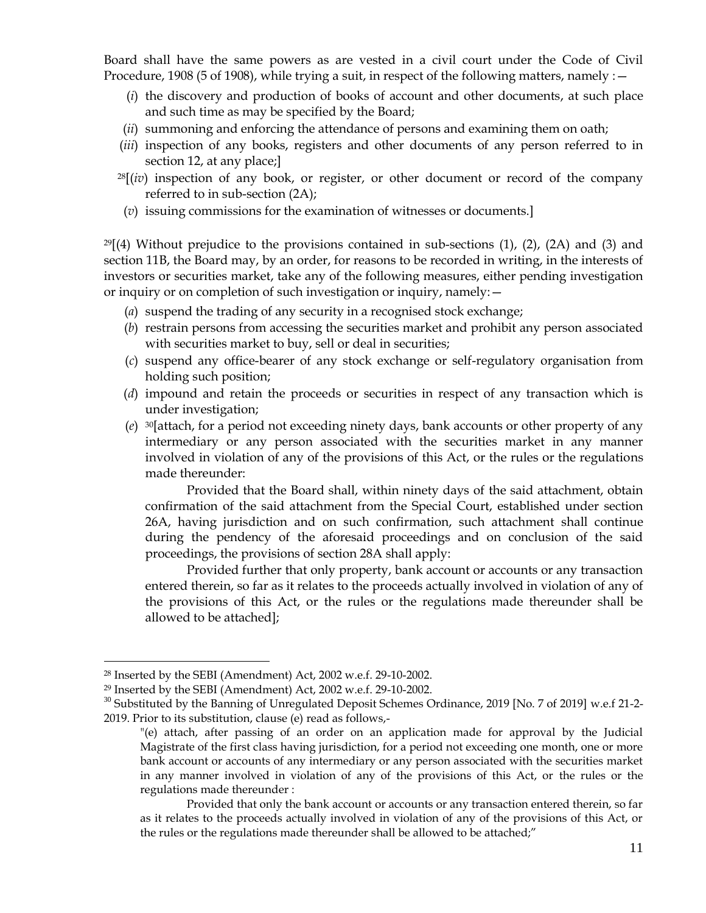Board shall have the same powers as are vested in a civil court under the Code of Civil Procedure, 1908 (5 of 1908), while trying a suit, in respect of the following matters, namely :—

(*i*) the discovery and production of books of account and other documents, at such place and such time as may be specified by the Board;

(*ii*) summoning and enforcing the attendance of persons and examining them on oath;

(*iii*) inspection of any books, registers and other documents of any person referred to in section 12, at any place;]

[28][(*iv*) inspection of any book, or register, or other document or record of the company referred to in sub-section (2A);

(*v*) issuing commissions for the examination of witnesses or documents.]

[29][(4) Without prejudice to the provisions contained in sub-sections (1), (2), (2A) and (3) and section 11B, the Board may, by an order, for reasons to be recorded in writing, in the interests of investors or securities market, take any of the following measures, either pending investigation or inquiry or on completion of such investigation or inquiry, namely:—

(*a*) suspend the trading of any security in a recognised stock exchange;

(*b*) restrain persons from accessing the securities market and prohibit any person associated with securities market to buy, sell or deal in securities;

(*c*) suspend any office-bearer of any stock exchange or self-regulatory organisation from holding such position;

(*d*) impound and retain the proceeds or securities in respect of any transaction which is under investigation;

(*e*) [30][attach, for a period not exceeding ninety days, bank accounts or other property of any intermediary or any person associated with the securities market in any manner involved in violation of any of the provisions of this Act, or the rules or the regulations made thereunder:

Provided that the Board shall, within ninety days of the said attachment, obtain confirmation of the said attachment from the Special Court, established under section 26A, having jurisdiction and on such confirmation, such attachment shall continue during the pendency of the aforesaid proceedings and on conclusion of the said proceedings, the provisions of section 28A shall apply:

Provided further that only property, bank account or accounts or any transaction entered therein, so far as it relates to the proceeds actually involved in violation of any of the provisions of this Act, or the rules or the regulations made thereunder shall be allowed to be attached];

---

[28] Inserted by the SEBI (Amendment) Act, 2002 w.e.f. 29-10-2002.

[29] Inserted by the SEBI (Amendment) Act, 2002 w.e.f. 29-10-2002.

[30] Substituted by the Banning of Unregulated Deposit Schemes Ordinance, 2019 [No. 7 of 2019] w.e.f 21-2-2019. Prior to its substitution, clause (e) read as follows,-

"(e) attach, after passing of an order on an application made for approval by the Judicial Magistrate of the first class having jurisdiction, for a period not exceeding one month, one or more bank account or accounts of any intermediary or any person associated with the securities market in any manner involved in violation of any of the provisions of this Act, or the rules or the regulations made thereunder :

Provided that only the bank account or accounts or any transaction entered therein, so far as it relates to the proceeds actually involved in violation of any of the provisions of this Act, or the rules or the regulations made thereunder shall be allowed to be attached;"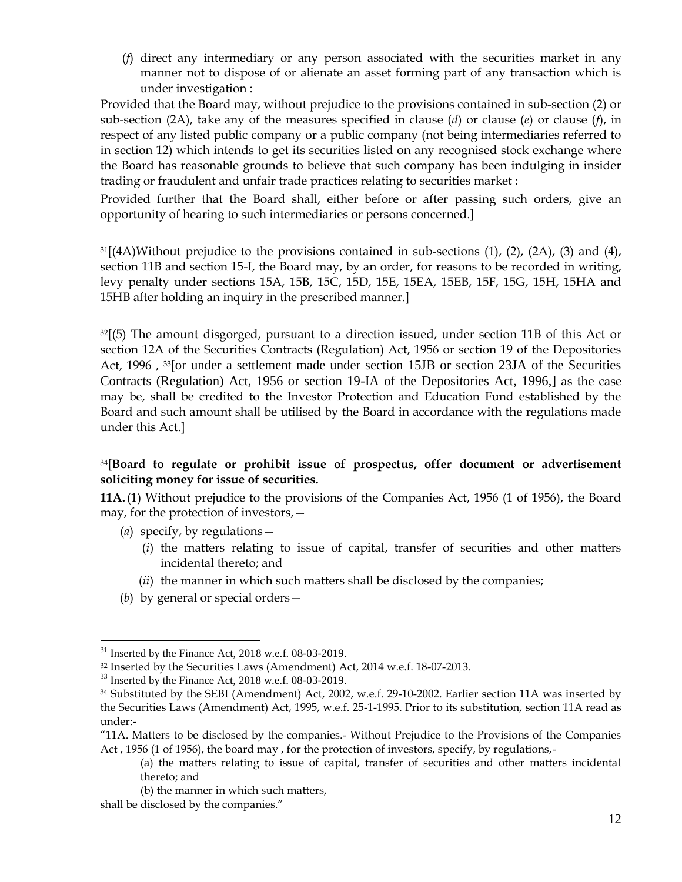(*f*) direct any intermediary or any person associated with the securities market in any manner not to dispose of or alienate an asset forming part of any transaction which is under investigation :

Provided that the Board may, without prejudice to the provisions contained in sub-section (2) or sub-section (2A), take any of the measures specified in clause (*d*) or clause (*e*) or clause (*f*), in respect of any listed public company or a public company (not being intermediaries referred to in section 12) which intends to get its securities listed on any recognised stock exchange where the Board has reasonable grounds to believe that such company has been indulging in insider trading or fraudulent and unfair trade practices relating to securities market :

Provided further that the Board shall, either before or after passing such orders, give an opportunity of hearing to such intermediaries or persons concerned.]

[31][(4A)Without prejudice to the provisions contained in sub-sections (1), (2), (2A), (3) and (4), section 11B and section 15-I, the Board may, by an order, for reasons to be recorded in writing, levy penalty under sections 15A, 15B, 15C, 15D, 15E, 15EA, 15EB, 15F, 15G, 15H, 15HA and 15HB after holding an inquiry in the prescribed manner.]

[32][(5) The amount disgorged, pursuant to a direction issued, under section 11B of this Act or section 12A of the Securities Contracts (Regulation) Act, 1956 or section 19 of the Depositories Act, 1996 , [33][or under a settlement made under section 15JB or section 23JA of the Securities Contracts (Regulation) Act, 1956 or section 19-IA of the Depositories Act, 1996,] as the case may be, shall be credited to the Investor Protection and Education Fund established by the Board and such amount shall be utilised by the Board in accordance with the regulations made under this Act.]

[34][**Board to regulate or prohibit issue of prospectus, offer document or advertisement soliciting money for issue of securities.**

**11A.** (1) Without prejudice to the provisions of the Companies Act, 1956 (1 of 1956), the Board may, for the protection of investors,—

- (*a*) specify, by regulations—
  - (*i*) the matters relating to issue of capital, transfer of securities and other matters incidental thereto; and
  - (*ii*) the manner in which such matters shall be disclosed by the companies;
- (*b*) by general or special orders—

---

[31] Inserted by the Finance Act, 2018 w.e.f. 08-03-2019.

[32] Inserted by the Securities Laws (Amendment) Act, 2014 w.e.f. 18-07-2013.

[33] Inserted by the Finance Act, 2018 w.e.f. 08-03-2019.

[34] Substituted by the SEBI (Amendment) Act, 2002, w.e.f. 29-10-2002. Earlier section 11A was inserted by the Securities Laws (Amendment) Act, 1995, w.e.f. 25-1-1995. Prior to its substitution, section 11A read as under:-

"11A. Matters to be disclosed by the companies.- Without Prejudice to the Provisions of the Companies Act , 1956 (1 of 1956), the board may , for the protection of investors, specify, by regulations,-

(a) the matters relating to issue of capital, transfer of securities and other matters incidental thereto; and

(b) the manner in which such matters,

shall be disclosed by the companies."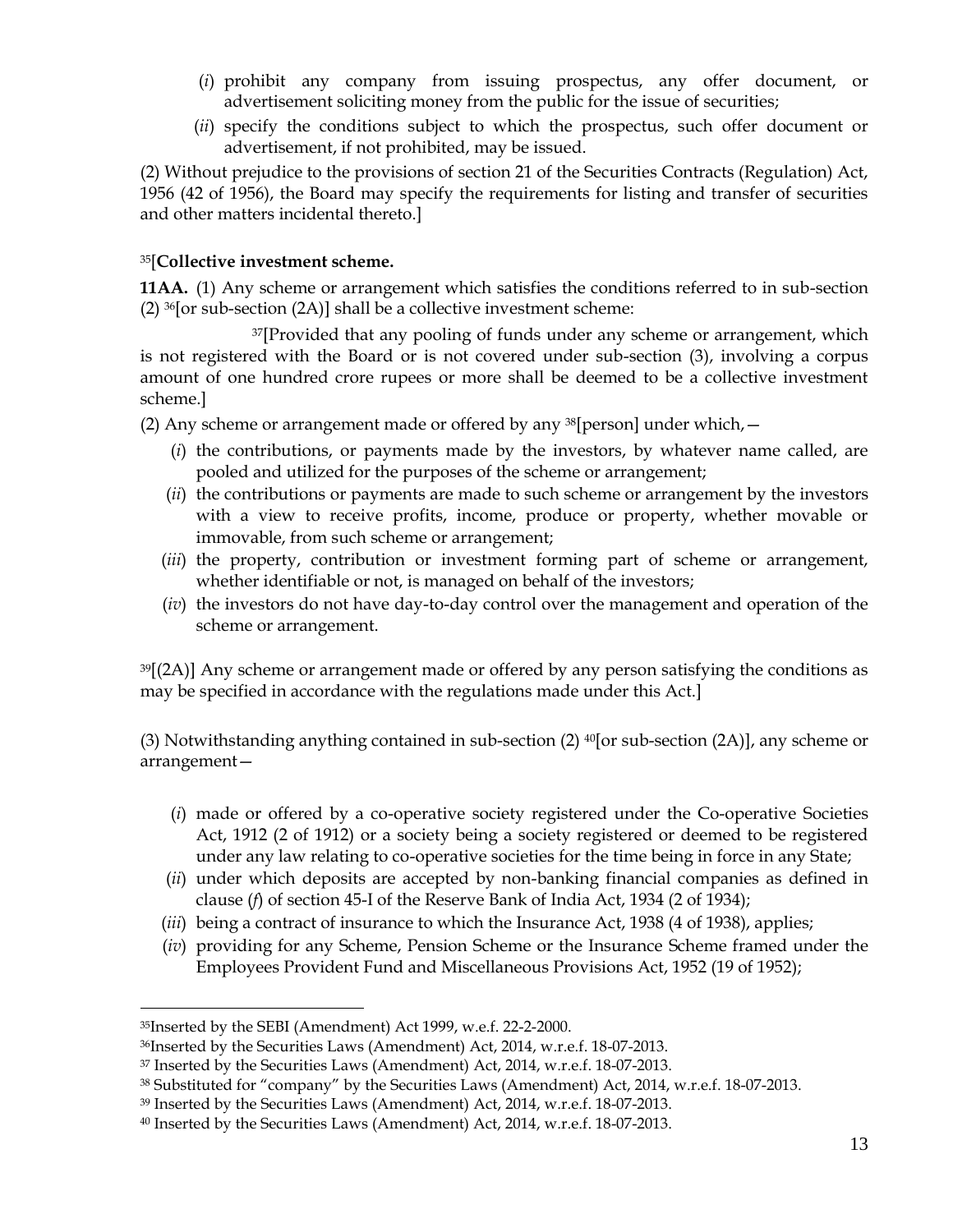(*i*) prohibit any company from issuing prospectus, any offer document, or advertisement soliciting money from the public for the issue of securities;

(*ii*) specify the conditions subject to which the prospectus, such offer document or advertisement, if not prohibited, may be issued.

(2) Without prejudice to the provisions of section 21 of the Securities Contracts (Regulation) Act, 1956 (42 of 1956), the Board may specify the requirements for listing and transfer of securities and other matters incidental thereto.]

[35][**Collective investment scheme.**

**11AA.** (1) Any scheme or arrangement which satisfies the conditions referred to in sub-section (2) [36][or sub-section (2A)] shall be a collective investment scheme:

[37][Provided that any pooling of funds under any scheme or arrangement, which is not registered with the Board or is not covered under sub-section (3), involving a corpus amount of one hundred crore rupees or more shall be deemed to be a collective investment scheme.]

(2) Any scheme or arrangement made or offered by any [38][person] under which,—

(*i*) the contributions, or payments made by the investors, by whatever name called, are pooled and utilized for the purposes of the scheme or arrangement;

(*ii*) the contributions or payments are made to such scheme or arrangement by the investors with a view to receive profits, income, produce or property, whether movable or immovable, from such scheme or arrangement;

(*iii*) the property, contribution or investment forming part of scheme or arrangement, whether identifiable or not, is managed on behalf of the investors;

(*iv*) the investors do not have day-to-day control over the management and operation of the scheme or arrangement.

[39][(2A)] Any scheme or arrangement made or offered by any person satisfying the conditions as may be specified in accordance with the regulations made under this Act.]

(3) Notwithstanding anything contained in sub-section (2) [40][or sub-section (2A)], any scheme or arrangement—

(*i*) made or offered by a co-operative society registered under the Co-operative Societies Act, 1912 (2 of 1912) or a society being a society registered or deemed to be registered under any law relating to co-operative societies for the time being in force in any State;

(*ii*) under which deposits are accepted by non-banking financial companies as defined in clause (*f*) of section 45-I of the Reserve Bank of India Act, 1934 (2 of 1934);

(*iii*) being a contract of insurance to which the Insurance Act, 1938 (4 of 1938), applies;

(*iv*) providing for any Scheme, Pension Scheme or the Insurance Scheme framed under the Employees Provident Fund and Miscellaneous Provisions Act, 1952 (19 of 1952);

---

[35] Inserted by the SEBI (Amendment) Act 1999, w.e.f. 22-2-2000.

[36] Inserted by the Securities Laws (Amendment) Act, 2014, w.r.e.f. 18-07-2013.

[37] Inserted by the Securities Laws (Amendment) Act, 2014, w.r.e.f. 18-07-2013.

[38] Substituted for "company" by the Securities Laws (Amendment) Act, 2014, w.r.e.f. 18-07-2013.

[39] Inserted by the Securities Laws (Amendment) Act, 2014, w.r.e.f. 18-07-2013.

[40] Inserted by the Securities Laws (Amendment) Act, 2014, w.r.e.f. 18-07-2013.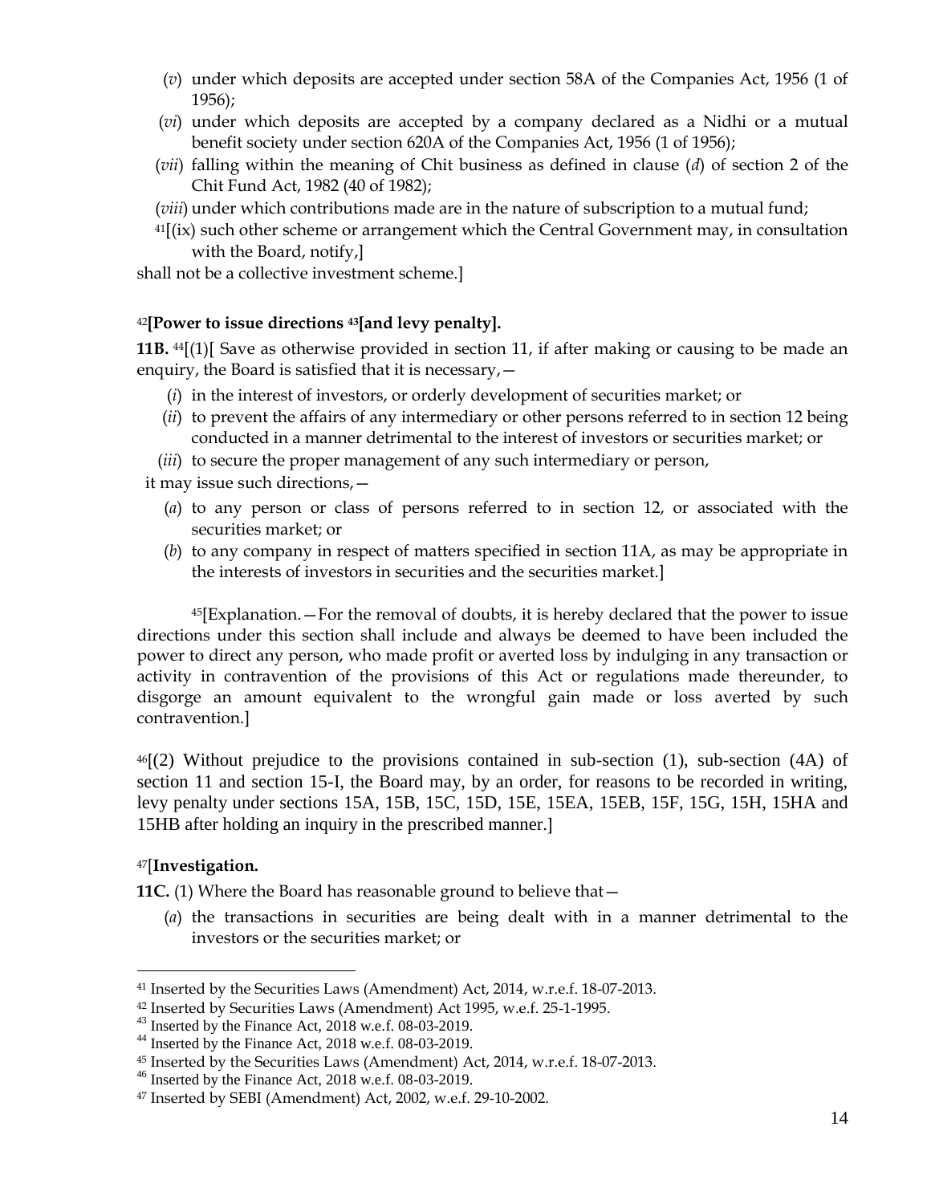(*v*) under which deposits are accepted under section 58A of the Companies Act, 1956 (1 of 1956);

(*vi*) under which deposits are accepted by a company declared as a Nidhi or a mutual benefit society under section 620A of the Companies Act, 1956 (1 of 1956);

(*vii*) falling within the meaning of Chit business as defined in clause (*d*) of section 2 of the Chit Fund Act, 1982 (40 of 1982);

(*viii*) under which contributions made are in the nature of subscription to a mutual fund;

[41][(ix) such other scheme or arrangement which the Central Government may, in consultation with the Board, notify,]

shall not be a collective investment scheme.]

[42]**[Power to issue directions [43][and levy penalty].**

**11B.** [44][(1)[ Save as otherwise provided in section 11, if after making or causing to be made an enquiry, the Board is satisfied that it is necessary,—

(*i*) in the interest of investors, or orderly development of securities market; or

(*ii*) to prevent the affairs of any intermediary or other persons referred to in section 12 being conducted in a manner detrimental to the interest of investors or securities market; or

(*iii*) to secure the proper management of any such intermediary or person,

it may issue such directions,—

(*a*) to any person or class of persons referred to in section 12, or associated with the securities market; or

(*b*) to any company in respect of matters specified in section 11A, as may be appropriate in the interests of investors in securities and the securities market.]

[45][Explanation.—For the removal of doubts, it is hereby declared that the power to issue directions under this section shall include and always be deemed to have been included the power to direct any person, who made profit or averted loss by indulging in any transaction or activity in contravention of the provisions of this Act or regulations made thereunder, to disgorge an amount equivalent to the wrongful gain made or loss averted by such contravention.]

[46][(2) Without prejudice to the provisions contained in sub-section (1), sub-section (4A) of section 11 and section 15-I, the Board may, by an order, for reasons to be recorded in writing, levy penalty under sections 15A, 15B, 15C, 15D, 15E, 15EA, 15EB, 15F, 15G, 15H, 15HA and 15HB after holding an inquiry in the prescribed manner.]

[47][**Investigation.**

**11C.** (1) Where the Board has reasonable ground to believe that—

(*a*) the transactions in securities are being dealt with in a manner detrimental to the investors or the securities market; or

---

[41] Inserted by the Securities Laws (Amendment) Act, 2014, w.r.e.f. 18-07-2013.

[42] Inserted by Securities Laws (Amendment) Act 1995, w.e.f. 25-1-1995.

[43] Inserted by the Finance Act, 2018 w.e.f. 08-03-2019.

[44] Inserted by the Finance Act, 2018 w.e.f. 08-03-2019.

[45] Inserted by the Securities Laws (Amendment) Act, 2014, w.r.e.f. 18-07-2013.

[46] Inserted by the Finance Act, 2018 w.e.f. 08-03-2019.

[47] Inserted by SEBI (Amendment) Act, 2002, w.e.f. 29-10-2002.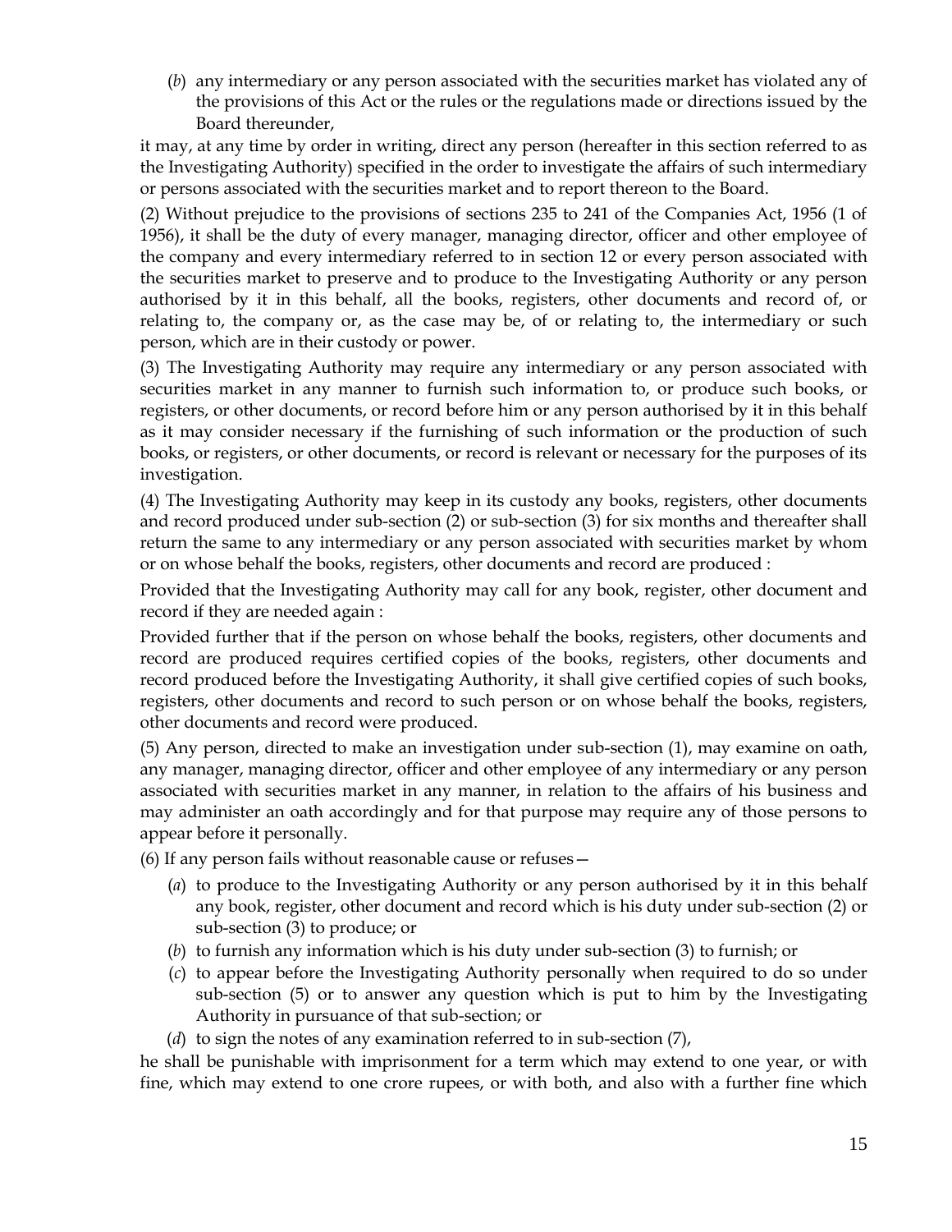(*b*) any intermediary or any person associated with the securities market has violated any of the provisions of this Act or the rules or the regulations made or directions issued by the Board thereunder,

it may, at any time by order in writing, direct any person (hereafter in this section referred to as the Investigating Authority) specified in the order to investigate the affairs of such intermediary or persons associated with the securities market and to report thereon to the Board.

(2) Without prejudice to the provisions of sections 235 to 241 of the Companies Act, 1956 (1 of 1956), it shall be the duty of every manager, managing director, officer and other employee of the company and every intermediary referred to in section 12 or every person associated with the securities market to preserve and to produce to the Investigating Authority or any person authorised by it in this behalf, all the books, registers, other documents and record of, or relating to, the company or, as the case may be, of or relating to, the intermediary or such person, which are in their custody or power.

(3) The Investigating Authority may require any intermediary or any person associated with securities market in any manner to furnish such information to, or produce such books, or registers, or other documents, or record before him or any person authorised by it in this behalf as it may consider necessary if the furnishing of such information or the production of such books, or registers, or other documents, or record is relevant or necessary for the purposes of its investigation.

(4) The Investigating Authority may keep in its custody any books, registers, other documents and record produced under sub-section (2) or sub-section (3) for six months and thereafter shall return the same to any intermediary or any person associated with securities market by whom or on whose behalf the books, registers, other documents and record are produced :

Provided that the Investigating Authority may call for any book, register, other document and record if they are needed again :

Provided further that if the person on whose behalf the books, registers, other documents and record are produced requires certified copies of the books, registers, other documents and record produced before the Investigating Authority, it shall give certified copies of such books, registers, other documents and record to such person or on whose behalf the books, registers, other documents and record were produced.

(5) Any person, directed to make an investigation under sub-section (1), may examine on oath, any manager, managing director, officer and other employee of any intermediary or any person associated with securities market in any manner, in relation to the affairs of his business and may administer an oath accordingly and for that purpose may require any of those persons to appear before it personally.

(6) If any person fails without reasonable cause or refuses—

(*a*) to produce to the Investigating Authority or any person authorised by it in this behalf any book, register, other document and record which is his duty under sub-section (2) or sub-section (3) to produce; or

(*b*) to furnish any information which is his duty under sub-section (3) to furnish; or

(*c*) to appear before the Investigating Authority personally when required to do so under sub-section (5) or to answer any question which is put to him by the Investigating Authority in pursuance of that sub-section; or

(*d*) to sign the notes of any examination referred to in sub-section (7),

he shall be punishable with imprisonment for a term which may extend to one year, or with fine, which may extend to one crore rupees, or with both, and also with a further fine which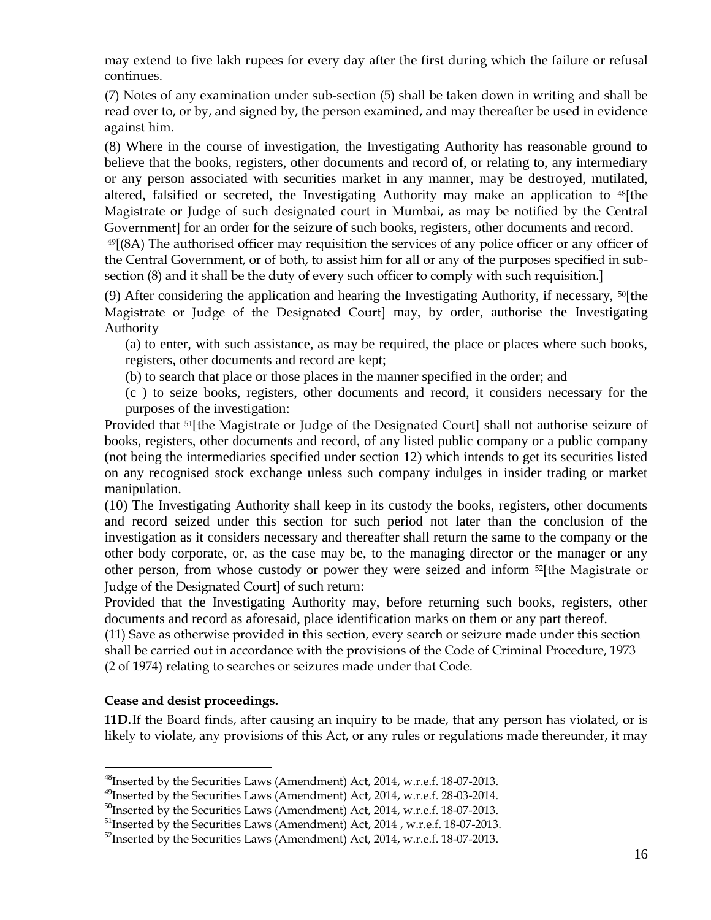may extend to five lakh rupees for every day after the first during which the failure or refusal continues.

(7) Notes of any examination under sub-section (5) shall be taken down in writing and shall be read over to, or by, and signed by, the person examined, and may thereafter be used in evidence against him.

(8) Where in the course of investigation, the Investigating Authority has reasonable ground to believe that the books, registers, other documents and record of, or relating to, any intermediary or any person associated with securities market in any manner, may be destroyed, mutilated, altered, falsified or secreted, the Investigating Authority may make an application to [48][the Magistrate or Judge of such designated court in Mumbai, as may be notified by the Central Government] for an order for the seizure of such books, registers, other documents and record.

[49][(8A) The authorised officer may requisition the services of any police officer or any officer of the Central Government, or of both, to assist him for all or any of the purposes specified in sub-section (8) and it shall be the duty of every such officer to comply with such requisition.]

(9) After considering the application and hearing the Investigating Authority, if necessary, [50][the Magistrate or Judge of the Designated Court] may, by order, authorise the Investigating Authority –

(a) to enter, with such assistance, as may be required, the place or places where such books, registers, other documents and record are kept;

(b) to search that place or those places in the manner specified in the order; and

(c ) to seize books, registers, other documents and record, it considers necessary for the purposes of the investigation:

Provided that [51][the Magistrate or Judge of the Designated Court] shall not authorise seizure of books, registers, other documents and record, of any listed public company or a public company (not being the intermediaries specified under section 12) which intends to get its securities listed on any recognised stock exchange unless such company indulges in insider trading or market manipulation.

(10) The Investigating Authority shall keep in its custody the books, registers, other documents and record seized under this section for such period not later than the conclusion of the investigation as it considers necessary and thereafter shall return the same to the company or the other body corporate, or, as the case may be, to the managing director or the manager or any other person, from whose custody or power they were seized and inform [52][the Magistrate or Judge of the Designated Court] of such return:

Provided that the Investigating Authority may, before returning such books, registers, other documents and record as aforesaid, place identification marks on them or any part thereof.

(11) Save as otherwise provided in this section, every search or seizure made under this section shall be carried out in accordance with the provisions of the Code of Criminal Procedure, 1973 (2 of 1974) relating to searches or seizures made under that Code.

**Cease and desist proceedings.**

**11D.** If the Board finds, after causing an inquiry to be made, that any person has violated, or is likely to violate, any provisions of this Act, or any rules or regulations made thereunder, it may

---

[48] Inserted by the Securities Laws (Amendment) Act, 2014, w.r.e.f. 18-07-2013.

[49] Inserted by the Securities Laws (Amendment) Act, 2014, w.r.e.f. 28-03-2014.

[50] Inserted by the Securities Laws (Amendment) Act, 2014, w.r.e.f. 18-07-2013.

[51] Inserted by the Securities Laws (Amendment) Act, 2014 , w.r.e.f. 18-07-2013.

[52] Inserted by the Securities Laws (Amendment) Act, 2014, w.r.e.f. 18-07-2013.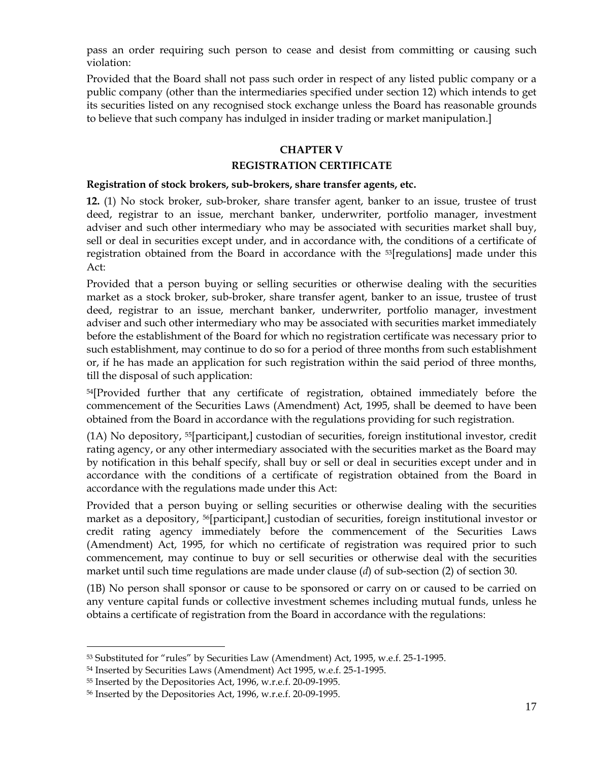pass an order requiring such person to cease and desist from committing or causing such violation:

Provided that the Board shall not pass such order in respect of any listed public company or a public company (other than the intermediaries specified under section 12) which intends to get its securities listed on any recognised stock exchange unless the Board has reasonable grounds to believe that such company has indulged in insider trading or market manipulation.]

## CHAPTER V

## REGISTRATION CERTIFICATE

**Registration of stock brokers, sub-brokers, share transfer agents, etc.**

**12.** (1) No stock broker, sub-broker, share transfer agent, banker to an issue, trustee of trust deed, registrar to an issue, merchant banker, underwriter, portfolio manager, investment adviser and such other intermediary who may be associated with securities market shall buy, sell or deal in securities except under, and in accordance with, the conditions of a certificate of registration obtained from the Board in accordance with the [53][regulations] made under this Act:

Provided that a person buying or selling securities or otherwise dealing with the securities market as a stock broker, sub-broker, share transfer agent, banker to an issue, trustee of trust deed, registrar to an issue, merchant banker, underwriter, portfolio manager, investment adviser and such other intermediary who may be associated with securities market immediately before the establishment of the Board for which no registration certificate was necessary prior to such establishment, may continue to do so for a period of three months from such establishment or, if he has made an application for such registration within the said period of three months, till the disposal of such application:

[54][Provided further that any certificate of registration, obtained immediately before the commencement of the Securities Laws (Amendment) Act, 1995, shall be deemed to have been obtained from the Board in accordance with the regulations providing for such registration.

(1A) No depository, [55][participant,] custodian of securities, foreign institutional investor, credit rating agency, or any other intermediary associated with the securities market as the Board may by notification in this behalf specify, shall buy or sell or deal in securities except under and in accordance with the conditions of a certificate of registration obtained from the Board in accordance with the regulations made under this Act:

Provided that a person buying or selling securities or otherwise dealing with the securities market as a depository, [56][participant,] custodian of securities, foreign institutional investor or credit rating agency immediately before the commencement of the Securities Laws (Amendment) Act, 1995, for which no certificate of registration was required prior to such commencement, may continue to buy or sell securities or otherwise deal with the securities market until such time regulations are made under clause (*d*) of sub-section (2) of section 30.

(1B) No person shall sponsor or cause to be sponsored or carry on or caused to be carried on any venture capital funds or collective investment schemes including mutual funds, unless he obtains a certificate of registration from the Board in accordance with the regulations:

---

[53] Substituted for "rules" by Securities Law (Amendment) Act, 1995, w.e.f. 25-1-1995.

[54] Inserted by Securities Laws (Amendment) Act 1995, w.e.f. 25-1-1995.

[55] Inserted by the Depositories Act, 1996, w.r.e.f. 20-09-1995.

[56] Inserted by the Depositories Act, 1996, w.r.e.f. 20-09-1995.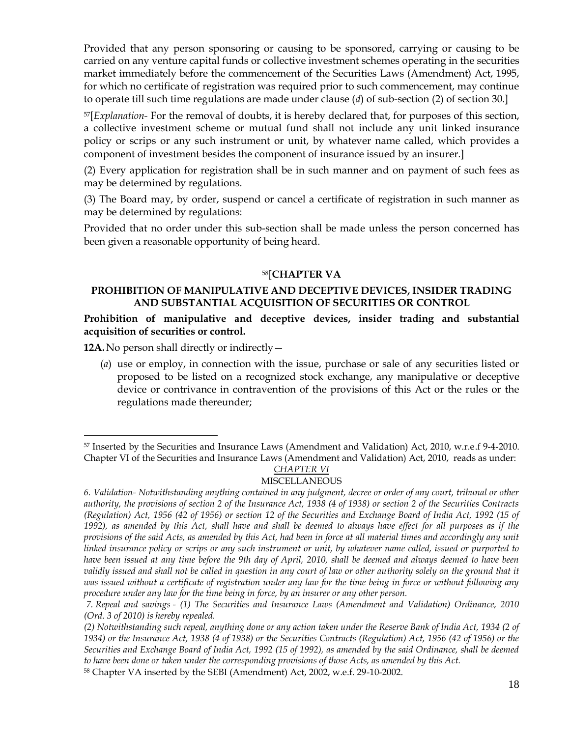Provided that any person sponsoring or causing to be sponsored, carrying or causing to be carried on any venture capital funds or collective investment schemes operating in the securities market immediately before the commencement of the Securities Laws (Amendment) Act, 1995, for which no certificate of registration was required prior to such commencement, may continue to operate till such time regulations are made under clause (*d*) of sub-section (2) of section 30.]

[57][*Explanation*- For the removal of doubts, it is hereby declared that, for purposes of this section, a collective investment scheme or mutual fund shall not include any unit linked insurance policy or scrips or any such instrument or unit, by whatever name called, which provides a component of investment besides the component of insurance issued by an insurer.]

(2) Every application for registration shall be in such manner and on payment of such fees as may be determined by regulations.

(3) The Board may, by order, suspend or cancel a certificate of registration in such manner as may be determined by regulations:

Provided that no order under this sub-section shall be made unless the person concerned has been given a reasonable opportunity of being heard.

## [58][CHAPTER VA

## PROHIBITION OF MANIPULATIVE AND DECEPTIVE DEVICES, INSIDER TRADING AND SUBSTANTIAL ACQUISITION OF SECURITIES OR CONTROL

**Prohibition of manipulative and deceptive devices, insider trading and substantial acquisition of securities or control.**

**12A.** No person shall directly or indirectly—

(*a*) use or employ, in connection with the issue, purchase or sale of any securities listed or proposed to be listed on a recognized stock exchange, any manipulative or deceptive device or contrivance in contravention of the provisions of this Act or the rules or the regulations made thereunder;

---

[57] Inserted by the Securities and Insurance Laws (Amendment and Validation) Act, 2010, w.r.e.f 9-4-2010. Chapter VI of the Securities and Insurance Laws (Amendment and Validation) Act, 2010, reads as under:

*CHAPTER VI*

MISCELLANEOUS

*6. Validation- Notwithstanding anything contained in any judgment, decree or order of any court, tribunal or other authority, the provisions of section 2 of the Insurance Act, 1938 (4 of 1938) or section 2 of the Securities Contracts (Regulation) Act, 1956 (42 of 1956) or section 12 of the Securities and Exchange Board of India Act, 1992 (15 of 1992), as amended by this Act, shall have and shall be deemed to always have effect for all purposes as if the provisions of the said Acts, as amended by this Act, had been in force at all material times and accordingly any unit linked insurance policy or scrips or any such instrument or unit, by whatever name called, issued or purported to have been issued at any time before the 9th day of April, 2010, shall be deemed and always deemed to have been validly issued and shall not be called in question in any court of law or other authority solely on the ground that it was issued without a certificate of registration under any law for the time being in force or without following any procedure under any law for the time being in force, by an insurer or any other person.*

*7. Repeal and savings - (1) The Securities and Insurance Laws (Amendment and Validation) Ordinance, 2010 (Ord. 3 of 2010) is hereby repealed.*

*(2) Notwithstanding such repeal, anything done or any action taken under the Reserve Bank of India Act, 1934 (2 of 1934) or the Insurance Act, 1938 (4 of 1938) or the Securities Contracts (Regulation) Act, 1956 (42 of 1956) or the Securities and Exchange Board of India Act, 1992 (15 of 1992), as amended by the said Ordinance, shall be deemed to have been done or taken under the corresponding provisions of those Acts, as amended by this Act.*

[58] Chapter VA inserted by the SEBI (Amendment) Act, 2002, w.e.f. 29-10-2002.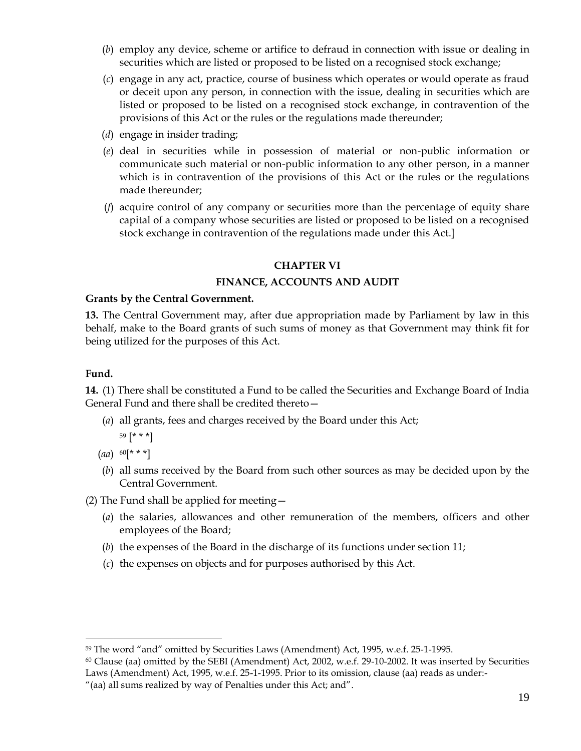(*b*) employ any device, scheme or artifice to defraud in connection with issue or dealing in securities which are listed or proposed to be listed on a recognised stock exchange;

(*c*) engage in any act, practice, course of business which operates or would operate as fraud or deceit upon any person, in connection with the issue, dealing in securities which are listed or proposed to be listed on a recognised stock exchange, in contravention of the provisions of this Act or the rules or the regulations made thereunder;

(*d*) engage in insider trading;

(*e*) deal in securities while in possession of material or non-public information or communicate such material or non-public information to any other person, in a manner which is in contravention of the provisions of this Act or the rules or the regulations made thereunder;

(*f*) acquire control of any company or securities more than the percentage of equity share capital of a company whose securities are listed or proposed to be listed on a recognised stock exchange in contravention of the regulations made under this Act.]

## CHAPTER VI

## FINANCE, ACCOUNTS AND AUDIT

**Grants by the Central Government.**

**13.** The Central Government may, after due appropriation made by Parliament by law in this behalf, make to the Board grants of such sums of money as that Government may think fit for being utilized for the purposes of this Act.

**Fund.**

**14.** (1) There shall be constituted a Fund to be called the Securities and Exchange Board of India General Fund and there shall be credited thereto—

(*a*) all grants, fees and charges received by the Board under this Act;

[59] [* * *]

(*aa*) [60][* * *]

(*b*) all sums received by the Board from such other sources as may be decided upon by the Central Government.

(2) The Fund shall be applied for meeting—

(*a*) the salaries, allowances and other remuneration of the members, officers and other employees of the Board;

(*b*) the expenses of the Board in the discharge of its functions under section 11;

(*c*) the expenses on objects and for purposes authorised by this Act.

---

[59] The word "and" omitted by Securities Laws (Amendment) Act, 1995, w.e.f. 25-1-1995.

[60] Clause (aa) omitted by the SEBI (Amendment) Act, 2002, w.e.f. 29-10-2002. It was inserted by Securities Laws (Amendment) Act, 1995, w.e.f. 25-1-1995. Prior to its omission, clause (aa) reads as under:-

"(aa) all sums realized by way of Penalties under this Act; and".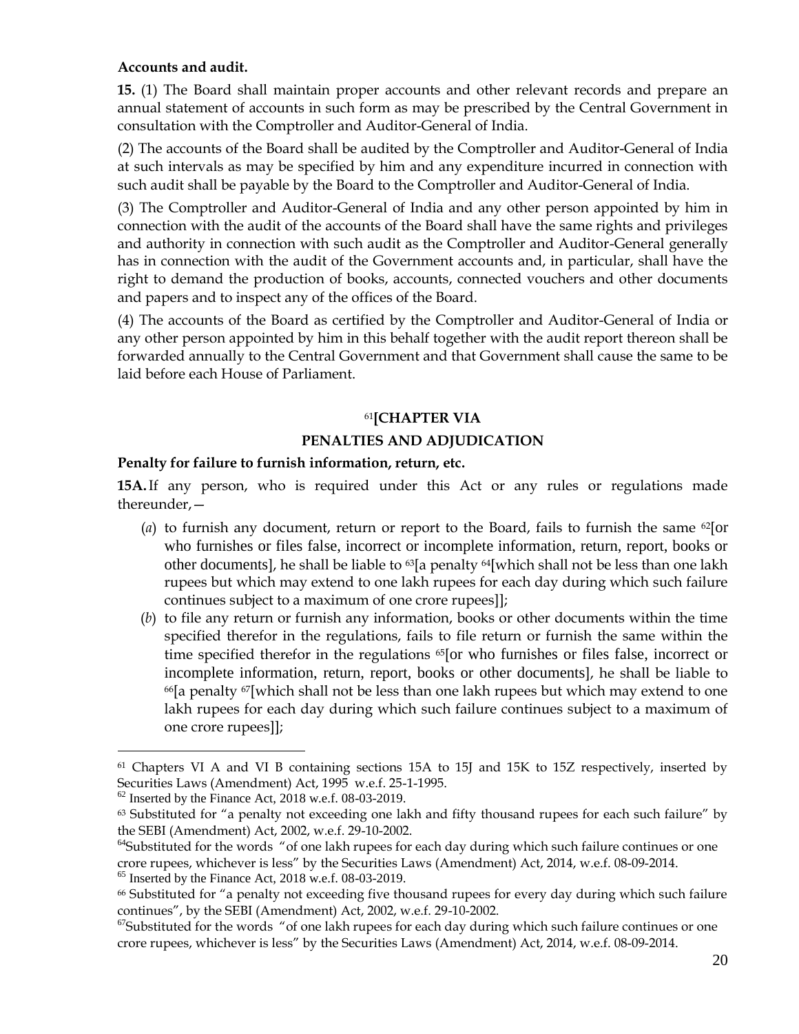**Accounts and audit.**

**15.** (1) The Board shall maintain proper accounts and other relevant records and prepare an annual statement of accounts in such form as may be prescribed by the Central Government in consultation with the Comptroller and Auditor-General of India.

(2) The accounts of the Board shall be audited by the Comptroller and Auditor-General of India at such intervals as may be specified by him and any expenditure incurred in connection with such audit shall be payable by the Board to the Comptroller and Auditor-General of India.

(3) The Comptroller and Auditor-General of India and any other person appointed by him in connection with the audit of the accounts of the Board shall have the same rights and privileges and authority in connection with such audit as the Comptroller and Auditor-General generally has in connection with the audit of the Government accounts and, in particular, shall have the right to demand the production of books, accounts, connected vouchers and other documents and papers and to inspect any of the offices of the Board.

(4) The accounts of the Board as certified by the Comptroller and Auditor-General of India or any other person appointed by him in this behalf together with the audit report thereon shall be forwarded annually to the Central Government and that Government shall cause the same to be laid before each House of Parliament.

## [61][CHAPTER VIA

## PENALTIES AND ADJUDICATION

**Penalty for failure to furnish information, return, etc.**

**15A.** If any person, who is required under this Act or any rules or regulations made thereunder,—

(*a*) to furnish any document, return or report to the Board, fails to furnish the same [62][or who furnishes or files false, incorrect or incomplete information, return, report, books or other documents], he shall be liable to [63][a penalty [64][which shall not be less than one lakh rupees but which may extend to one lakh rupees for each day during which such failure continues subject to a maximum of one crore rupees]];

(*b*) to file any return or furnish any information, books or other documents within the time specified therefor in the regulations, fails to file return or furnish the same within the time specified therefor in the regulations [65][or who furnishes or files false, incorrect or incomplete information, return, report, books or other documents], he shall be liable to [66][a penalty [67][which shall not be less than one lakh rupees but which may extend to one lakh rupees for each day during which such failure continues subject to a maximum of one crore rupees]];

---

[61] Chapters VI A and VI B containing sections 15A to 15J and 15K to 15Z respectively, inserted by Securities Laws (Amendment) Act, 1995 w.e.f. 25-1-1995.

[62] Inserted by the Finance Act, 2018 w.e.f. 08-03-2019.

[63] Substituted for "a penalty not exceeding one lakh and fifty thousand rupees for each such failure" by the SEBI (Amendment) Act, 2002, w.e.f. 29-10-2002.

[64] Substituted for the words "of one lakh rupees for each day during which such failure continues or one crore rupees, whichever is less" by the Securities Laws (Amendment) Act, 2014, w.e.f. 08-09-2014.

[65] Inserted by the Finance Act, 2018 w.e.f. 08-03-2019.

[66] Substituted for "a penalty not exceeding five thousand rupees for every day during which such failure continues", by the SEBI (Amendment) Act, 2002, w.e.f. 29-10-2002.

[67] Substituted for the words "of one lakh rupees for each day during which such failure continues or one crore rupees, whichever is less" by the Securities Laws (Amendment) Act, 2014, w.e.f. 08-09-2014.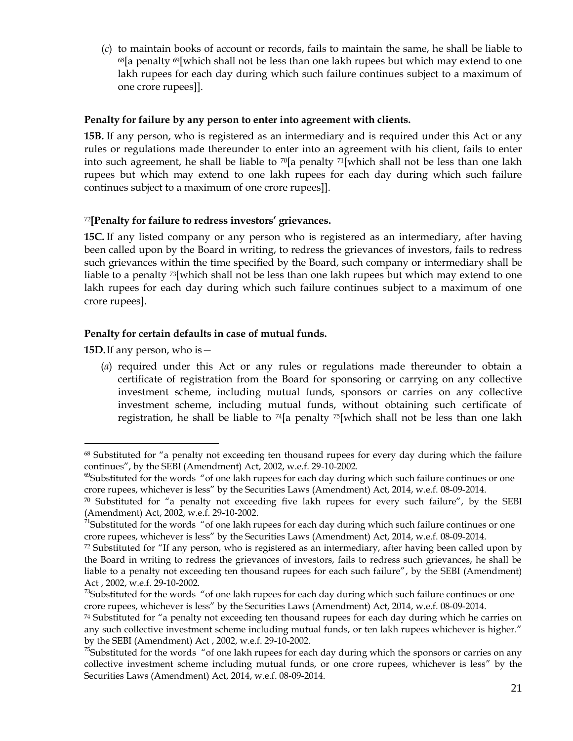(*c*) to maintain books of account or records, fails to maintain the same, he shall be liable to [68][a penalty [69][which shall not be less than one lakh rupees but which may extend to one lakh rupees for each day during which such failure continues subject to a maximum of one crore rupees]].

**Penalty for failure by any person to enter into agreement with clients.**

**15B.** If any person, who is registered as an intermediary and is required under this Act or any rules or regulations made thereunder to enter into an agreement with his client, fails to enter into such agreement, he shall be liable to [70][a penalty [71][which shall not be less than one lakh rupees but which may extend to one lakh rupees for each day during which such failure continues subject to a maximum of one crore rupees]].

[72]**[Penalty for failure to redress investors' grievances.**

**15C.** If any listed company or any person who is registered as an intermediary, after having been called upon by the Board in writing, to redress the grievances of investors, fails to redress such grievances within the time specified by the Board, such company or intermediary shall be liable to a penalty [73][which shall not be less than one lakh rupees but which may extend to one lakh rupees for each day during which such failure continues subject to a maximum of one crore rupees].

**Penalty for certain defaults in case of mutual funds.**

**15D.** If any person, who is—

(*a*) required under this Act or any rules or regulations made thereunder to obtain a certificate of registration from the Board for sponsoring or carrying on any collective investment scheme, including mutual funds, sponsors or carries on any collective investment scheme, including mutual funds, without obtaining such certificate of registration, he shall be liable to [74][a penalty [75][which shall not be less than one lakh

---

[68] Substituted for "a penalty not exceeding ten thousand rupees for every day during which the failure continues", by the SEBI (Amendment) Act, 2002, w.e.f. 29-10-2002.

[69] Substituted for the words "of one lakh rupees for each day during which such failure continues or one crore rupees, whichever is less" by the Securities Laws (Amendment) Act, 2014, w.e.f. 08-09-2014.

[70] Substituted for "a penalty not exceeding five lakh rupees for every such failure", by the SEBI (Amendment) Act, 2002, w.e.f. 29-10-2002.

[71] Substituted for the words "of one lakh rupees for each day during which such failure continues or one crore rupees, whichever is less" by the Securities Laws (Amendment) Act, 2014, w.e.f. 08-09-2014.

[72] Substituted for "If any person, who is registered as an intermediary, after having been called upon by the Board in writing to redress the grievances of investors, fails to redress such grievances, he shall be liable to a penalty not exceeding ten thousand rupees for each such failure", by the SEBI (Amendment) Act , 2002, w.e.f. 29-10-2002.

[73] Substituted for the words "of one lakh rupees for each day during which such failure continues or one crore rupees, whichever is less" by the Securities Laws (Amendment) Act, 2014, w.e.f. 08-09-2014.

[74] Substituted for "a penalty not exceeding ten thousand rupees for each day during which he carries on any such collective investment scheme including mutual funds, or ten lakh rupees whichever is higher." by the SEBI (Amendment) Act , 2002, w.e.f. 29-10-2002.

[75] Substituted for the words "of one lakh rupees for each day during which the sponsors or carries on any collective investment scheme including mutual funds, or one crore rupees, whichever is less" by the Securities Laws (Amendment) Act, 2014, w.e.f. 08-09-2014.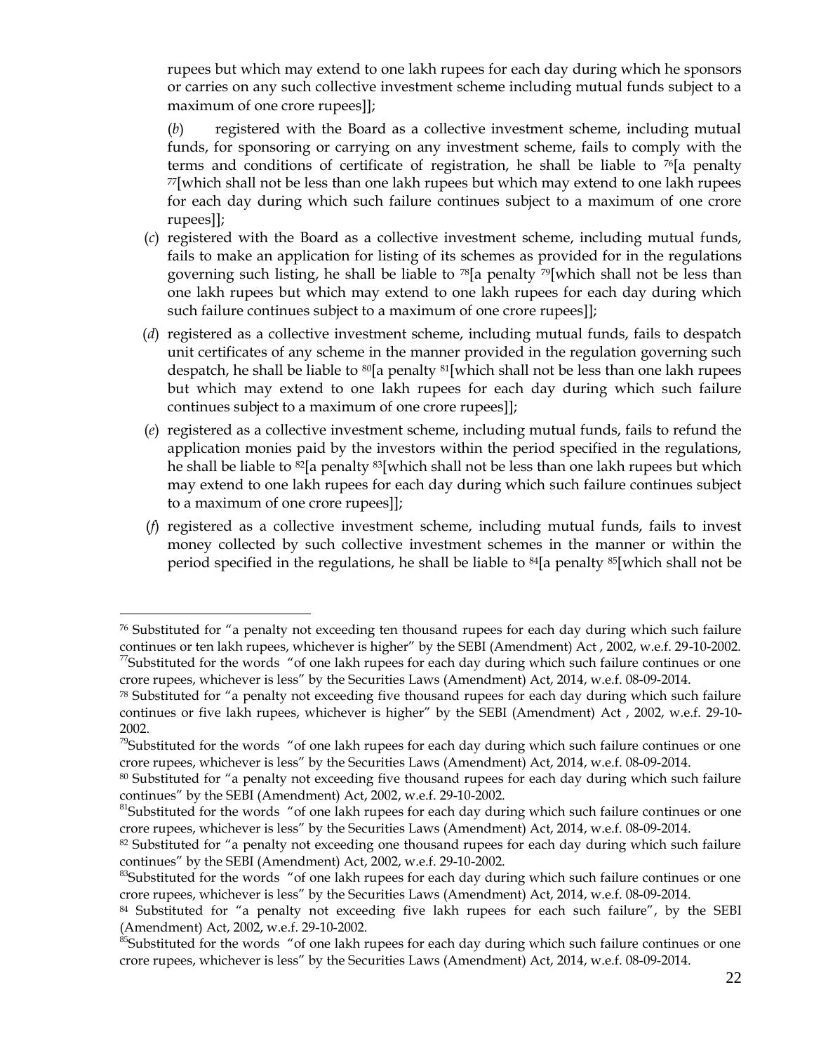rupees but which may extend to one lakh rupees for each day during which he sponsors or carries on any such collective investment scheme including mutual funds subject to a maximum of one crore rupees]];

(*b*) registered with the Board as a collective investment scheme, including mutual funds, for sponsoring or carrying on any investment scheme, fails to comply with the terms and conditions of certificate of registration, he shall be liable to [76][a penalty [77][which shall not be less than one lakh rupees but which may extend to one lakh rupees for each day during which such failure continues subject to a maximum of one crore rupees]];

(*c*) registered with the Board as a collective investment scheme, including mutual funds, fails to make an application for listing of its schemes as provided for in the regulations governing such listing, he shall be liable to [78][a penalty [79][which shall not be less than one lakh rupees but which may extend to one lakh rupees for each day during which such failure continues subject to a maximum of one crore rupees]];

(*d*) registered as a collective investment scheme, including mutual funds, fails to despatch unit certificates of any scheme in the manner provided in the regulation governing such despatch, he shall be liable to [80][a penalty [81][which shall not be less than one lakh rupees but which may extend to one lakh rupees for each day during which such failure continues subject to a maximum of one crore rupees]];

(*e*) registered as a collective investment scheme, including mutual funds, fails to refund the application monies paid by the investors within the period specified in the regulations, he shall be liable to [82][a penalty [83][which shall not be less than one lakh rupees but which may extend to one lakh rupees for each day during which such failure continues subject to a maximum of one crore rupees]];

(*f*) registered as a collective investment scheme, including mutual funds, fails to invest money collected by such collective investment schemes in the manner or within the period specified in the regulations, he shall be liable to [84][a penalty [85][which shall not be

---

[76] Substituted for "a penalty not exceeding ten thousand rupees for each day during which such failure continues or ten lakh rupees, whichever is higher" by the SEBI (Amendment) Act , 2002, w.e.f. 29-10-2002.

[77] Substituted for the words "of one lakh rupees for each day during which such failure continues or one crore rupees, whichever is less" by the Securities Laws (Amendment) Act, 2014, w.e.f. 08-09-2014.

[78] Substituted for "a penalty not exceeding five thousand rupees for each day during which such failure continues or five lakh rupees, whichever is higher" by the SEBI (Amendment) Act , 2002, w.e.f. 29-10-2002.

[79] Substituted for the words "of one lakh rupees for each day during which such failure continues or one crore rupees, whichever is less" by the Securities Laws (Amendment) Act, 2014, w.e.f. 08-09-2014.

[80] Substituted for "a penalty not exceeding five thousand rupees for each day during which such failure continues" by the SEBI (Amendment) Act, 2002, w.e.f. 29-10-2002.

[81] Substituted for the words "of one lakh rupees for each day during which such failure continues or one crore rupees, whichever is less" by the Securities Laws (Amendment) Act, 2014, w.e.f. 08-09-2014.

[82] Substituted for "a penalty not exceeding one thousand rupees for each day during which such failure continues" by the SEBI (Amendment) Act, 2002, w.e.f. 29-10-2002.

[83] Substituted for the words "of one lakh rupees for each day during which such failure continues or one crore rupees, whichever is less" by the Securities Laws (Amendment) Act, 2014, w.e.f. 08-09-2014.

[84] Substituted for "a penalty not exceeding five lakh rupees for each such failure", by the SEBI (Amendment) Act, 2002, w.e.f. 29-10-2002.

[85] Substituted for the words "of one lakh rupees for each day during which such failure continues or one crore rupees, whichever is less" by the Securities Laws (Amendment) Act, 2014, w.e.f. 08-09-2014.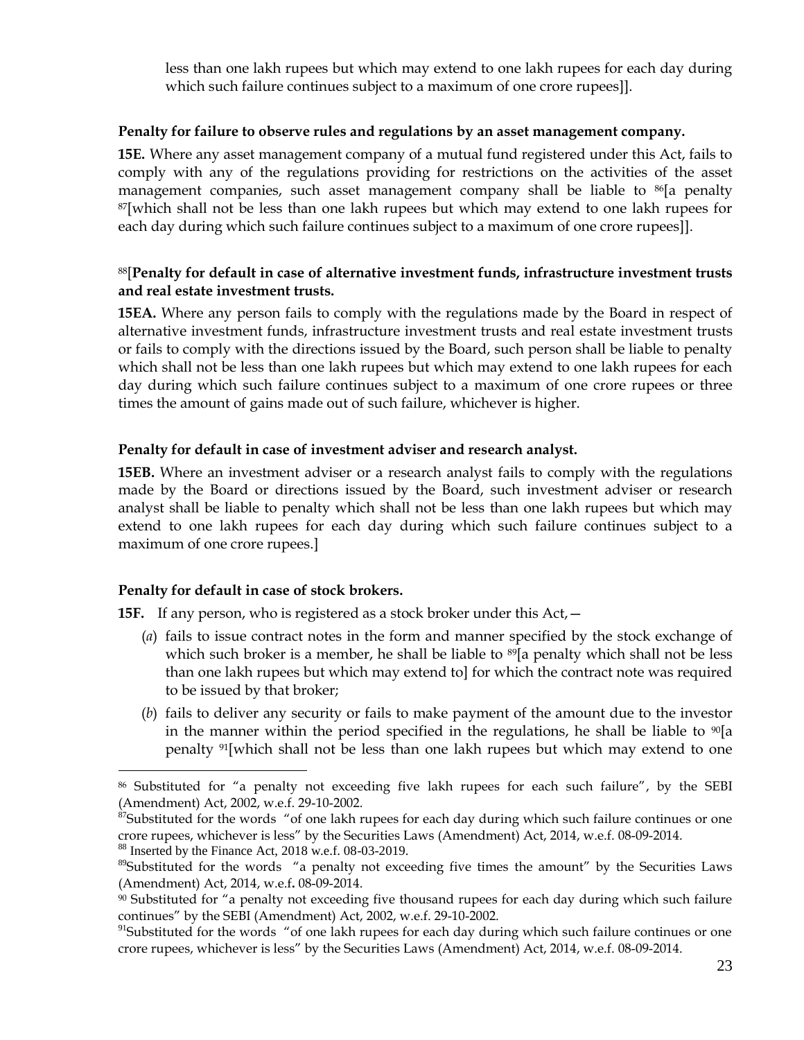less than one lakh rupees but which may extend to one lakh rupees for each day during which such failure continues subject to a maximum of one crore rupees]].

**Penalty for failure to observe rules and regulations by an asset management company.**

**15E.** Where any asset management company of a mutual fund registered under this Act, fails to comply with any of the regulations providing for restrictions on the activities of the asset management companies, such asset management company shall be liable to [86][a penalty [87][which shall not be less than one lakh rupees but which may extend to one lakh rupees for each day during which such failure continues subject to a maximum of one crore rupees]].

[88][**Penalty for default in case of alternative investment funds, infrastructure investment trusts and real estate investment trusts.**

**15EA.** Where any person fails to comply with the regulations made by the Board in respect of alternative investment funds, infrastructure investment trusts and real estate investment trusts or fails to comply with the directions issued by the Board, such person shall be liable to penalty which shall not be less than one lakh rupees but which may extend to one lakh rupees for each day during which such failure continues subject to a maximum of one crore rupees or three times the amount of gains made out of such failure, whichever is higher.

**Penalty for default in case of investment adviser and research analyst.**

**15EB.** Where an investment adviser or a research analyst fails to comply with the regulations made by the Board or directions issued by the Board, such investment adviser or research analyst shall be liable to penalty which shall not be less than one lakh rupees but which may extend to one lakh rupees for each day during which such failure continues subject to a maximum of one crore rupees.]

**Penalty for default in case of stock brokers.**

**15F.** If any person, who is registered as a stock broker under this Act,—

(*a*) fails to issue contract notes in the form and manner specified by the stock exchange of which such broker is a member, he shall be liable to [89][a penalty which shall not be less than one lakh rupees but which may extend to] for which the contract note was required to be issued by that broker;

(*b*) fails to deliver any security or fails to make payment of the amount due to the investor in the manner within the period specified in the regulations, he shall be liable to [90][a penalty [91][which shall not be less than one lakh rupees but which may extend to one

---

[86] Substituted for "a penalty not exceeding five lakh rupees for each such failure", by the SEBI (Amendment) Act, 2002, w.e.f. 29-10-2002.

[87] Substituted for the words "of one lakh rupees for each day during which such failure continues or one crore rupees, whichever is less" by the Securities Laws (Amendment) Act, 2014, w.e.f. 08-09-2014.

[88] Inserted by the Finance Act, 2018 w.e.f. 08-03-2019.

[89] Substituted for the words "a penalty not exceeding five times the amount" by the Securities Laws (Amendment) Act, 2014, w.e.f. 08-09-2014.

[90] Substituted for "a penalty not exceeding five thousand rupees for each day during which such failure continues" by the SEBI (Amendment) Act, 2002, w.e.f. 29-10-2002.

[91] Substituted for the words "of one lakh rupees for each day during which such failure continues or one crore rupees, whichever is less" by the Securities Laws (Amendment) Act, 2014, w.e.f. 08-09-2014.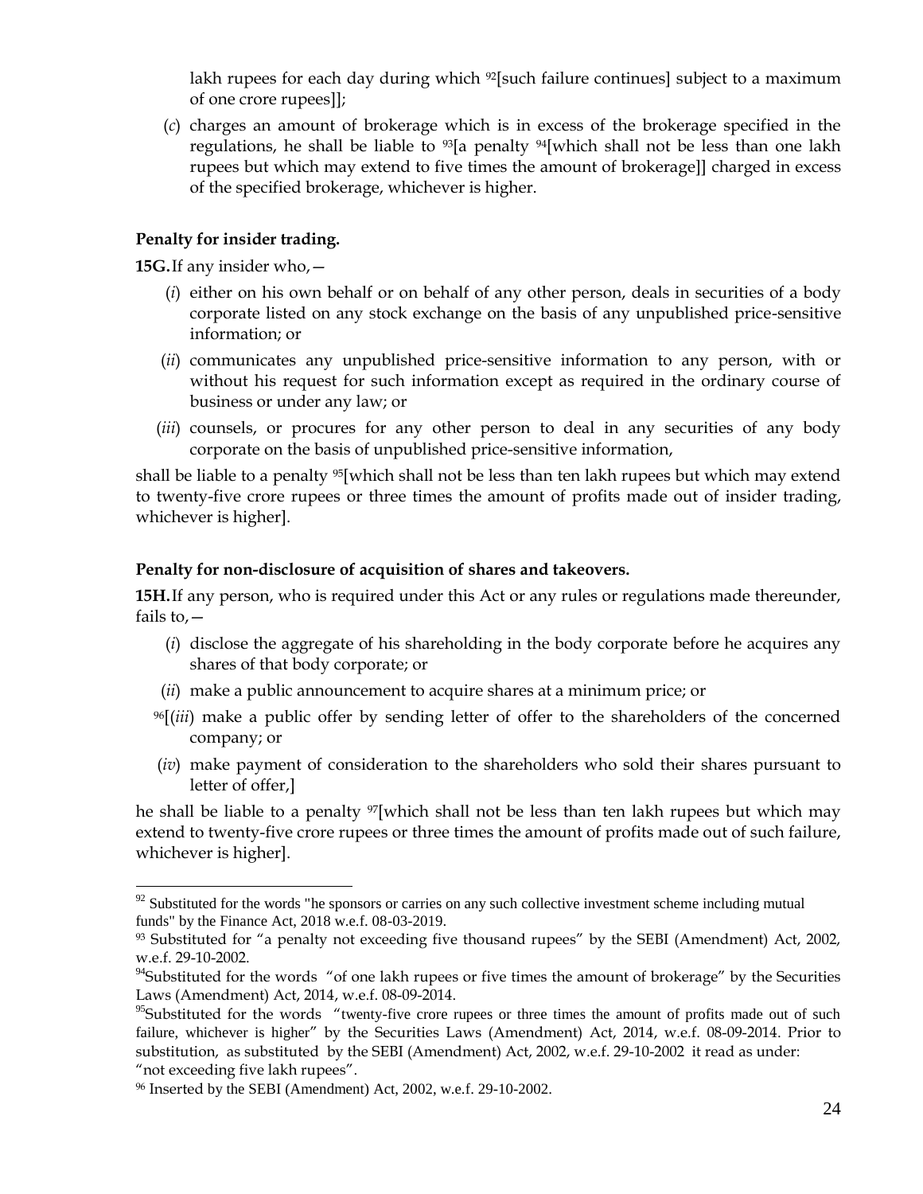lakh rupees for each day during which [92][such failure continues] subject to a maximum of one crore rupees]];

(*c*) charges an amount of brokerage which is in excess of the brokerage specified in the regulations, he shall be liable to [93][a penalty [94][which shall not be less than one lakh rupees but which may extend to five times the amount of brokerage]] charged in excess of the specified brokerage, whichever is higher.

**Penalty for insider trading.**

**15G.** If any insider who,—

(*i*) either on his own behalf or on behalf of any other person, deals in securities of a body corporate listed on any stock exchange on the basis of any unpublished price-sensitive information; or

(*ii*) communicates any unpublished price-sensitive information to any person, with or without his request for such information except as required in the ordinary course of business or under any law; or

(*iii*) counsels, or procures for any other person to deal in any securities of any body corporate on the basis of unpublished price-sensitive information,

shall be liable to a penalty [95][which shall not be less than ten lakh rupees but which may extend to twenty-five crore rupees or three times the amount of profits made out of insider trading, whichever is higher].

**Penalty for non-disclosure of acquisition of shares and takeovers.**

**15H.** If any person, who is required under this Act or any rules or regulations made thereunder, fails to,—

(*i*) disclose the aggregate of his shareholding in the body corporate before he acquires any shares of that body corporate; or

(*ii*) make a public announcement to acquire shares at a minimum price; or

[96][(*iii*) make a public offer by sending letter of offer to the shareholders of the concerned company; or

(*iv*) make payment of consideration to the shareholders who sold their shares pursuant to letter of offer,]

he shall be liable to a penalty [97][which shall not be less than ten lakh rupees but which may extend to twenty-five crore rupees or three times the amount of profits made out of such failure, whichever is higher].

---

[92] Substituted for the words "he sponsors or carries on any such collective investment scheme including mutual funds" by the Finance Act, 2018 w.e.f. 08-03-2019.

[93] Substituted for "a penalty not exceeding five thousand rupees" by the SEBI (Amendment) Act, 2002, w.e.f. 29-10-2002.

[94] Substituted for the words "of one lakh rupees or five times the amount of brokerage" by the Securities Laws (Amendment) Act, 2014, w.e.f. 08-09-2014.

[95] Substituted for the words "twenty-five crore rupees or three times the amount of profits made out of such failure, whichever is higher" by the Securities Laws (Amendment) Act, 2014, w.e.f. 08-09-2014. Prior to substitution, as substituted by the SEBI (Amendment) Act, 2002, w.e.f. 29-10-2002 it read as under: "not exceeding five lakh rupees".

[96] Inserted by the SEBI (Amendment) Act, 2002, w.e.f. 29-10-2002.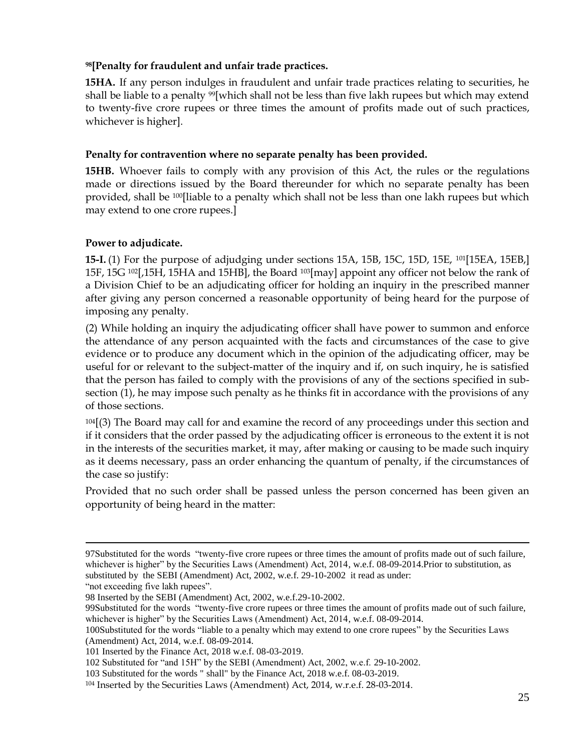**[98][Penalty for fraudulent and unfair trade practices.**

**15HA.** If any person indulges in fraudulent and unfair trade practices relating to securities, he shall be liable to a penalty [99][which shall not be less than five lakh rupees but which may extend to twenty-five crore rupees or three times the amount of profits made out of such practices, whichever is higher].

**Penalty for contravention where no separate penalty has been provided.**

**15HB.** Whoever fails to comply with any provision of this Act, the rules or the regulations made or directions issued by the Board thereunder for which no separate penalty has been provided, shall be [100][liable to a penalty which shall not be less than one lakh rupees but which may extend to one crore rupees.]

**Power to adjudicate.**

**15-I.** (1) For the purpose of adjudging under sections 15A, 15B, 15C, 15D, 15E, [101][15EA, 15EB,] 15F, 15G [102][,15H, 15HA and 15HB], the Board [103][may] appoint any officer not below the rank of a Division Chief to be an adjudicating officer for holding an inquiry in the prescribed manner after giving any person concerned a reasonable opportunity of being heard for the purpose of imposing any penalty.

(2) While holding an inquiry the adjudicating officer shall have power to summon and enforce the attendance of any person acquainted with the facts and circumstances of the case to give evidence or to produce any document which in the opinion of the adjudicating officer, may be useful for or relevant to the subject-matter of the inquiry and if, on such inquiry, he is satisfied that the person has failed to comply with the provisions of any of the sections specified in sub-section (1), he may impose such penalty as he thinks fit in accordance with the provisions of any of those sections.

[104][(3) The Board may call for and examine the record of any proceedings under this section and if it considers that the order passed by the adjudicating officer is erroneous to the extent it is not in the interests of the securities market, it may, after making or causing to be made such inquiry as it deems necessary, pass an order enhancing the quantum of penalty, if the circumstances of the case so justify:

Provided that no such order shall be passed unless the person concerned has been given an opportunity of being heard in the matter:

---

97Substituted for the words "twenty-five crore rupees or three times the amount of profits made out of such failure, whichever is higher" by the Securities Laws (Amendment) Act, 2014, w.e.f. 08-09-2014.Prior to substitution, as substituted by the SEBI (Amendment) Act, 2002, w.e.f. 29-10-2002 it read as under:
"not exceeding five lakh rupees".

98 Inserted by the SEBI (Amendment) Act, 2002, w.e.f.29-10-2002.

99Substituted for the words "twenty-five crore rupees or three times the amount of profits made out of such failure, whichever is higher" by the Securities Laws (Amendment) Act, 2014, w.e.f. 08-09-2014.

100Substituted for the words "liable to a penalty which may extend to one crore rupees" by the Securities Laws (Amendment) Act, 2014, w.e.f. 08-09-2014.

101 Inserted by the Finance Act, 2018 w.e.f. 08-03-2019.

102 Substituted for "and 15H" by the SEBI (Amendment) Act, 2002, w.e.f. 29-10-2002.

103 Substituted for the words " shall" by the Finance Act, 2018 w.e.f. 08-03-2019.

104 Inserted by the Securities Laws (Amendment) Act, 2014, w.r.e.f. 28-03-2014.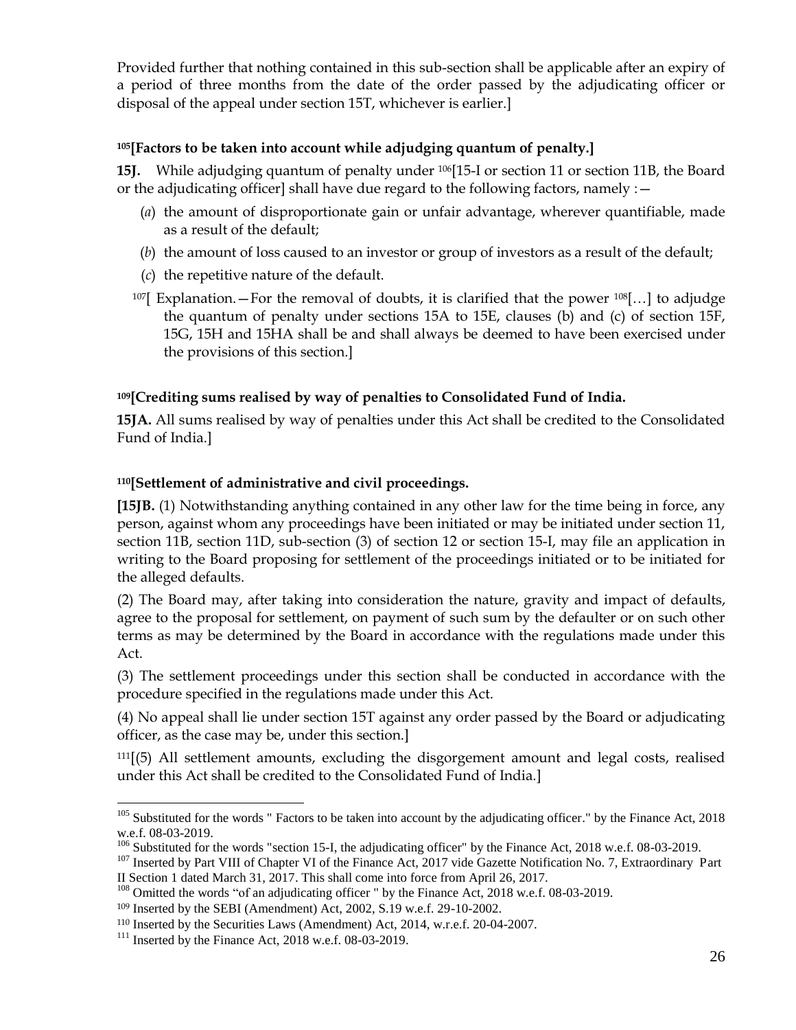Provided further that nothing contained in this sub-section shall be applicable after an expiry of a period of three months from the date of the order passed by the adjudicating officer or disposal of the appeal under section 15T, whichever is earlier.]

**[105][Factors to be taken into account while adjudging quantum of penalty.]**

**15J.** While adjudging quantum of penalty under [106][15-I or section 11 or section 11B, the Board or the adjudicating officer] shall have due regard to the following factors, namely :—

(*a*) the amount of disproportionate gain or unfair advantage, wherever quantifiable, made as a result of the default;

(*b*) the amount of loss caused to an investor or group of investors as a result of the default;

(*c*) the repetitive nature of the default.

[107][ Explanation.—For the removal of doubts, it is clarified that the power [108][…] to adjudge the quantum of penalty under sections 15A to 15E, clauses (b) and (c) of section 15F, 15G, 15H and 15HA shall be and shall always be deemed to have been exercised under the provisions of this section.]

**[109][Crediting sums realised by way of penalties to Consolidated Fund of India.**

**15JA.** All sums realised by way of penalties under this Act shall be credited to the Consolidated Fund of India.]

**[110][Settlement of administrative and civil proceedings.**

**[15JB.** (1) Notwithstanding anything contained in any other law for the time being in force, any person, against whom any proceedings have been initiated or may be initiated under section 11, section 11B, section 11D, sub-section (3) of section 12 or section 15-I, may file an application in writing to the Board proposing for settlement of the proceedings initiated or to be initiated for the alleged defaults.

(2) The Board may, after taking into consideration the nature, gravity and impact of defaults, agree to the proposal for settlement, on payment of such sum by the defaulter or on such other terms as may be determined by the Board in accordance with the regulations made under this Act.

(3) The settlement proceedings under this section shall be conducted in accordance with the procedure specified in the regulations made under this Act.

(4) No appeal shall lie under section 15T against any order passed by the Board or adjudicating officer, as the case may be, under this section.]

[111][(5) All settlement amounts, excluding the disgorgement amount and legal costs, realised under this Act shall be credited to the Consolidated Fund of India.]

---

[105] Substituted for the words " Factors to be taken into account by the adjudicating officer." by the Finance Act, 2018 w.e.f. 08-03-2019.

[106] Substituted for the words "section 15-I, the adjudicating officer" by the Finance Act, 2018 w.e.f. 08-03-2019.

[107] Inserted by Part VIII of Chapter VI of the Finance Act, 2017 vide Gazette Notification No. 7, Extraordinary Part II Section 1 dated March 31, 2017. This shall come into force from April 26, 2017.

[108] Omitted the words "of an adjudicating officer " by the Finance Act, 2018 w.e.f. 08-03-2019.

[109] Inserted by the SEBI (Amendment) Act, 2002, S.19 w.e.f. 29-10-2002.

[110] Inserted by the Securities Laws (Amendment) Act, 2014, w.r.e.f. 20-04-2007.

[111] Inserted by the Finance Act, 2018 w.e.f. 08-03-2019.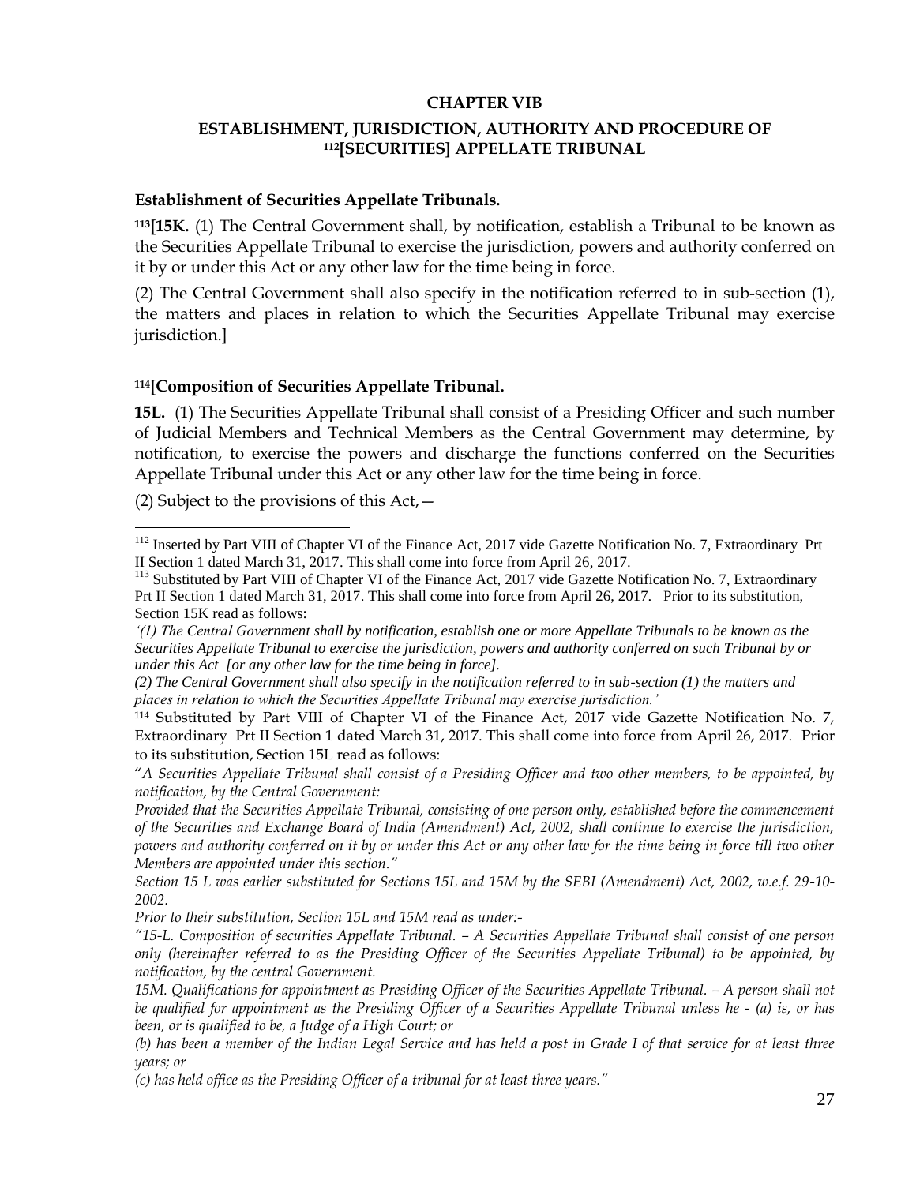## CHAPTER VIB

## ESTABLISHMENT, JURISDICTION, AUTHORITY AND PROCEDURE OF [112][SECURITIES] APPELLATE TRIBUNAL

**Establishment of Securities Appellate Tribunals.**

[113]**[15K.** (1) The Central Government shall, by notification, establish a Tribunal to be known as the Securities Appellate Tribunal to exercise the jurisdiction, powers and authority conferred on it by or under this Act or any other law for the time being in force.

(2) The Central Government shall also specify in the notification referred to in sub-section (1), the matters and places in relation to which the Securities Appellate Tribunal may exercise jurisdiction.]

[114]**[Composition of Securities Appellate Tribunal.**

**15L.** (1) The Securities Appellate Tribunal shall consist of a Presiding Officer and such number of Judicial Members and Technical Members as the Central Government may determine, by notification, to exercise the powers and discharge the functions conferred on the Securities Appellate Tribunal under this Act or any other law for the time being in force.

(2) Subject to the provisions of this Act,—

---

[112] Inserted by Part VIII of Chapter VI of the Finance Act, 2017 vide Gazette Notification No. 7, Extraordinary Prt II Section 1 dated March 31, 2017. This shall come into force from April 26, 2017.

[113] Substituted by Part VIII of Chapter VI of the Finance Act, 2017 vide Gazette Notification No. 7, Extraordinary Prt II Section 1 dated March 31, 2017. This shall come into force from April 26, 2017. Prior to its substitution, Section 15K read as follows:

*'(1) The Central Government shall by notification, establish one or more Appellate Tribunals to be known as the Securities Appellate Tribunal to exercise the jurisdiction, powers and authority conferred on such Tribunal by or under this Act [or any other law for the time being in force].*

*(2) The Central Government shall also specify in the notification referred to in sub-section (1) the matters and places in relation to which the Securities Appellate Tribunal may exercise jurisdiction.'*

[114] Substituted by Part VIII of Chapter VI of the Finance Act, 2017 vide Gazette Notification No. 7, Extraordinary Prt II Section 1 dated March 31, 2017. This shall come into force from April 26, 2017. Prior to its substitution, Section 15L read as follows:

"*A Securities Appellate Tribunal shall consist of a Presiding Officer and two other members, to be appointed, by notification, by the Central Government:*

*Provided that the Securities Appellate Tribunal, consisting of one person only, established before the commencement of the Securities and Exchange Board of India (Amendment) Act, 2002, shall continue to exercise the jurisdiction, powers and authority conferred on it by or under this Act or any other law for the time being in force till two other Members are appointed under this section."*

*Section 15 L was earlier substituted for Sections 15L and 15M by the SEBI (Amendment) Act, 2002, w.e.f. 29-10-2002.*

*Prior to their substitution, Section 15L and 15M read as under:-*

*"15-L. Composition of securities Appellate Tribunal. – A Securities Appellate Tribunal shall consist of one person only (hereinafter referred to as the Presiding Officer of the Securities Appellate Tribunal) to be appointed, by notification, by the central Government.*

*15M. Qualifications for appointment as Presiding Officer of the Securities Appellate Tribunal. – A person shall not be qualified for appointment as the Presiding Officer of a Securities Appellate Tribunal unless he - (a) is, or has been, or is qualified to be, a Judge of a High Court; or*

*(b) has been a member of the Indian Legal Service and has held a post in Grade I of that service for at least three years; or*

*(c) has held office as the Presiding Officer of a tribunal for at least three years."*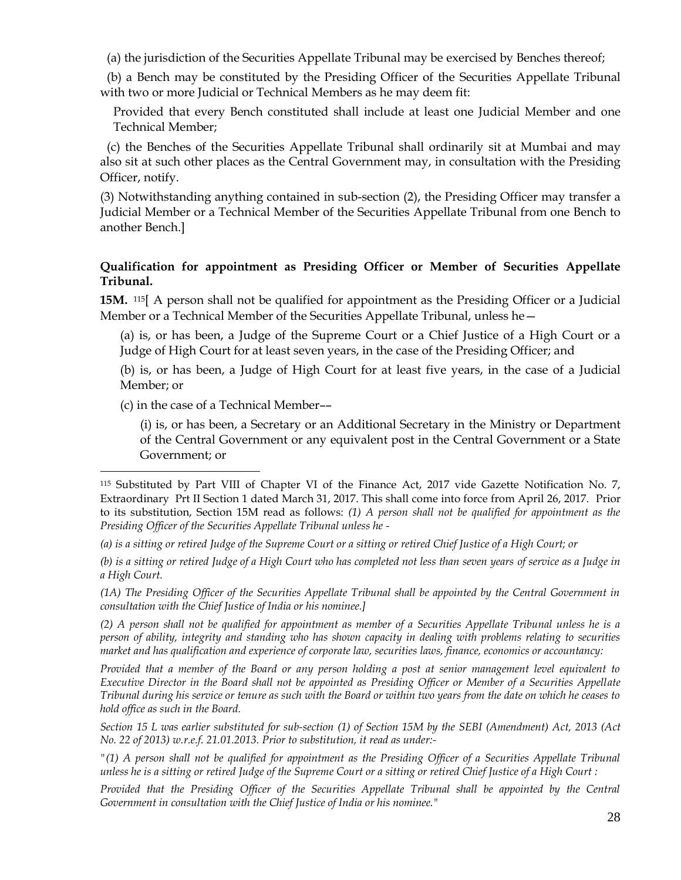(a) the jurisdiction of the Securities Appellate Tribunal may be exercised by Benches thereof;

(b) a Bench may be constituted by the Presiding Officer of the Securities Appellate Tribunal with two or more Judicial or Technical Members as he may deem fit:

Provided that every Bench constituted shall include at least one Judicial Member and one Technical Member;

(c) the Benches of the Securities Appellate Tribunal shall ordinarily sit at Mumbai and may also sit at such other places as the Central Government may, in consultation with the Presiding Officer, notify.

(3) Notwithstanding anything contained in sub-section (2), the Presiding Officer may transfer a Judicial Member or a Technical Member of the Securities Appellate Tribunal from one Bench to another Bench.]

**Qualification for appointment as Presiding Officer or Member of Securities Appellate Tribunal.**

**15M.** [115][ A person shall not be qualified for appointment as the Presiding Officer or a Judicial Member or a Technical Member of the Securities Appellate Tribunal, unless he—

(a) is, or has been, a Judge of the Supreme Court or a Chief Justice of a High Court or a Judge of High Court for at least seven years, in the case of the Presiding Officer; and

(b) is, or has been, a Judge of High Court for at least five years, in the case of a Judicial Member; or

(c) in the case of a Technical Member––

(i) is, or has been, a Secretary or an Additional Secretary in the Ministry or Department of the Central Government or any equivalent post in the Central Government or a State Government; or

---

[115] Substituted by Part VIII of Chapter VI of the Finance Act, 2017 vide Gazette Notification No. 7, Extraordinary Prt II Section 1 dated March 31, 2017. This shall come into force from April 26, 2017. Prior to its substitution, Section 15M read as follows: *(1) A person shall not be qualified for appointment as the Presiding Officer of the Securities Appellate Tribunal unless he -*

*(a) is a sitting or retired Judge of the Supreme Court or a sitting or retired Chief Justice of a High Court; or*

*(b) is a sitting or retired Judge of a High Court who has completed not less than seven years of service as a Judge in a High Court.*

*(1A) The Presiding Officer of the Securities Appellate Tribunal shall be appointed by the Central Government in consultation with the Chief Justice of India or his nominee.]*

*(2) A person shall not be qualified for appointment as member of a Securities Appellate Tribunal unless he is a person of ability, integrity and standing who has shown capacity in dealing with problems relating to securities market and has qualification and experience of corporate law, securities laws, finance, economics or accountancy:*

*Provided that a member of the Board or any person holding a post at senior management level equivalent to Executive Director in the Board shall not be appointed as Presiding Officer or Member of a Securities Appellate Tribunal during his service or tenure as such with the Board or within two years from the date on which he ceases to hold office as such in the Board.*

*Section 15 L was earlier substituted for sub-section (1) of Section 15M by the SEBI (Amendment) Act, 2013 (Act No. 22 of 2013) w.r.e.f. 21.01.2013. Prior to substitution, it read as under:-*

*"(1) A person shall not be qualified for appointment as the Presiding Officer of a Securities Appellate Tribunal unless he is a sitting or retired Judge of the Supreme Court or a sitting or retired Chief Justice of a High Court :*

*Provided that the Presiding Officer of the Securities Appellate Tribunal shall be appointed by the Central Government in consultation with the Chief Justice of India or his nominee."*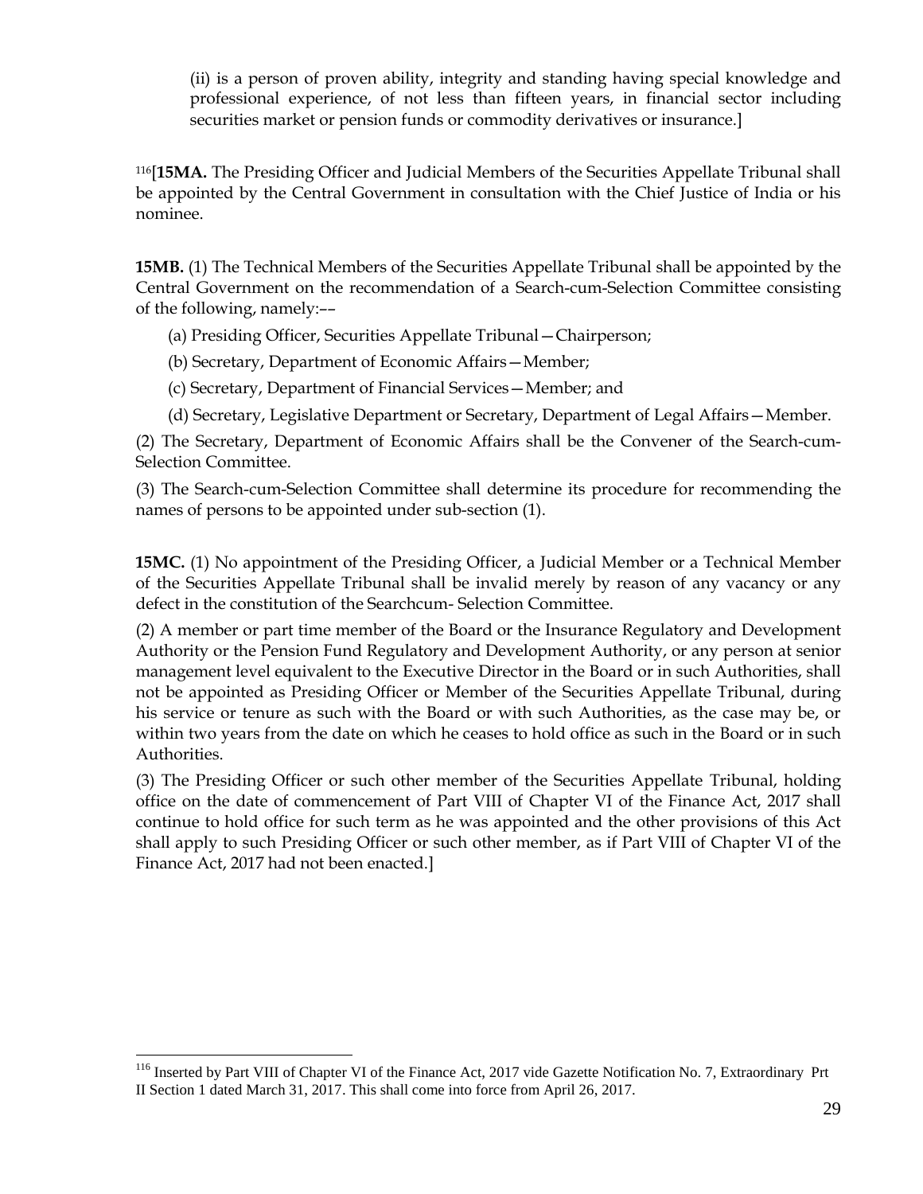(ii) is a person of proven ability, integrity and standing having special knowledge and professional experience, of not less than fifteen years, in financial sector including securities market or pension funds or commodity derivatives or insurance.]

[116][**15MA.** The Presiding Officer and Judicial Members of the Securities Appellate Tribunal shall be appointed by the Central Government in consultation with the Chief Justice of India or his nominee.

**15MB.** (1) The Technical Members of the Securities Appellate Tribunal shall be appointed by the Central Government on the recommendation of a Search-cum-Selection Committee consisting of the following, namely:––

(a) Presiding Officer, Securities Appellate Tribunal—Chairperson;

(b) Secretary, Department of Economic Affairs—Member;

(c) Secretary, Department of Financial Services—Member; and

(d) Secretary, Legislative Department or Secretary, Department of Legal Affairs—Member.

(2) The Secretary, Department of Economic Affairs shall be the Convener of the Search-cum-Selection Committee.

(3) The Search-cum-Selection Committee shall determine its procedure for recommending the names of persons to be appointed under sub-section (1).

**15MC.** (1) No appointment of the Presiding Officer, a Judicial Member or a Technical Member of the Securities Appellate Tribunal shall be invalid merely by reason of any vacancy or any defect in the constitution of the Searchcum- Selection Committee.

(2) A member or part time member of the Board or the Insurance Regulatory and Development Authority or the Pension Fund Regulatory and Development Authority, or any person at senior management level equivalent to the Executive Director in the Board or in such Authorities, shall not be appointed as Presiding Officer or Member of the Securities Appellate Tribunal, during his service or tenure as such with the Board or with such Authorities, as the case may be, or within two years from the date on which he ceases to hold office as such in the Board or in such Authorities.

(3) The Presiding Officer or such other member of the Securities Appellate Tribunal, holding office on the date of commencement of Part VIII of Chapter VI of the Finance Act, 2017 shall continue to hold office for such term as he was appointed and the other provisions of this Act shall apply to such Presiding Officer or such other member, as if Part VIII of Chapter VI of the Finance Act, 2017 had not been enacted.]

---

[116] Inserted by Part VIII of Chapter VI of the Finance Act, 2017 vide Gazette Notification No. 7, Extraordinary Prt II Section 1 dated March 31, 2017. This shall come into force from April 26, 2017.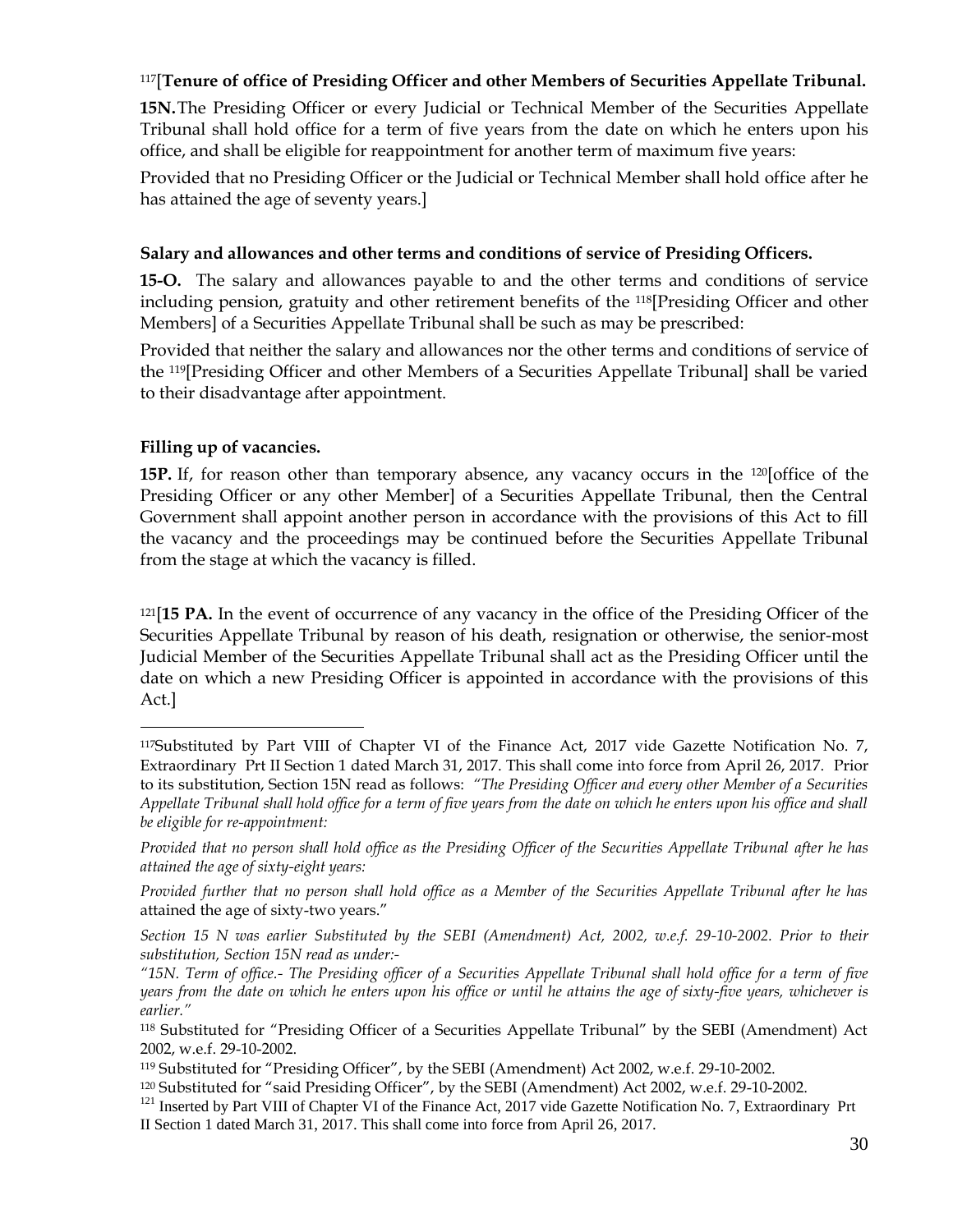[117][**Tenure of office of Presiding Officer and other Members of Securities Appellate Tribunal.**

**15N.** The Presiding Officer or every Judicial or Technical Member of the Securities Appellate Tribunal shall hold office for a term of five years from the date on which he enters upon his office, and shall be eligible for reappointment for another term of maximum five years:

Provided that no Presiding Officer or the Judicial or Technical Member shall hold office after he has attained the age of seventy years.]

**Salary and allowances and other terms and conditions of service of Presiding Officers.**

**15-O.** The salary and allowances payable to and the other terms and conditions of service including pension, gratuity and other retirement benefits of the [118][Presiding Officer and other Members] of a Securities Appellate Tribunal shall be such as may be prescribed:

Provided that neither the salary and allowances nor the other terms and conditions of service of the [119][Presiding Officer and other Members of a Securities Appellate Tribunal] shall be varied to their disadvantage after appointment.

**Filling up of vacancies.**

**15P.** If, for reason other than temporary absence, any vacancy occurs in the [120][office of the Presiding Officer or any other Member] of a Securities Appellate Tribunal, then the Central Government shall appoint another person in accordance with the provisions of this Act to fill the vacancy and the proceedings may be continued before the Securities Appellate Tribunal from the stage at which the vacancy is filled.

[121][**15 PA.** In the event of occurrence of any vacancy in the office of the Presiding Officer of the Securities Appellate Tribunal by reason of his death, resignation or otherwise, the senior-most Judicial Member of the Securities Appellate Tribunal shall act as the Presiding Officer until the date on which a new Presiding Officer is appointed in accordance with the provisions of this Act.]

---

[117]Substituted by Part VIII of Chapter VI of the Finance Act, 2017 vide Gazette Notification No. 7, Extraordinary Prt II Section 1 dated March 31, 2017. This shall come into force from April 26, 2017. Prior to its substitution, Section 15N read as follows: *"The Presiding Officer and every other Member of a Securities Appellate Tribunal shall hold office for a term of five years from the date on which he enters upon his office and shall be eligible for re-appointment:*

*Provided that no person shall hold office as the Presiding Officer of the Securities Appellate Tribunal after he has attained the age of sixty-eight years:*

*Provided further that no person shall hold office as a Member of the Securities Appellate Tribunal after he has* attained the age of sixty-two years."

*Section 15 N was earlier Substituted by the SEBI (Amendment) Act, 2002, w.e.f. 29-10-2002. Prior to their substitution, Section 15N read as under:-*

*"15N. Term of office.- The Presiding officer of a Securities Appellate Tribunal shall hold office for a term of five years from the date on which he enters upon his office or until he attains the age of sixty-five years, whichever is earlier."*

[118] Substituted for "Presiding Officer of a Securities Appellate Tribunal" by the SEBI (Amendment) Act 2002, w.e.f. 29-10-2002.

[119] Substituted for "Presiding Officer", by the SEBI (Amendment) Act 2002, w.e.f. 29-10-2002.

[120] Substituted for "said Presiding Officer", by the SEBI (Amendment) Act 2002, w.e.f. 29-10-2002.

[121] Inserted by Part VIII of Chapter VI of the Finance Act, 2017 vide Gazette Notification No. 7, Extraordinary Prt II Section 1 dated March 31, 2017. This shall come into force from April 26, 2017.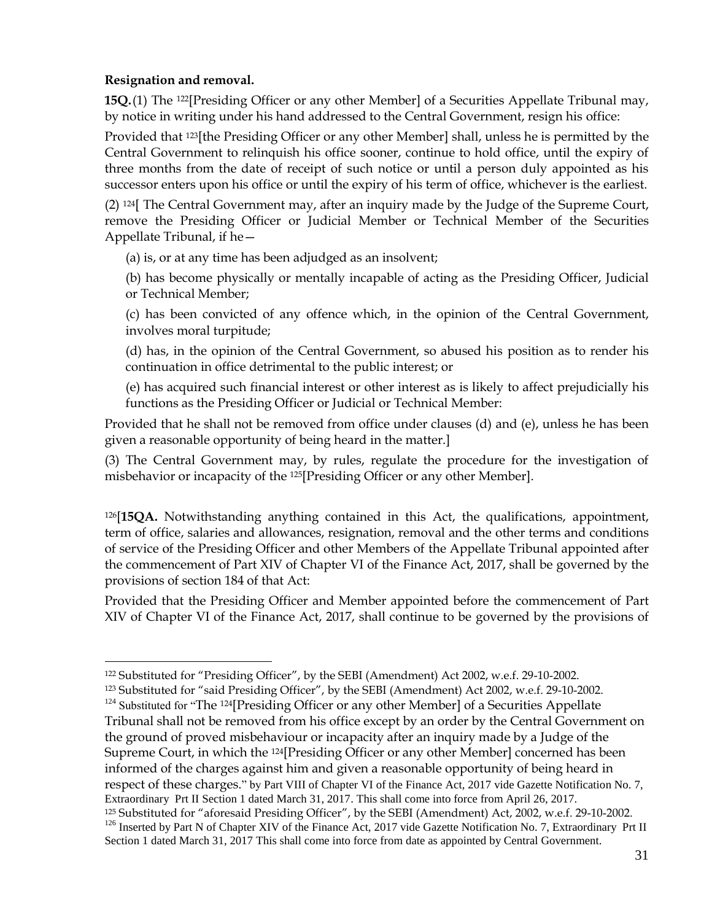**Resignation and removal.**

**15Q.**(1) The [122][Presiding Officer or any other Member] of a Securities Appellate Tribunal may, by notice in writing under his hand addressed to the Central Government, resign his office:

Provided that [123][the Presiding Officer or any other Member] shall, unless he is permitted by the Central Government to relinquish his office sooner, continue to hold office, until the expiry of three months from the date of receipt of such notice or until a person duly appointed as his successor enters upon his office or until the expiry of his term of office, whichever is the earliest.

(2) [124][ The Central Government may, after an inquiry made by the Judge of the Supreme Court, remove the Presiding Officer or Judicial Member or Technical Member of the Securities Appellate Tribunal, if he—

(a) is, or at any time has been adjudged as an insolvent;

(b) has become physically or mentally incapable of acting as the Presiding Officer, Judicial or Technical Member;

(c) has been convicted of any offence which, in the opinion of the Central Government, involves moral turpitude;

(d) has, in the opinion of the Central Government, so abused his position as to render his continuation in office detrimental to the public interest; or

(e) has acquired such financial interest or other interest as is likely to affect prejudicially his functions as the Presiding Officer or Judicial or Technical Member:

Provided that he shall not be removed from office under clauses (d) and (e), unless he has been given a reasonable opportunity of being heard in the matter.]

(3) The Central Government may, by rules, regulate the procedure for the investigation of misbehavior or incapacity of the [125][Presiding Officer or any other Member].

[126][**15QA.** Notwithstanding anything contained in this Act, the qualifications, appointment, term of office, salaries and allowances, resignation, removal and the other terms and conditions of service of the Presiding Officer and other Members of the Appellate Tribunal appointed after the commencement of Part XIV of Chapter VI of the Finance Act, 2017, shall be governed by the provisions of section 184 of that Act:

Provided that the Presiding Officer and Member appointed before the commencement of Part XIV of Chapter VI of the Finance Act, 2017, shall continue to be governed by the provisions of

---

[122] Substituted for "Presiding Officer", by the SEBI (Amendment) Act 2002, w.e.f. 29-10-2002.

[123] Substituted for "said Presiding Officer", by the SEBI (Amendment) Act 2002, w.e.f. 29-10-2002.

[124] Substituted for "The [124][Presiding Officer or any other Member] of a Securities Appellate Tribunal shall not be removed from his office except by an order by the Central Government on the ground of proved misbehaviour or incapacity after an inquiry made by a Judge of the Supreme Court, in which the [124][Presiding Officer or any other Member] concerned has been informed of the charges against him and given a reasonable opportunity of being heard in respect of these charges." by Part VIII of Chapter VI of the Finance Act, 2017 vide Gazette Notification No. 7, Extraordinary Prt II Section 1 dated March 31, 2017. This shall come into force from April 26, 2017.

[125] Substituted for "aforesaid Presiding Officer", by the SEBI (Amendment) Act, 2002, w.e.f. 29-10-2002.

[126] Inserted by Part N of Chapter XIV of the Finance Act, 2017 vide Gazette Notification No. 7, Extraordinary Prt II Section 1 dated March 31, 2017 This shall come into force from date as appointed by Central Government.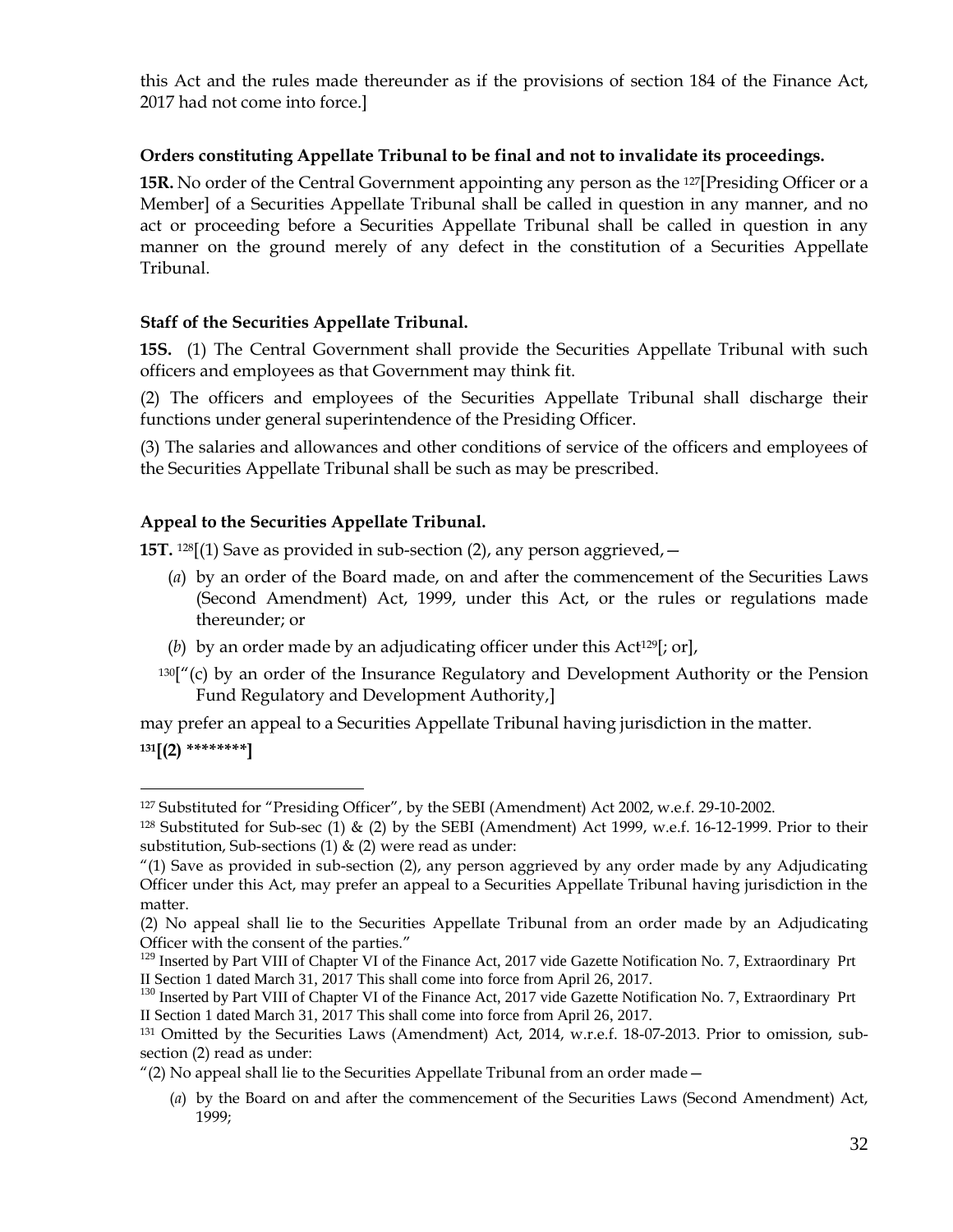this Act and the rules made thereunder as if the provisions of section 184 of the Finance Act, 2017 had not come into force.]

**Orders constituting Appellate Tribunal to be final and not to invalidate its proceedings.**

**15R.** No order of the Central Government appointing any person as the [127][Presiding Officer or a Member] of a Securities Appellate Tribunal shall be called in question in any manner, and no act or proceeding before a Securities Appellate Tribunal shall be called in question in any manner on the ground merely of any defect in the constitution of a Securities Appellate Tribunal.

**Staff of the Securities Appellate Tribunal.**

**15S.** (1) The Central Government shall provide the Securities Appellate Tribunal with such officers and employees as that Government may think fit.

(2) The officers and employees of the Securities Appellate Tribunal shall discharge their functions under general superintendence of the Presiding Officer.

(3) The salaries and allowances and other conditions of service of the officers and employees of the Securities Appellate Tribunal shall be such as may be prescribed.

**Appeal to the Securities Appellate Tribunal.**

**15T.** [128][(1) Save as provided in sub-section (2), any person aggrieved,—

(*a*) by an order of the Board made, on and after the commencement of the Securities Laws (Second Amendment) Act, 1999, under this Act, or the rules or regulations made thereunder; or

(*b*) by an order made by an adjudicating officer under this Act[129][; or],

[130]["(c) by an order of the Insurance Regulatory and Development Authority or the Pension Fund Regulatory and Development Authority,]

may prefer an appeal to a Securities Appellate Tribunal having jurisdiction in the matter.

**[131][(2) ********]**

---

[127] Substituted for "Presiding Officer", by the SEBI (Amendment) Act 2002, w.e.f. 29-10-2002.

[128] Substituted for Sub-sec (1) & (2) by the SEBI (Amendment) Act 1999, w.e.f. 16-12-1999. Prior to their substitution, Sub-sections (1) & (2) were read as under:

"(1) Save as provided in sub-section (2), any person aggrieved by any order made by any Adjudicating Officer under this Act, may prefer an appeal to a Securities Appellate Tribunal having jurisdiction in the matter.

(2) No appeal shall lie to the Securities Appellate Tribunal from an order made by an Adjudicating Officer with the consent of the parties."

[129] Inserted by Part VIII of Chapter VI of the Finance Act, 2017 vide Gazette Notification No. 7, Extraordinary Prt II Section 1 dated March 31, 2017 This shall come into force from April 26, 2017.

[130] Inserted by Part VIII of Chapter VI of the Finance Act, 2017 vide Gazette Notification No. 7, Extraordinary Prt II Section 1 dated March 31, 2017 This shall come into force from April 26, 2017.

[131] Omitted by the Securities Laws (Amendment) Act, 2014, w.r.e.f. 18-07-2013. Prior to omission, sub-section (2) read as under:

"(2) No appeal shall lie to the Securities Appellate Tribunal from an order made—

(*a*) by the Board on and after the commencement of the Securities Laws (Second Amendment) Act, 1999;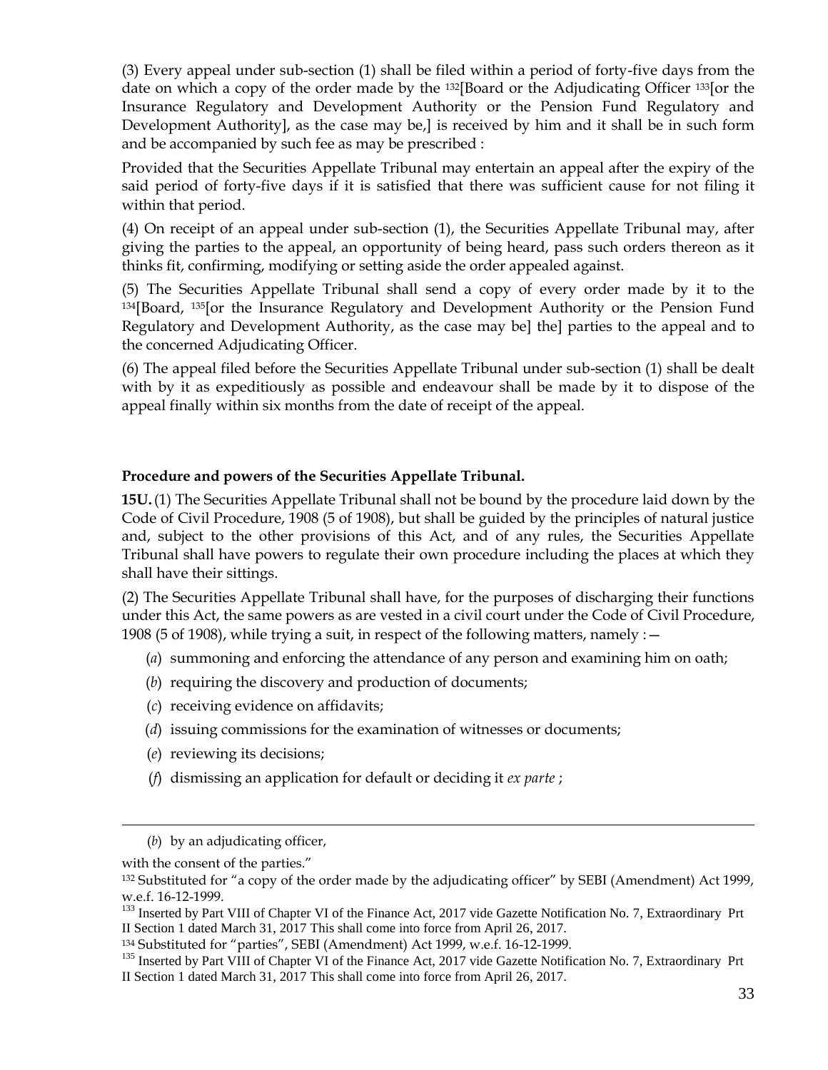(3) Every appeal under sub-section (1) shall be filed within a period of forty-five days from the date on which a copy of the order made by the [132][Board or the Adjudicating Officer [133][or the Insurance Regulatory and Development Authority or the Pension Fund Regulatory and Development Authority], as the case may be,] is received by him and it shall be in such form and be accompanied by such fee as may be prescribed :

Provided that the Securities Appellate Tribunal may entertain an appeal after the expiry of the said period of forty-five days if it is satisfied that there was sufficient cause for not filing it within that period.

(4) On receipt of an appeal under sub-section (1), the Securities Appellate Tribunal may, after giving the parties to the appeal, an opportunity of being heard, pass such orders thereon as it thinks fit, confirming, modifying or setting aside the order appealed against.

(5) The Securities Appellate Tribunal shall send a copy of every order made by it to the [134][Board, [135][or the Insurance Regulatory and Development Authority or the Pension Fund Regulatory and Development Authority, as the case may be] the] parties to the appeal and to the concerned Adjudicating Officer.

(6) The appeal filed before the Securities Appellate Tribunal under sub-section (1) shall be dealt with by it as expeditiously as possible and endeavour shall be made by it to dispose of the appeal finally within six months from the date of receipt of the appeal.

**Procedure and powers of the Securities Appellate Tribunal.**

**15U.** (1) The Securities Appellate Tribunal shall not be bound by the procedure laid down by the Code of Civil Procedure, 1908 (5 of 1908), but shall be guided by the principles of natural justice and, subject to the other provisions of this Act, and of any rules, the Securities Appellate Tribunal shall have powers to regulate their own procedure including the places at which they shall have their sittings.

(2) The Securities Appellate Tribunal shall have, for the purposes of discharging their functions under this Act, the same powers as are vested in a civil court under the Code of Civil Procedure, 1908 (5 of 1908), while trying a suit, in respect of the following matters, namely :—

(*a*) summoning and enforcing the attendance of any person and examining him on oath;

(*b*) requiring the discovery and production of documents;

(*c*) receiving evidence on affidavits;

(*d*) issuing commissions for the examination of witnesses or documents;

(*e*) reviewing its decisions;

(*f*) dismissing an application for default or deciding it *ex parte* ;

---

(*b*) by an adjudicating officer,

with the consent of the parties."

[132] Substituted for "a copy of the order made by the adjudicating officer" by SEBI (Amendment) Act 1999, w.e.f. 16-12-1999.

[133] Inserted by Part VIII of Chapter VI of the Finance Act, 2017 vide Gazette Notification No. 7, Extraordinary Prt II Section 1 dated March 31, 2017 This shall come into force from April 26, 2017.

[134] Substituted for "parties", SEBI (Amendment) Act 1999, w.e.f. 16-12-1999.

[135] Inserted by Part VIII of Chapter VI of the Finance Act, 2017 vide Gazette Notification No. 7, Extraordinary Prt II Section 1 dated March 31, 2017 This shall come into force from April 26, 2017.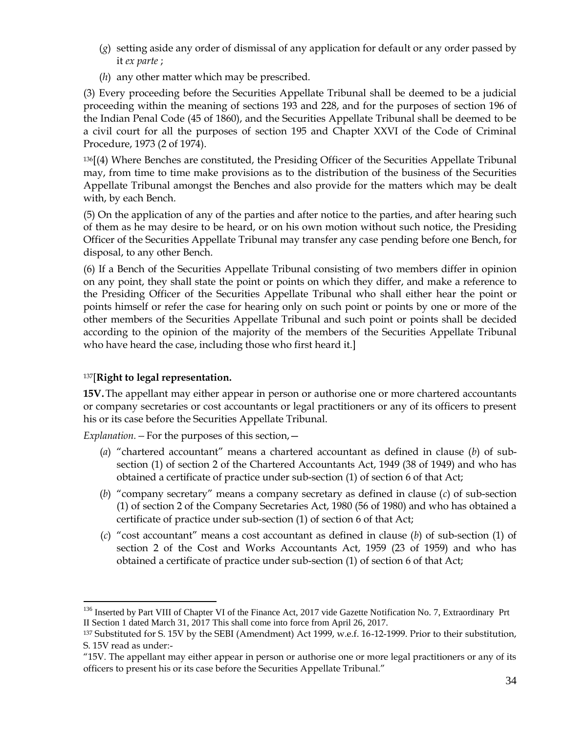(*g*) setting aside any order of dismissal of any application for default or any order passed by it *ex parte* ;

(*h*) any other matter which may be prescribed.

(3) Every proceeding before the Securities Appellate Tribunal shall be deemed to be a judicial proceeding within the meaning of sections 193 and 228, and for the purposes of section 196 of the Indian Penal Code (45 of 1860), and the Securities Appellate Tribunal shall be deemed to be a civil court for all the purposes of section 195 and Chapter XXVI of the Code of Criminal Procedure, 1973 (2 of 1974).

[136][(4) Where Benches are constituted, the Presiding Officer of the Securities Appellate Tribunal may, from time to time make provisions as to the distribution of the business of the Securities Appellate Tribunal amongst the Benches and also provide for the matters which may be dealt with, by each Bench.

(5) On the application of any of the parties and after notice to the parties, and after hearing such of them as he may desire to be heard, or on his own motion without such notice, the Presiding Officer of the Securities Appellate Tribunal may transfer any case pending before one Bench, for disposal, to any other Bench.

(6) If a Bench of the Securities Appellate Tribunal consisting of two members differ in opinion on any point, they shall state the point or points on which they differ, and make a reference to the Presiding Officer of the Securities Appellate Tribunal who shall either hear the point or points himself or refer the case for hearing only on such point or points by one or more of the other members of the Securities Appellate Tribunal and such point or points shall be decided according to the opinion of the majority of the members of the Securities Appellate Tribunal who have heard the case, including those who first heard it.]

[137][**Right to legal representation.**

**15V.** The appellant may either appear in person or authorise one or more chartered accountants or company secretaries or cost accountants or legal practitioners or any of its officers to present his or its case before the Securities Appellate Tribunal.

*Explanation.*—For the purposes of this section,—

(*a*) "chartered accountant" means a chartered accountant as defined in clause (*b*) of sub-section (1) of section 2 of the Chartered Accountants Act, 1949 (38 of 1949) and who has obtained a certificate of practice under sub-section (1) of section 6 of that Act;

(*b*) "company secretary" means a company secretary as defined in clause (*c*) of sub-section (1) of section 2 of the Company Secretaries Act, 1980 (56 of 1980) and who has obtained a certificate of practice under sub-section (1) of section 6 of that Act;

(*c*) "cost accountant" means a cost accountant as defined in clause (*b*) of sub-section (1) of section 2 of the Cost and Works Accountants Act, 1959 (23 of 1959) and who has obtained a certificate of practice under sub-section (1) of section 6 of that Act;

---

[136] Inserted by Part VIII of Chapter VI of the Finance Act, 2017 vide Gazette Notification No. 7, Extraordinary Prt II Section 1 dated March 31, 2017 This shall come into force from April 26, 2017.

[137] Substituted for S. 15V by the SEBI (Amendment) Act 1999, w.e.f. 16-12-1999. Prior to their substitution, S. 15V read as under:-

"15V. The appellant may either appear in person or authorise one or more legal practitioners or any of its officers to present his or its case before the Securities Appellate Tribunal."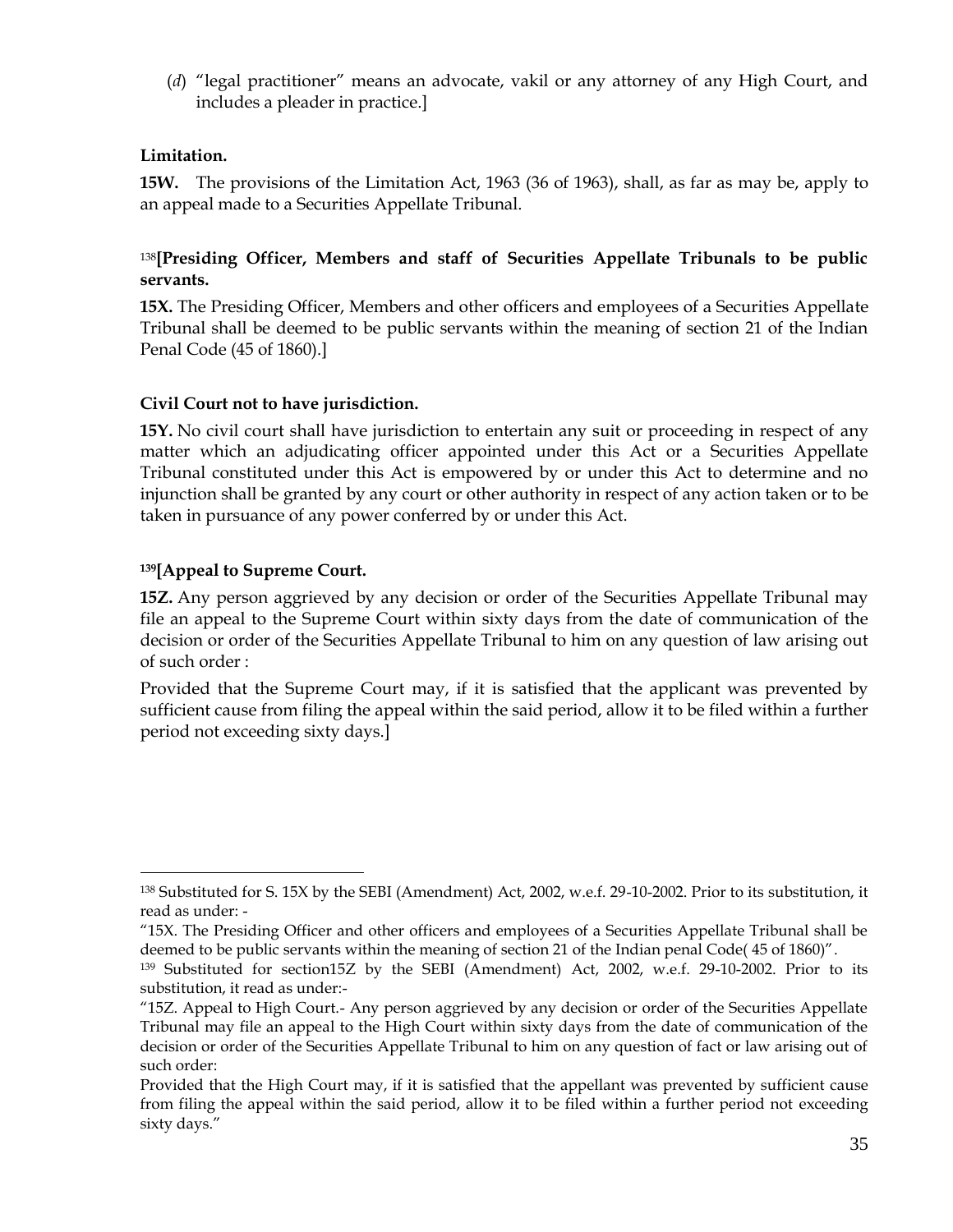(*d*) "legal practitioner" means an advocate, vakil or any attorney of any High Court, and includes a pleader in practice.]

**Limitation.**

**15W.** The provisions of the Limitation Act, 1963 (36 of 1963), shall, as far as may be, apply to an appeal made to a Securities Appellate Tribunal.

[138]**[Presiding Officer, Members and staff of Securities Appellate Tribunals to be public servants.**

**15X.** The Presiding Officer, Members and other officers and employees of a Securities Appellate Tribunal shall be deemed to be public servants within the meaning of section 21 of the Indian Penal Code (45 of 1860).]

**Civil Court not to have jurisdiction.**

**15Y.** No civil court shall have jurisdiction to entertain any suit or proceeding in respect of any matter which an adjudicating officer appointed under this Act or a Securities Appellate Tribunal constituted under this Act is empowered by or under this Act to determine and no injunction shall be granted by any court or other authority in respect of any action taken or to be taken in pursuance of any power conferred by or under this Act.

**[139][Appeal to Supreme Court.**

**15Z.** Any person aggrieved by any decision or order of the Securities Appellate Tribunal may file an appeal to the Supreme Court within sixty days from the date of communication of the decision or order of the Securities Appellate Tribunal to him on any question of law arising out of such order :

Provided that the Supreme Court may, if it is satisfied that the applicant was prevented by sufficient cause from filing the appeal within the said period, allow it to be filed within a further period not exceeding sixty days.]

---

[138] Substituted for S. 15X by the SEBI (Amendment) Act, 2002, w.e.f. 29-10-2002. Prior to its substitution, it read as under: -

"15X. The Presiding Officer and other officers and employees of a Securities Appellate Tribunal shall be deemed to be public servants within the meaning of section 21 of the Indian penal Code( 45 of 1860)".

[139] Substituted for section15Z by the SEBI (Amendment) Act, 2002, w.e.f. 29-10-2002. Prior to its substitution, it read as under:-

"15Z. Appeal to High Court.- Any person aggrieved by any decision or order of the Securities Appellate Tribunal may file an appeal to the High Court within sixty days from the date of communication of the decision or order of the Securities Appellate Tribunal to him on any question of fact or law arising out of such order:

Provided that the High Court may, if it is satisfied that the appellant was prevented by sufficient cause from filing the appeal within the said period, allow it to be filed within a further period not exceeding sixty days."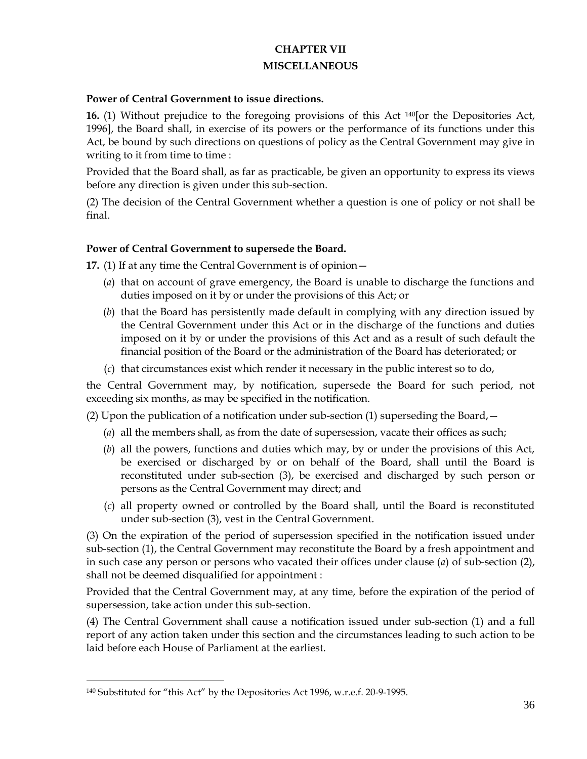## CHAPTER VII

## MISCELLANEOUS

**Power of Central Government to issue directions.**

**16.** (1) Without prejudice to the foregoing provisions of this Act [140][or the Depositories Act, 1996], the Board shall, in exercise of its powers or the performance of its functions under this Act, be bound by such directions on questions of policy as the Central Government may give in writing to it from time to time :

Provided that the Board shall, as far as practicable, be given an opportunity to express its views before any direction is given under this sub-section.

(2) The decision of the Central Government whether a question is one of policy or not shall be final.

**Power of Central Government to supersede the Board.**

**17.** (1) If at any time the Central Government is of opinion—

(*a*) that on account of grave emergency, the Board is unable to discharge the functions and duties imposed on it by or under the provisions of this Act; or

(*b*) that the Board has persistently made default in complying with any direction issued by the Central Government under this Act or in the discharge of the functions and duties imposed on it by or under the provisions of this Act and as a result of such default the financial position of the Board or the administration of the Board has deteriorated; or

(*c*) that circumstances exist which render it necessary in the public interest so to do,

the Central Government may, by notification, supersede the Board for such period, not exceeding six months, as may be specified in the notification.

(2) Upon the publication of a notification under sub-section (1) superseding the Board,—

(*a*) all the members shall, as from the date of supersession, vacate their offices as such;

(*b*) all the powers, functions and duties which may, by or under the provisions of this Act, be exercised or discharged by or on behalf of the Board, shall until the Board is reconstituted under sub-section (3), be exercised and discharged by such person or persons as the Central Government may direct; and

(*c*) all property owned or controlled by the Board shall, until the Board is reconstituted under sub-section (3), vest in the Central Government.

(3) On the expiration of the period of supersession specified in the notification issued under sub-section (1), the Central Government may reconstitute the Board by a fresh appointment and in such case any person or persons who vacated their offices under clause (*a*) of sub-section (2), shall not be deemed disqualified for appointment :

Provided that the Central Government may, at any time, before the expiration of the period of supersession, take action under this sub-section.

(4) The Central Government shall cause a notification issued under sub-section (1) and a full report of any action taken under this section and the circumstances leading to such action to be laid before each House of Parliament at the earliest.

---

[140] Substituted for "this Act" by the Depositories Act 1996, w.r.e.f. 20-9-1995.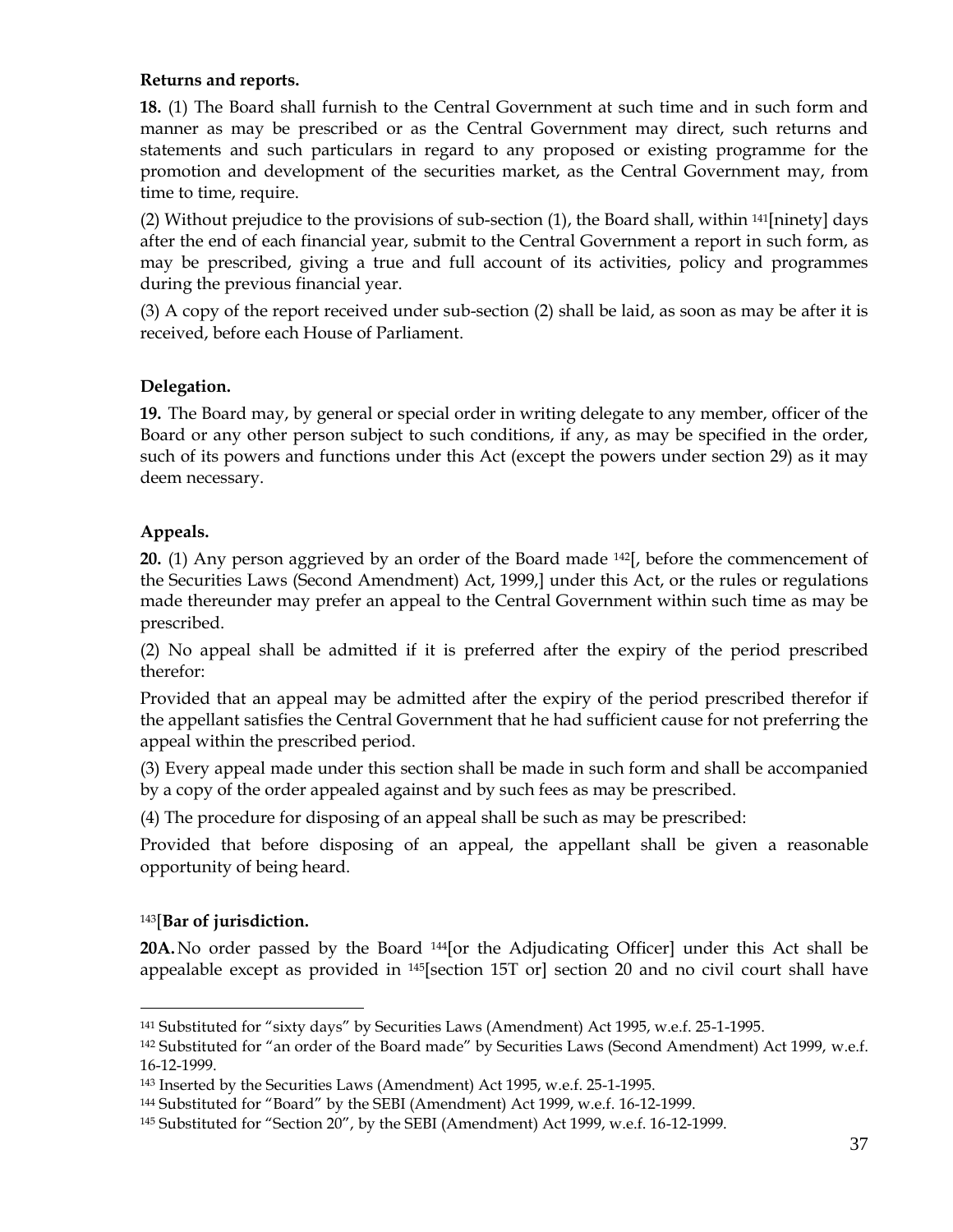**Returns and reports.**

**18.** (1) The Board shall furnish to the Central Government at such time and in such form and manner as may be prescribed or as the Central Government may direct, such returns and statements and such particulars in regard to any proposed or existing programme for the promotion and development of the securities market, as the Central Government may, from time to time, require.

(2) Without prejudice to the provisions of sub-section (1), the Board shall, within [141][ninety] days after the end of each financial year, submit to the Central Government a report in such form, as may be prescribed, giving a true and full account of its activities, policy and programmes during the previous financial year.

(3) A copy of the report received under sub-section (2) shall be laid, as soon as may be after it is received, before each House of Parliament.

**Delegation.**

**19.** The Board may, by general or special order in writing delegate to any member, officer of the Board or any other person subject to such conditions, if any, as may be specified in the order, such of its powers and functions under this Act (except the powers under section 29) as it may deem necessary.

**Appeals.**

**20.** (1) Any person aggrieved by an order of the Board made [142][, before the commencement of the Securities Laws (Second Amendment) Act, 1999,] under this Act, or the rules or regulations made thereunder may prefer an appeal to the Central Government within such time as may be prescribed.

(2) No appeal shall be admitted if it is preferred after the expiry of the period prescribed therefor:

Provided that an appeal may be admitted after the expiry of the period prescribed therefor if the appellant satisfies the Central Government that he had sufficient cause for not preferring the appeal within the prescribed period.

(3) Every appeal made under this section shall be made in such form and shall be accompanied by a copy of the order appealed against and by such fees as may be prescribed.

(4) The procedure for disposing of an appeal shall be such as may be prescribed:

Provided that before disposing of an appeal, the appellant shall be given a reasonable opportunity of being heard.

[143][**Bar of jurisdiction.**

**20A.** No order passed by the Board [144][or the Adjudicating Officer] under this Act shall be appealable except as provided in [145][section 15T or] section 20 and no civil court shall have

---

[141] Substituted for "sixty days" by Securities Laws (Amendment) Act 1995, w.e.f. 25-1-1995.

[142] Substituted for "an order of the Board made" by Securities Laws (Second Amendment) Act 1999, w.e.f. 16-12-1999.

[143] Inserted by the Securities Laws (Amendment) Act 1995, w.e.f. 25-1-1995.

[144] Substituted for "Board" by the SEBI (Amendment) Act 1999, w.e.f. 16-12-1999.

[145] Substituted for "Section 20", by the SEBI (Amendment) Act 1999, w.e.f. 16-12-1999.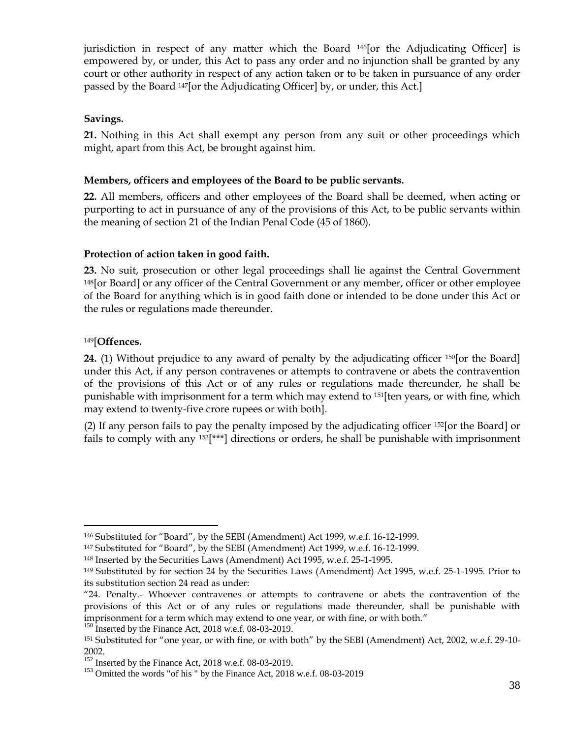jurisdiction in respect of any matter which the Board [146][or the Adjudicating Officer] is empowered by, or under, this Act to pass any order and no injunction shall be granted by any court or other authority in respect of any action taken or to be taken in pursuance of any order passed by the Board [147][or the Adjudicating Officer] by, or under, this Act.]

**Savings.**

**21.** Nothing in this Act shall exempt any person from any suit or other proceedings which might, apart from this Act, be brought against him.

**Members, officers and employees of the Board to be public servants.**

**22.** All members, officers and other employees of the Board shall be deemed, when acting or purporting to act in pursuance of any of the provisions of this Act, to be public servants within the meaning of section 21 of the Indian Penal Code (45 of 1860).

**Protection of action taken in good faith.**

**23.** No suit, prosecution or other legal proceedings shall lie against the Central Government [148][or Board] or any officer of the Central Government or any member, officer or other employee of the Board for anything which is in good faith done or intended to be done under this Act or the rules or regulations made thereunder.

[149][**Offences.**

**24.** (1) Without prejudice to any award of penalty by the adjudicating officer [150][or the Board] under this Act, if any person contravenes or attempts to contravene or abets the contravention of the provisions of this Act or of any rules or regulations made thereunder, he shall be punishable with imprisonment for a term which may extend to [151][ten years, or with fine, which may extend to twenty-five crore rupees or with both].

(2) If any person fails to pay the penalty imposed by the adjudicating officer [152][or the Board] or fails to comply with any [153][***] directions or orders, he shall be punishable with imprisonment

---

[146] Substituted for "Board", by the SEBI (Amendment) Act 1999, w.e.f. 16-12-1999.

[147] Substituted for "Board", by the SEBI (Amendment) Act 1999, w.e.f. 16-12-1999.

[148] Inserted by the Securities Laws (Amendment) Act 1995, w.e.f. 25-1-1995.

[149] Substituted by for section 24 by the Securities Laws (Amendment) Act 1995, w.e.f. 25-1-1995. Prior to its substitution section 24 read as under:

"24. Penalty.- Whoever contravenes or attempts to contravene or abets the contravention of the provisions of this Act or of any rules or regulations made thereunder, shall be punishable with imprisonment for a term which may extend to one year, or with fine, or with both."

[150] Inserted by the Finance Act, 2018 w.e.f. 08-03-2019.

[151] Substituted for "one year, or with fine, or with both" by the SEBI (Amendment) Act, 2002, w.e.f. 29-10-2002.

[152] Inserted by the Finance Act, 2018 w.e.f. 08-03-2019.

[153] Omitted the words "of his " by the Finance Act, 2018 w.e.f. 08-03-2019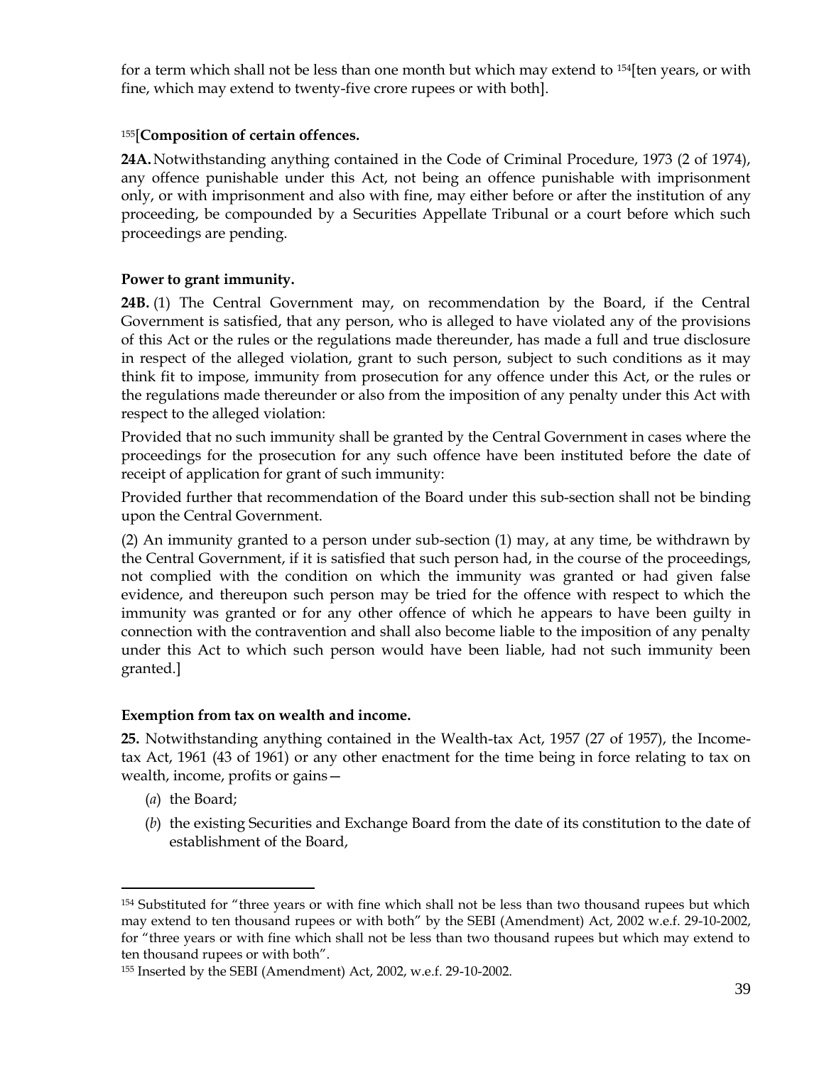for a term which shall not be less than one month but which may extend to [154][ten years, or with fine, which may extend to twenty-five crore rupees or with both].

[155][**Composition of certain offences.**

**24A.** Notwithstanding anything contained in the Code of Criminal Procedure, 1973 (2 of 1974), any offence punishable under this Act, not being an offence punishable with imprisonment only, or with imprisonment and also with fine, may either before or after the institution of any proceeding, be compounded by a Securities Appellate Tribunal or a court before which such proceedings are pending.

**Power to grant immunity.**

**24B.** (1) The Central Government may, on recommendation by the Board, if the Central Government is satisfied, that any person, who is alleged to have violated any of the provisions of this Act or the rules or the regulations made thereunder, has made a full and true disclosure in respect of the alleged violation, grant to such person, subject to such conditions as it may think fit to impose, immunity from prosecution for any offence under this Act, or the rules or the regulations made thereunder or also from the imposition of any penalty under this Act with respect to the alleged violation:

Provided that no such immunity shall be granted by the Central Government in cases where the proceedings for the prosecution for any such offence have been instituted before the date of receipt of application for grant of such immunity:

Provided further that recommendation of the Board under this sub-section shall not be binding upon the Central Government.

(2) An immunity granted to a person under sub-section (1) may, at any time, be withdrawn by the Central Government, if it is satisfied that such person had, in the course of the proceedings, not complied with the condition on which the immunity was granted or had given false evidence, and thereupon such person may be tried for the offence with respect to which the immunity was granted or for any other offence of which he appears to have been guilty in connection with the contravention and shall also become liable to the imposition of any penalty under this Act to which such person would have been liable, had not such immunity been granted.]

**Exemption from tax on wealth and income.**

**25.** Notwithstanding anything contained in the Wealth-tax Act, 1957 (27 of 1957), the Income-tax Act, 1961 (43 of 1961) or any other enactment for the time being in force relating to tax on wealth, income, profits or gains—

(*a*) the Board;

(*b*) the existing Securities and Exchange Board from the date of its constitution to the date of establishment of the Board,

---

[154] Substituted for "three years or with fine which shall not be less than two thousand rupees but which may extend to ten thousand rupees or with both" by the SEBI (Amendment) Act, 2002 w.e.f. 29-10-2002, for "three years or with fine which shall not be less than two thousand rupees but which may extend to ten thousand rupees or with both".

[155] Inserted by the SEBI (Amendment) Act, 2002, w.e.f. 29-10-2002.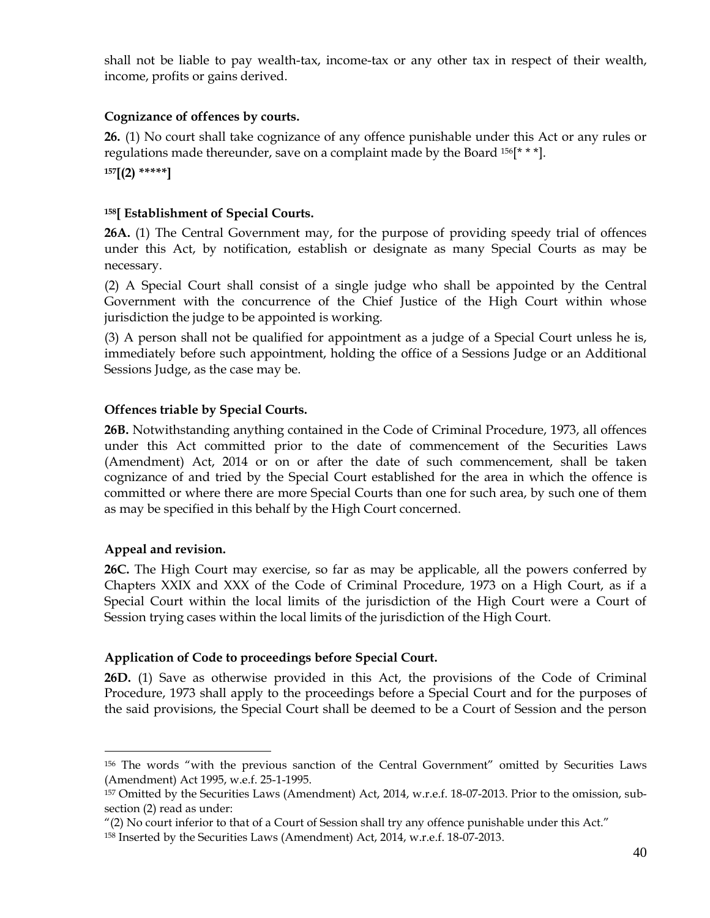shall not be liable to pay wealth-tax, income-tax or any other tax in respect of their wealth, income, profits or gains derived.

**Cognizance of offences by courts.**

**26.** (1) No court shall take cognizance of any offence punishable under this Act or any rules or regulations made thereunder, save on a complaint made by the Board [156][* * *].

**[157][(2) *****]**

**[158][ Establishment of Special Courts.**

**26A.** (1) The Central Government may, for the purpose of providing speedy trial of offences under this Act, by notification, establish or designate as many Special Courts as may be necessary.

(2) A Special Court shall consist of a single judge who shall be appointed by the Central Government with the concurrence of the Chief Justice of the High Court within whose jurisdiction the judge to be appointed is working.

(3) A person shall not be qualified for appointment as a judge of a Special Court unless he is, immediately before such appointment, holding the office of a Sessions Judge or an Additional Sessions Judge, as the case may be.

**Offences triable by Special Courts.**

**26B.** Notwithstanding anything contained in the Code of Criminal Procedure, 1973, all offences under this Act committed prior to the date of commencement of the Securities Laws (Amendment) Act, 2014 or on or after the date of such commencement, shall be taken cognizance of and tried by the Special Court established for the area in which the offence is committed or where there are more Special Courts than one for such area, by such one of them as may be specified in this behalf by the High Court concerned.

**Appeal and revision.**

**26C.** The High Court may exercise, so far as may be applicable, all the powers conferred by Chapters XXIX and XXX of the Code of Criminal Procedure, 1973 on a High Court, as if a Special Court within the local limits of the jurisdiction of the High Court were a Court of Session trying cases within the local limits of the jurisdiction of the High Court.

**Application of Code to proceedings before Special Court.**

**26D.** (1) Save as otherwise provided in this Act, the provisions of the Code of Criminal Procedure, 1973 shall apply to the proceedings before a Special Court and for the purposes of the said provisions, the Special Court shall be deemed to be a Court of Session and the person

---

[156] The words "with the previous sanction of the Central Government" omitted by Securities Laws (Amendment) Act 1995, w.e.f. 25-1-1995.

[157] Omitted by the Securities Laws (Amendment) Act, 2014, w.r.e.f. 18-07-2013. Prior to the omission, sub-section (2) read as under:

"(2) No court inferior to that of a Court of Session shall try any offence punishable under this Act."

[158] Inserted by the Securities Laws (Amendment) Act, 2014, w.r.e.f. 18-07-2013.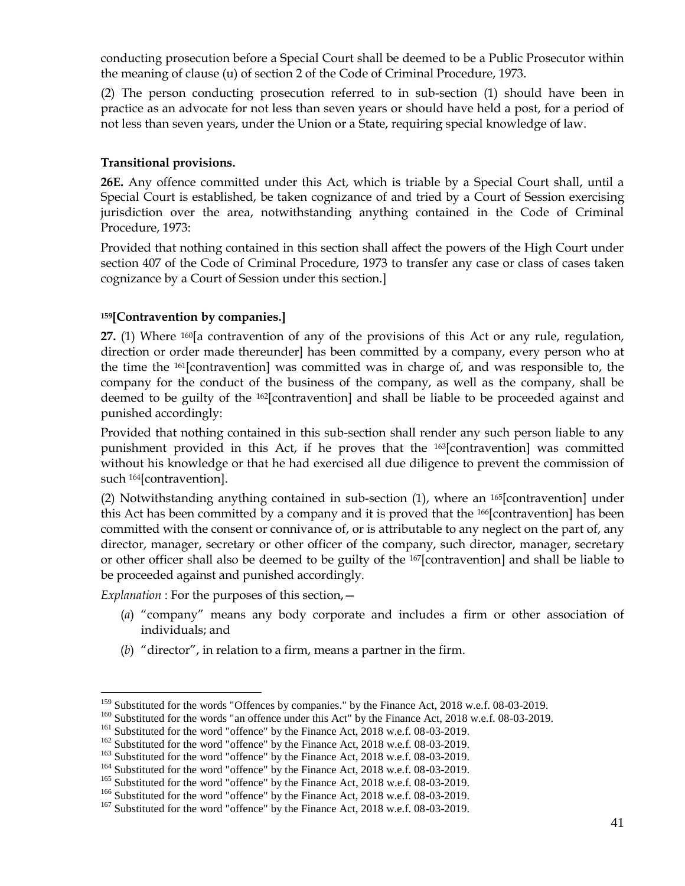conducting prosecution before a Special Court shall be deemed to be a Public Prosecutor within the meaning of clause (u) of section 2 of the Code of Criminal Procedure, 1973.

(2) The person conducting prosecution referred to in sub-section (1) should have been in practice as an advocate for not less than seven years or should have held a post, for a period of not less than seven years, under the Union or a State, requiring special knowledge of law.

**Transitional provisions.**

**26E.** Any offence committed under this Act, which is triable by a Special Court shall, until a Special Court is established, be taken cognizance of and tried by a Court of Session exercising jurisdiction over the area, notwithstanding anything contained in the Code of Criminal Procedure, 1973:

Provided that nothing contained in this section shall affect the powers of the High Court under section 407 of the Code of Criminal Procedure, 1973 to transfer any case or class of cases taken cognizance by a Court of Session under this section.]

**[159][Contravention by companies.]**

**27.** (1) Where [160][a contravention of any of the provisions of this Act or any rule, regulation, direction or order made thereunder] has been committed by a company, every person who at the time the [161][contravention] was committed was in charge of, and was responsible to, the company for the conduct of the business of the company, as well as the company, shall be deemed to be guilty of the [162][contravention] and shall be liable to be proceeded against and punished accordingly:

Provided that nothing contained in this sub-section shall render any such person liable to any punishment provided in this Act, if he proves that the [163][contravention] was committed without his knowledge or that he had exercised all due diligence to prevent the commission of such [164][contravention].

(2) Notwithstanding anything contained in sub-section (1), where an [165][contravention] under this Act has been committed by a company and it is proved that the [166][contravention] has been committed with the consent or connivance of, or is attributable to any neglect on the part of, any director, manager, secretary or other officer of the company, such director, manager, secretary or other officer shall also be deemed to be guilty of the [167][contravention] and shall be liable to be proceeded against and punished accordingly.

*Explanation* : For the purposes of this section,—

- (*a*) "company" means any body corporate and includes a firm or other association of individuals; and
- (*b*) "director", in relation to a firm, means a partner in the firm.

---

[159] Substituted for the words "Offences by companies." by the Finance Act, 2018 w.e.f. 08-03-2019.
[160] Substituted for the words "an offence under this Act" by the Finance Act, 2018 w.e.f. 08-03-2019.
[161] Substituted for the word "offence" by the Finance Act, 2018 w.e.f. 08-03-2019.
[162] Substituted for the word "offence" by the Finance Act, 2018 w.e.f. 08-03-2019.
[163] Substituted for the word "offence" by the Finance Act, 2018 w.e.f. 08-03-2019.
[164] Substituted for the word "offence" by the Finance Act, 2018 w.e.f. 08-03-2019.
[165] Substituted for the word "offence" by the Finance Act, 2018 w.e.f. 08-03-2019.
[166] Substituted for the word "offence" by the Finance Act, 2018 w.e.f. 08-03-2019.
[167] Substituted for the word "offence" by the Finance Act, 2018 w.e.f. 08-03-2019.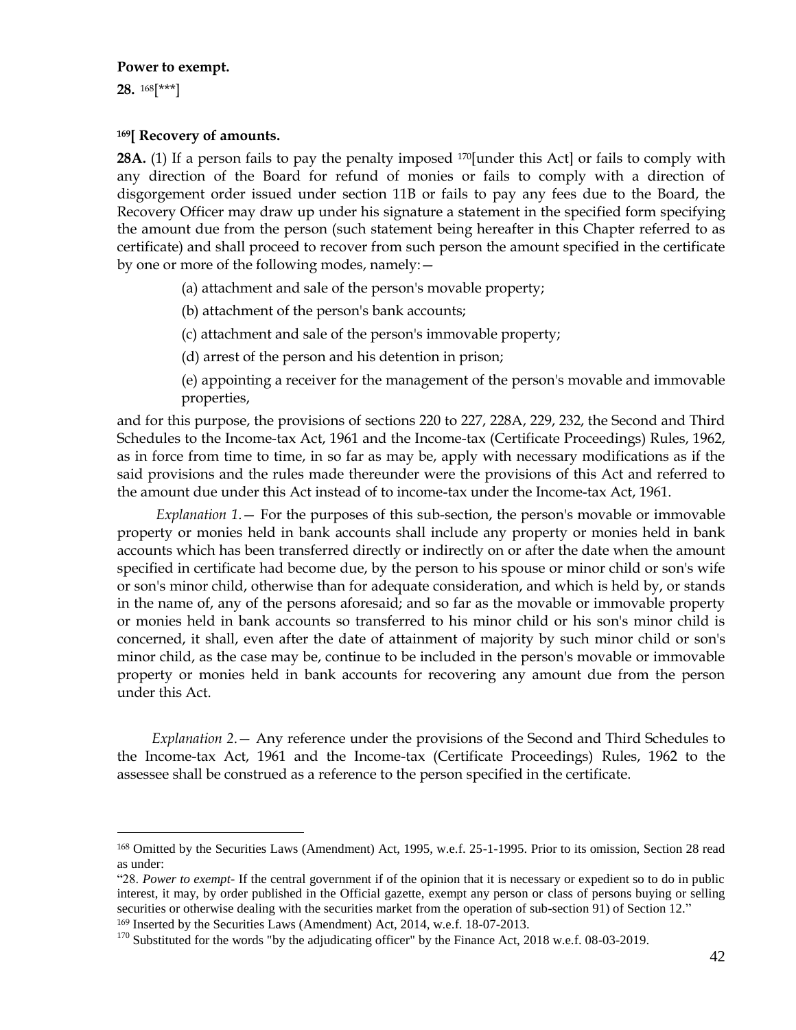**Power to exempt.**

**28.** [168][***]

**[169][ Recovery of amounts.**

**28A.** (1) If a person fails to pay the penalty imposed [170][under this Act] or fails to comply with any direction of the Board for refund of monies or fails to comply with a direction of disgorgement order issued under section 11B or fails to pay any fees due to the Board, the Recovery Officer may draw up under his signature a statement in the specified form specifying the amount due from the person (such statement being hereafter in this Chapter referred to as certificate) and shall proceed to recover from such person the amount specified in the certificate by one or more of the following modes, namely:—

(a) attachment and sale of the person's movable property;

(b) attachment of the person's bank accounts;

(c) attachment and sale of the person's immovable property;

(d) arrest of the person and his detention in prison;

(e) appointing a receiver for the management of the person's movable and immovable properties,

and for this purpose, the provisions of sections 220 to 227, 228A, 229, 232, the Second and Third Schedules to the Income-tax Act, 1961 and the Income-tax (Certificate Proceedings) Rules, 1962, as in force from time to time, in so far as may be, apply with necessary modifications as if the said provisions and the rules made thereunder were the provisions of this Act and referred to the amount due under this Act instead of to income-tax under the Income-tax Act, 1961.

*Explanation 1*.— For the purposes of this sub-section, the person's movable or immovable property or monies held in bank accounts shall include any property or monies held in bank accounts which has been transferred directly or indirectly on or after the date when the amount specified in certificate had become due, by the person to his spouse or minor child or son's wife or son's minor child, otherwise than for adequate consideration, and which is held by, or stands in the name of, any of the persons aforesaid; and so far as the movable or immovable property or monies held in bank accounts so transferred to his minor child or his son's minor child is concerned, it shall, even after the date of attainment of majority by such minor child or son's minor child, as the case may be, continue to be included in the person's movable or immovable property or monies held in bank accounts for recovering any amount due from the person under this Act.

*Explanation 2*.— Any reference under the provisions of the Second and Third Schedules to the Income-tax Act, 1961 and the Income-tax (Certificate Proceedings) Rules, 1962 to the assessee shall be construed as a reference to the person specified in the certificate.

---

[168] Omitted by the Securities Laws (Amendment) Act, 1995, w.e.f. 25-1-1995. Prior to its omission, Section 28 read as under:

"28. *Power to exempt*- If the central government if of the opinion that it is necessary or expedient so to do in public interest, it may, by order published in the Official gazette, exempt any person or class of persons buying or selling securities or otherwise dealing with the securities market from the operation of sub-section 91) of Section 12."

[169] Inserted by the Securities Laws (Amendment) Act, 2014, w.e.f. 18-07-2013.

[170] Substituted for the words "by the adjudicating officer" by the Finance Act, 2018 w.e.f. 08-03-2019.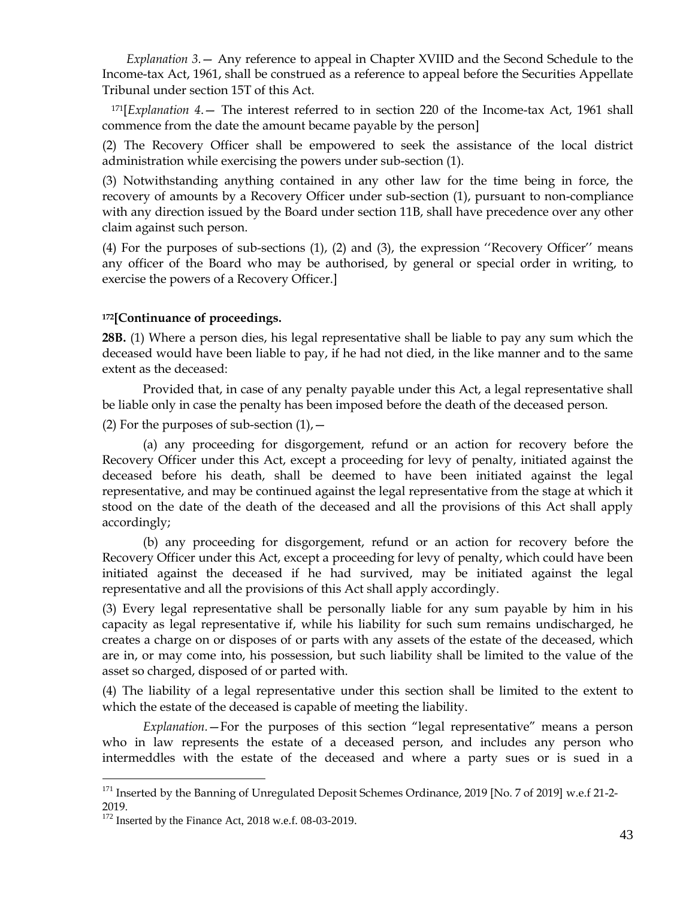*Explanation 3.*— Any reference to appeal in Chapter XVIID and the Second Schedule to the Income-tax Act, 1961, shall be construed as a reference to appeal before the Securities Appellate Tribunal under section 15T of this Act.

[171][*Explanation 4.*— The interest referred to in section 220 of the Income-tax Act, 1961 shall commence from the date the amount became payable by the person]

(2) The Recovery Officer shall be empowered to seek the assistance of the local district administration while exercising the powers under sub-section (1).

(3) Notwithstanding anything contained in any other law for the time being in force, the recovery of amounts by a Recovery Officer under sub-section (1), pursuant to non-compliance with any direction issued by the Board under section 11B, shall have precedence over any other claim against such person.

(4) For the purposes of sub-sections (1), (2) and (3), the expression ''Recovery Officer'' means any officer of the Board who may be authorised, by general or special order in writing, to exercise the powers of a Recovery Officer.]

**[172][Continuance of proceedings.**

**28B.** (1) Where a person dies, his legal representative shall be liable to pay any sum which the deceased would have been liable to pay, if he had not died, in the like manner and to the same extent as the deceased:

Provided that, in case of any penalty payable under this Act, a legal representative shall be liable only in case the penalty has been imposed before the death of the deceased person.

(2) For the purposes of sub-section (1),—

(a) any proceeding for disgorgement, refund or an action for recovery before the Recovery Officer under this Act, except a proceeding for levy of penalty, initiated against the deceased before his death, shall be deemed to have been initiated against the legal representative, and may be continued against the legal representative from the stage at which it stood on the date of the death of the deceased and all the provisions of this Act shall apply accordingly;

(b) any proceeding for disgorgement, refund or an action for recovery before the Recovery Officer under this Act, except a proceeding for levy of penalty, which could have been initiated against the deceased if he had survived, may be initiated against the legal representative and all the provisions of this Act shall apply accordingly.

(3) Every legal representative shall be personally liable for any sum payable by him in his capacity as legal representative if, while his liability for such sum remains undischarged, he creates a charge on or disposes of or parts with any assets of the estate of the deceased, which are in, or may come into, his possession, but such liability shall be limited to the value of the asset so charged, disposed of or parted with.

(4) The liability of a legal representative under this section shall be limited to the extent to which the estate of the deceased is capable of meeting the liability.

*Explanation.*—For the purposes of this section "legal representative" means a person who in law represents the estate of a deceased person, and includes any person who intermeddles with the estate of the deceased and where a party sues or is sued in a

---

[171] Inserted by the Banning of Unregulated Deposit Schemes Ordinance, 2019 [No. 7 of 2019] w.e.f 21-2-2019.

[172] Inserted by the Finance Act, 2018 w.e.f. 08-03-2019.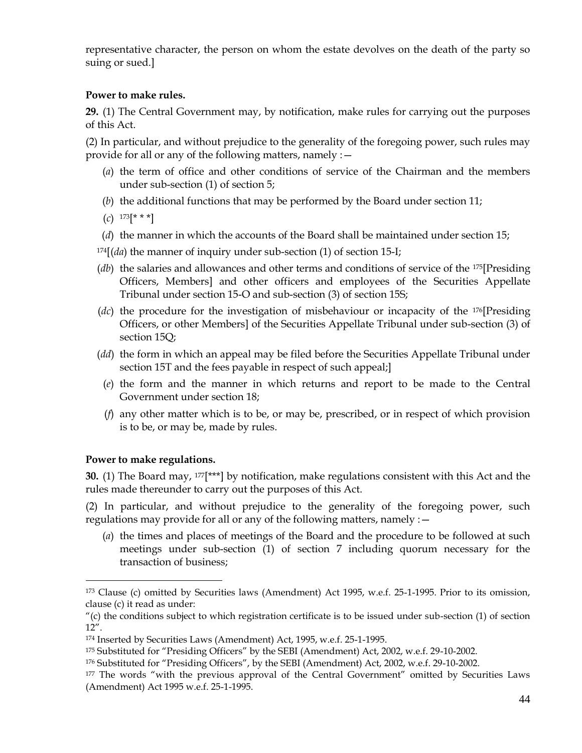representative character, the person on whom the estate devolves on the death of the party so suing or sued.]

**Power to make rules.**

**29.** (1) The Central Government may, by notification, make rules for carrying out the purposes of this Act.

(2) In particular, and without prejudice to the generality of the foregoing power, such rules may provide for all or any of the following matters, namely :—

(*a*) the term of office and other conditions of service of the Chairman and the members under sub-section (1) of section 5;

(*b*) the additional functions that may be performed by the Board under section 11;

(*c*) [173][* * *]

(*d*) the manner in which the accounts of the Board shall be maintained under section 15;

[174][(*da*) the manner of inquiry under sub-section (1) of section 15-I;

(*db*) the salaries and allowances and other terms and conditions of service of the [175][Presiding Officers, Members] and other officers and employees of the Securities Appellate Tribunal under section 15-O and sub-section (3) of section 15S;

(*dc*) the procedure for the investigation of misbehaviour or incapacity of the [176][Presiding Officers, or other Members] of the Securities Appellate Tribunal under sub-section (3) of section 15Q;

(*dd*) the form in which an appeal may be filed before the Securities Appellate Tribunal under section 15T and the fees payable in respect of such appeal;]

(*e*) the form and the manner in which returns and report to be made to the Central Government under section 18;

(*f*) any other matter which is to be, or may be, prescribed, or in respect of which provision is to be, or may be, made by rules.

**Power to make regulations.**

**30.** (1) The Board may, [177][***] by notification, make regulations consistent with this Act and the rules made thereunder to carry out the purposes of this Act.

(2) In particular, and without prejudice to the generality of the foregoing power, such regulations may provide for all or any of the following matters, namely :—

(*a*) the times and places of meetings of the Board and the procedure to be followed at such meetings under sub-section (1) of section 7 including quorum necessary for the transaction of business;

---

[173] Clause (c) omitted by Securities laws (Amendment) Act 1995, w.e.f. 25-1-1995. Prior to its omission, clause (c) it read as under:
"(c) the conditions subject to which registration certificate is to be issued under sub-section (1) of section 12".

[174] Inserted by Securities Laws (Amendment) Act, 1995, w.e.f. 25-1-1995.

[175] Substituted for "Presiding Officers" by the SEBI (Amendment) Act, 2002, w.e.f. 29-10-2002.

[176] Substituted for "Presiding Officers", by the SEBI (Amendment) Act, 2002, w.e.f. 29-10-2002.

[177] The words "with the previous approval of the Central Government" omitted by Securities Laws (Amendment) Act 1995 w.e.f. 25-1-1995.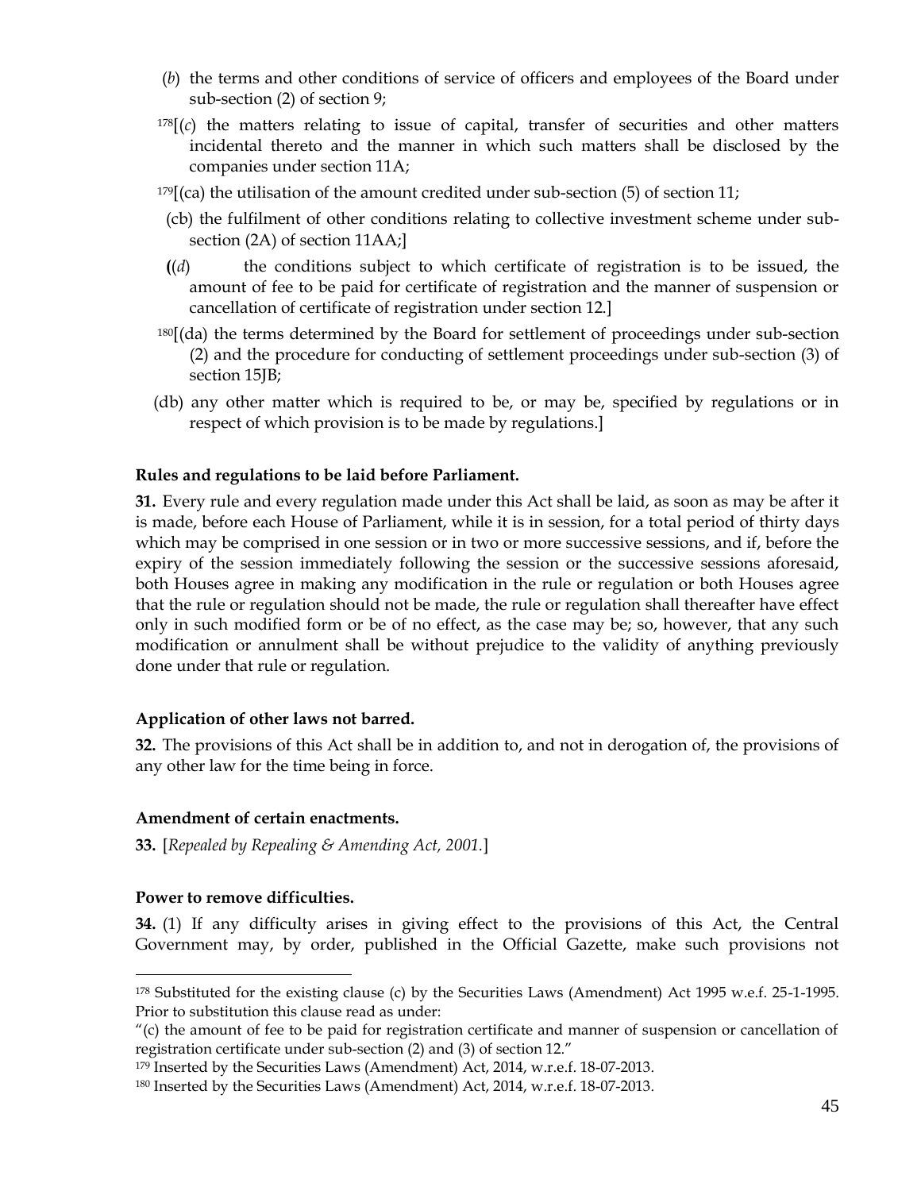(*b*) the terms and other conditions of service of officers and employees of the Board under sub-section (2) of section 9;

[178][(*c*) the matters relating to issue of capital, transfer of securities and other matters incidental thereto and the manner in which such matters shall be disclosed by the companies under section 11A;

[179][(ca) the utilisation of the amount credited under sub-section (5) of section 11;

(cb) the fulfilment of other conditions relating to collective investment scheme under sub-section (2A) of section 11AA;]

((*d*) the conditions subject to which certificate of registration is to be issued, the amount of fee to be paid for certificate of registration and the manner of suspension or cancellation of certificate of registration under section 12.]

[180][(da) the terms determined by the Board for settlement of proceedings under sub-section (2) and the procedure for conducting of settlement proceedings under sub-section (3) of section 15JB;

(db) any other matter which is required to be, or may be, specified by regulations or in respect of which provision is to be made by regulations.]

**Rules and regulations to be laid before Parliament.**

**31.** Every rule and every regulation made under this Act shall be laid, as soon as may be after it is made, before each House of Parliament, while it is in session, for a total period of thirty days which may be comprised in one session or in two or more successive sessions, and if, before the expiry of the session immediately following the session or the successive sessions aforesaid, both Houses agree in making any modification in the rule or regulation or both Houses agree that the rule or regulation should not be made, the rule or regulation shall thereafter have effect only in such modified form or be of no effect, as the case may be; so, however, that any such modification or annulment shall be without prejudice to the validity of anything previously done under that rule or regulation.

**Application of other laws not barred.**

**32.** The provisions of this Act shall be in addition to, and not in derogation of, the provisions of any other law for the time being in force.

**Amendment of certain enactments.**

**33.** [*Repealed by Repealing & Amending Act, 2001.*]

**Power to remove difficulties.**

**34.** (1) If any difficulty arises in giving effect to the provisions of this Act, the Central Government may, by order, published in the Official Gazette, make such provisions not

---

[178] Substituted for the existing clause (c) by the Securities Laws (Amendment) Act 1995 w.e.f. 25-1-1995. Prior to substitution this clause read as under:

"(c) the amount of fee to be paid for registration certificate and manner of suspension or cancellation of registration certificate under sub-section (2) and (3) of section 12."

[179] Inserted by the Securities Laws (Amendment) Act, 2014, w.r.e.f. 18-07-2013.

[180] Inserted by the Securities Laws (Amendment) Act, 2014, w.r.e.f. 18-07-2013.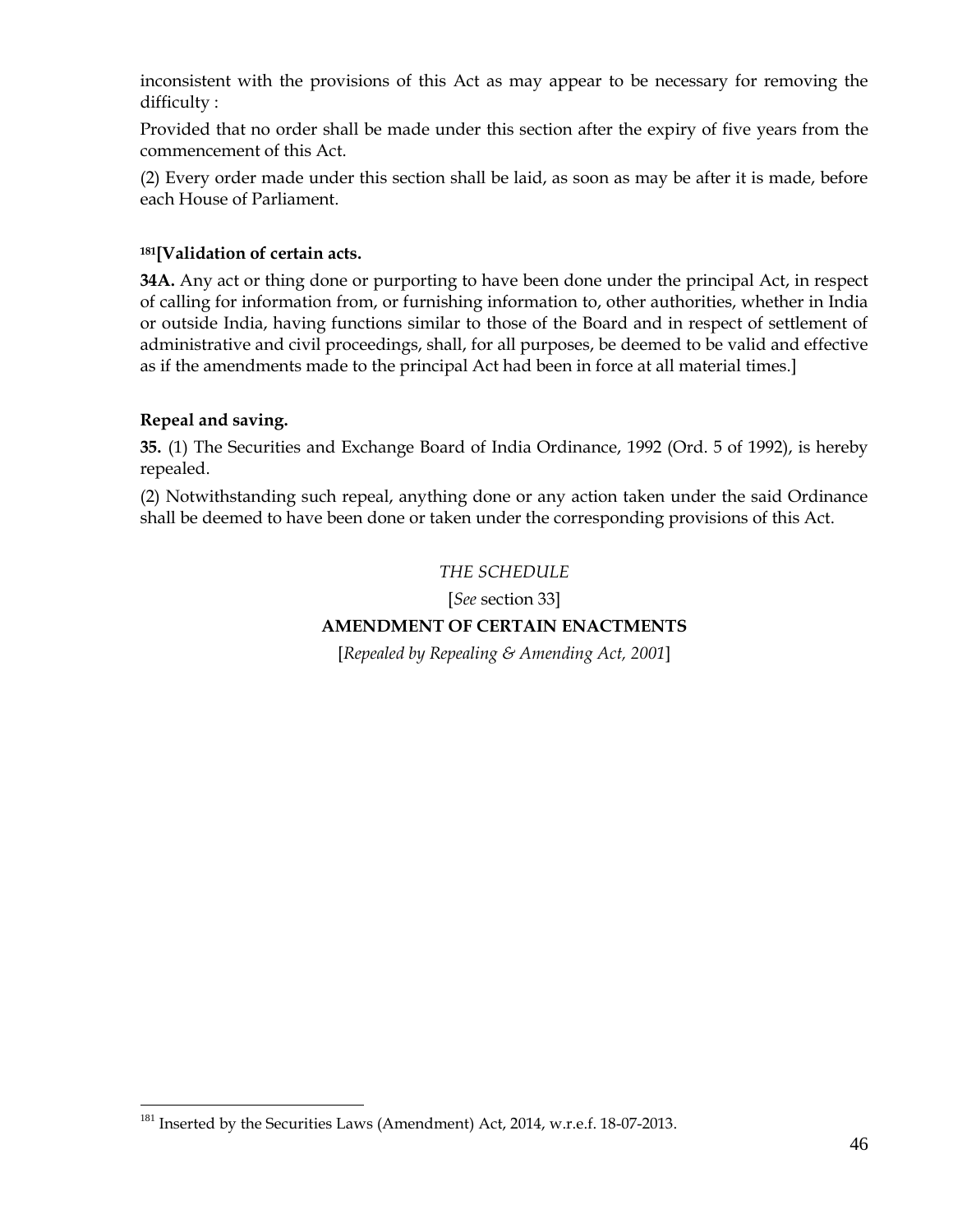inconsistent with the provisions of this Act as may appear to be necessary for removing the difficulty :

Provided that no order shall be made under this section after the expiry of five years from the commencement of this Act.

(2) Every order made under this section shall be laid, as soon as may be after it is made, before each House of Parliament.

**[181][Validation of certain acts.**

**34A.** Any act or thing done or purporting to have been done under the principal Act, in respect of calling for information from, or furnishing information to, other authorities, whether in India or outside India, having functions similar to those of the Board and in respect of settlement of administrative and civil proceedings, shall, for all purposes, be deemed to be valid and effective as if the amendments made to the principal Act had been in force at all material times.]

**Repeal and saving.**

**35.** (1) The Securities and Exchange Board of India Ordinance, 1992 (Ord. 5 of 1992), is hereby repealed.

(2) Notwithstanding such repeal, anything done or any action taken under the said Ordinance shall be deemed to have been done or taken under the corresponding provisions of this Act.

*THE SCHEDULE*

[*See* section 33]

**AMENDMENT OF CERTAIN ENACTMENTS**

[*Repealed by Repealing & Amending Act, 2001*]

---

[181] Inserted by the Securities Laws (Amendment) Act, 2014, w.r.e.f. 18-07-2013.